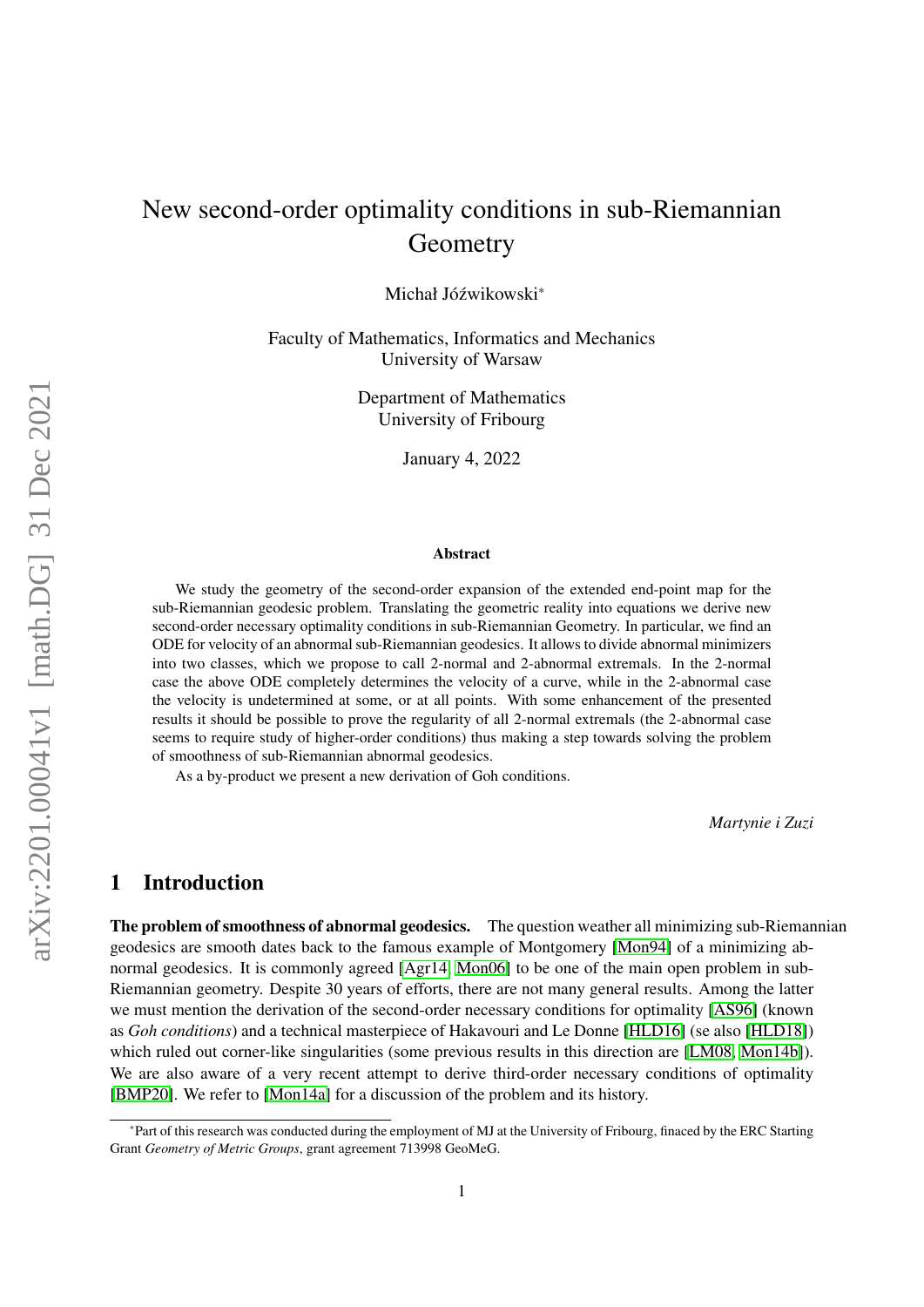# New second-order optimality conditions in sub-Riemannian Geometry

Michał Jóźwikowski*

Faculty of Mathematics, Informatics and Mechanics
University of Warsaw

Department of Mathematics
University of Fribourg

January 4, 2022

### Abstract

We study the geometry of the second-order expansion of the extended end-point map for the sub-Riemannian geodesic problem. Translating the geometric reality into equations we derive new second-order necessary optimality conditions in sub-Riemannian Geometry. In particular, we find an ODE for velocity of an abnormal sub-Riemannian geodesics. It allows to divide abnormal minimizers into two classes, which we propose to call 2-normal and 2-abnormal extremals. In the 2-normal case the above ODE completely determines the velocity of a curve, while in the 2-abnormal case the velocity is undetermined at some, or at all points. With some enhancement of the presented results it should be possible to prove the regularity of all 2-normal extremals (the 2-abnormal case seems to require study of higher-order conditions) thus making a step towards solving the problem of smoothness of sub-Riemannian abnormal geodesics.

As a by-product we present a new derivation of Goh conditions.

*Martynie i Zuzi*

## 1 Introduction

**The problem of smoothness of abnormal geodesics.** The question weather all minimizing sub-Riemannian geodesics are smooth dates back to the famous example of Montgomery [Mon94] of a minimizing abnormal geodesics. It is commonly agreed [Agr14, Mon06] to be one of the main open problem in sub-Riemannian geometry. Despite 30 years of efforts, there are not many general results. Among the latter we must mention the derivation of the second-order necessary conditions for optimality [AS96] (known as *Goh conditions*) and a technical masterpiece of Hakavouri and Le Donne [HLD16] (se also [HLD18]) which ruled out corner-like singularities (some previous results in this direction are [LM08, Mon14b]). We are also aware of a very recent attempt to derive third-order necessary conditions of optimality [BMP20]. We refer to [Mon14a] for a discussion of the problem and its history.

*Part of this research was conducted during the employment of MJ at the University of Fribourg, finaced by the ERC Starting Grant *Geometry of Metric Groups*, grant agreement 713998 GeoMeG.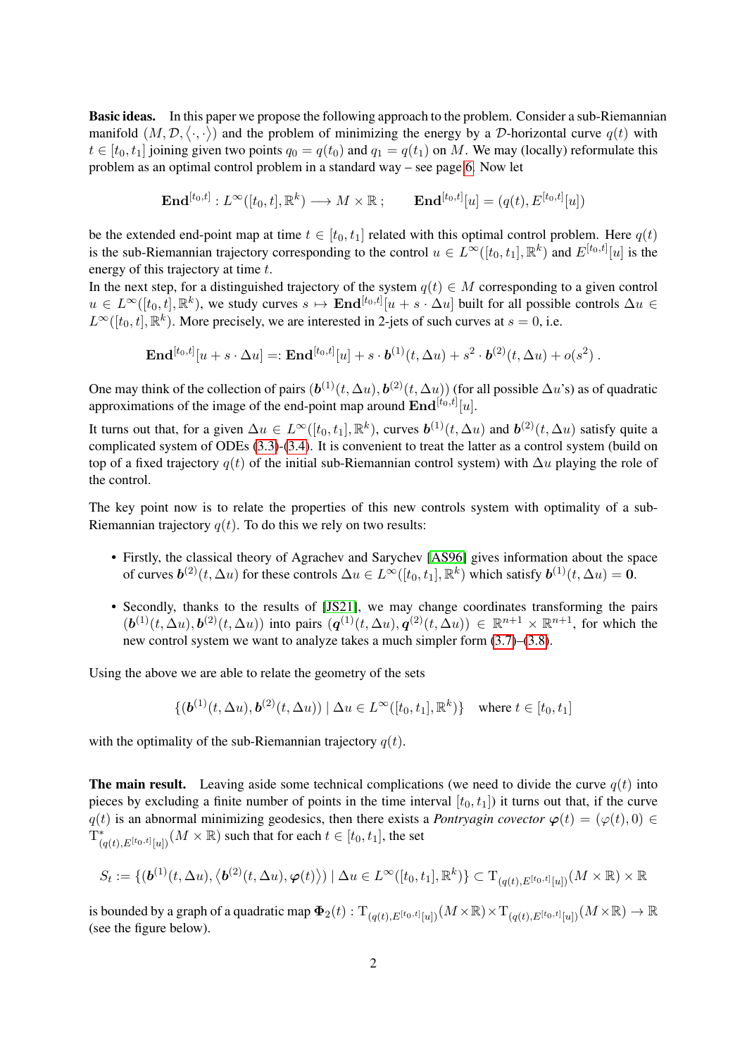**Basic ideas.** In this paper we propose the following approach to the problem. Consider a sub-Riemannian manifold $(M, \mathcal{D}, \langle\cdot,\cdot\rangle)$ and the problem of minimizing the energy by a $\mathcal{D}$-horizontal curve $q(t)$ with $t \in [t_0, t_1]$ joining given two points $q_0 = q(t_0)$ and $q_1 = q(t_1)$ on $M$. We may (locally) reformulate this problem as an optimal control problem in a standard way – see page 6. Now let

$$\mathbf{End}^{[t_0,t]} : L^\infty([t_0,t], \mathbb{R}^k) \longrightarrow M \times \mathbb{R} ; \qquad \mathbf{End}^{[t_0,t]}[u] = (q(t), E^{[t_0,t]}[u])$$

be the extended end-point map at time $t \in [t_0, t_1]$ related with this optimal control problem. Here $q(t)$ is the sub-Riemannian trajectory corresponding to the control $u \in L^\infty([t_0, t_1], \mathbb{R}^k)$ and $E^{[t_0,t]}[u]$ is the energy of this trajectory at time $t$.

In the next step, for a distinguished trajectory of the system $q(t) \in M$ corresponding to a given control $u \in L^\infty([t_0,t], \mathbb{R}^k)$, we study curves $s \mapsto \mathbf{End}^{[t_0,t]}[u + s \cdot \Delta u]$ built for all possible controls $\Delta u \in L^\infty([t_0,t], \mathbb{R}^k)$. More precisely, we are interested in 2-jets of such curves at $s = 0$, i.e.

$$\mathbf{End}^{[t_0,t]}[u + s \cdot \Delta u] =: \mathbf{End}^{[t_0,t]}[u] + s \cdot \boldsymbol{b}^{(1)}(t, \Delta u) + s^2 \cdot \boldsymbol{b}^{(2)}(t, \Delta u) + o(s^2) .$$

One may think of the collection of pairs $(\boldsymbol{b}^{(1)}(t, \Delta u), \boldsymbol{b}^{(2)}(t, \Delta u))$ (for all possible $\Delta u$'s) as of quadratic approximations of the image of the end-point map around $\mathbf{End}^{[t_0,t]}[u]$.

It turns out that, for a given $\Delta u \in L^\infty([t_0,t_1], \mathbb{R}^k)$, curves $\boldsymbol{b}^{(1)}(t, \Delta u)$ and $\boldsymbol{b}^{(2)}(t, \Delta u)$ satisfy quite a complicated system of ODEs (3.3)-(3.4). It is convenient to treat the latter as a control system (build on top of a fixed trajectory $q(t)$ of the initial sub-Riemannian control system) with $\Delta u$ playing the role of the control.

The key point now is to relate the properties of this new controls system with optimality of a sub-Riemannian trajectory $q(t)$. To do this we rely on two results:

- Firstly, the classical theory of Agrachev and Sarychev [AS96] gives information about the space of curves $\boldsymbol{b}^{(2)}(t, \Delta u)$ for these controls $\Delta u \in L^\infty([t_0,t_1], \mathbb{R}^k)$ which satisfy $\boldsymbol{b}^{(1)}(t, \Delta u) = \mathbf{0}$.
- Secondly, thanks to the results of [JS21], we may change coordinates transforming the pairs $(\boldsymbol{b}^{(1)}(t, \Delta u), \boldsymbol{b}^{(2)}(t, \Delta u))$ into pairs $(\boldsymbol{q}^{(1)}(t, \Delta u), \boldsymbol{q}^{(2)}(t, \Delta u)) \in \mathbb{R}^{n+1} \times \mathbb{R}^{n+1}$, for which the new control system we want to analyze takes a much simpler form (3.7)–(3.8).

Using the above we are able to relate the geometry of the sets

$$\{(\boldsymbol{b}^{(1)}(t, \Delta u), \boldsymbol{b}^{(2)}(t, \Delta u)) \mid \Delta u \in L^\infty([t_0,t_1], \mathbb{R}^k)\} \quad \text{where } t \in [t_0, t_1]$$

with the optimality of the sub-Riemannian trajectory $q(t)$.

**The main result.** Leaving aside some technical complications (we need to divide the curve $q(t)$ into pieces by excluding a finite number of points in the time interval $[t_0, t_1]$) it turns out that, if the curve $q(t)$ is an abnormal minimizing geodesics, then there exists a *Pontryagin covector* $\boldsymbol{\varphi}(t) = (\varphi(t), 0) \in \mathrm{T}^*_{(q(t), E^{[t_0,t]}[u])}(M \times \mathbb{R})$ such that for each $t \in [t_0, t_1]$, the set

$$S_t := \{(\boldsymbol{b}^{(1)}(t, \Delta u), \langle \boldsymbol{b}^{(2)}(t, \Delta u), \boldsymbol{\varphi}(t)\rangle) \mid \Delta u \in L^\infty([t_0,t_1], \mathbb{R}^k)\} \subset \mathrm{T}_{(q(t), E^{[t_0,t]}[u])}(M \times \mathbb{R}) \times \mathbb{R}$$

is bounded by a graph of a quadratic map $\boldsymbol{\Phi}_2(t) : \mathrm{T}_{(q(t), E^{[t_0,t]}[u])}(M \times \mathbb{R}) \times \mathrm{T}_{(q(t), E^{[t_0,t]}[u])}(M \times \mathbb{R}) \to \mathbb{R}$ (see the figure below).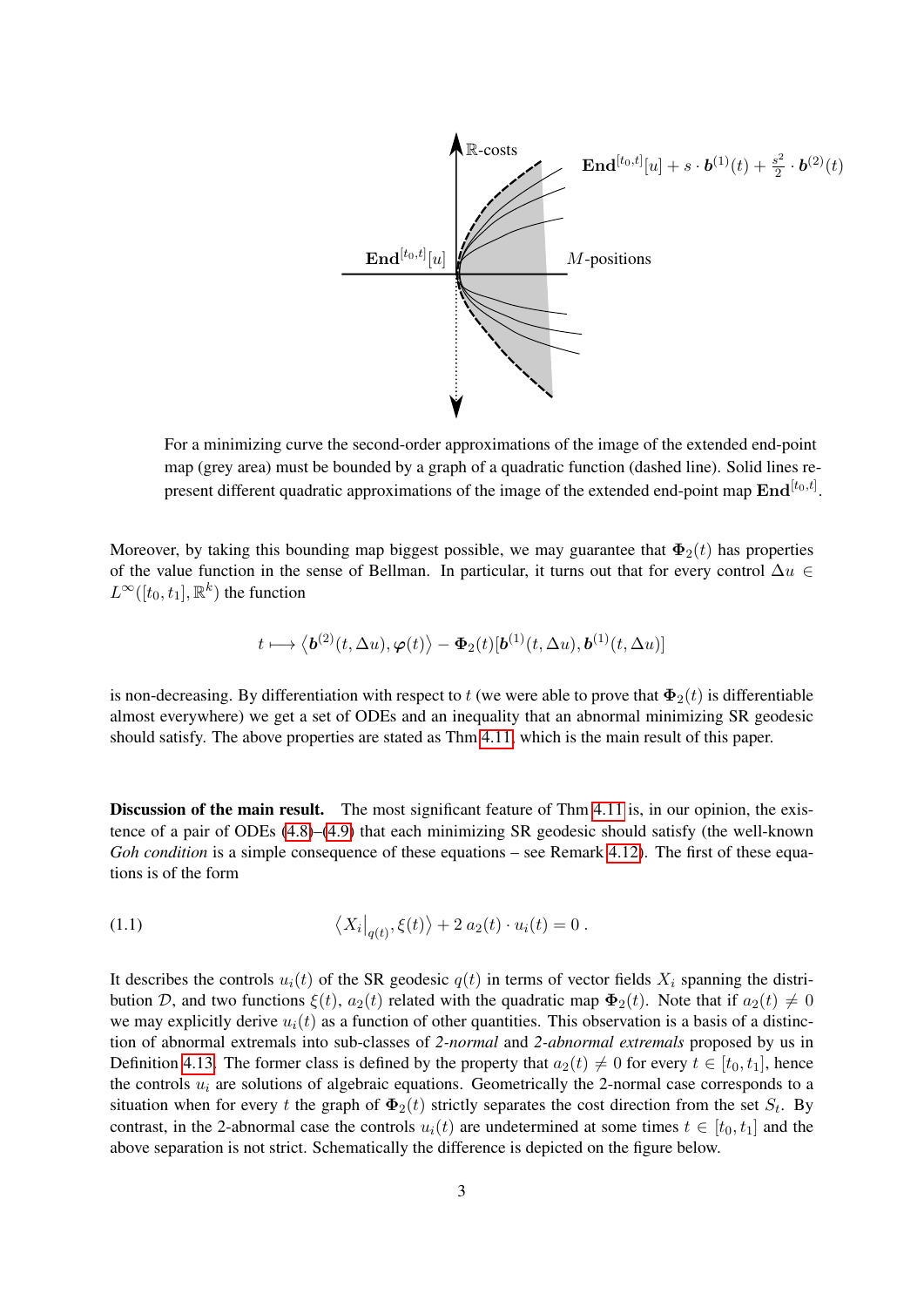For a minimizing curve the second-order approximations of the image of the extended end-point map (grey area) must be bounded by a graph of a quadratic function (dashed line). Solid lines represent different quadratic approximations of the image of the extended end-point map $\mathbf{End}^{[t_0,t]}$.

Moreover, by taking this bounding map biggest possible, we may guarantee that $\mathbf{\Phi}_2(t)$ has properties of the value function in the sense of Bellman. In particular, it turns out that for every control $\Delta u \in L^\infty([t_0,t_1],\mathbb{R}^k)$ the function

$$t \longmapsto \left\langle \boldsymbol{b}^{(2)}(t,\Delta u), \boldsymbol{\varphi}(t)\right\rangle - \mathbf{\Phi}_2(t)[\boldsymbol{b}^{(1)}(t,\Delta u), \boldsymbol{b}^{(1)}(t,\Delta u)]$$

is non-decreasing. By differentiation with respect to $t$ (we were able to prove that $\mathbf{\Phi}_2(t)$ is differentiable almost everywhere) we get a set of ODEs and an inequality that an abnormal minimizing SR geodesic should satisfy. The above properties are stated as Thm 4.11, which is the main result of this paper.

**Discussion of the main result.** The most significant feature of Thm 4.11 is, in our opinion, the existence of a pair of ODEs (4.8)–(4.9) that each minimizing SR geodesic should satisfy (the well-known *Goh condition* is a simple consequence of these equations – see Remark 4.12). The first of these equations is of the form

$$\left\langle X_i\big|_{q(t)}, \xi(t)\right\rangle + 2\, a_2(t)\cdot u_i(t) = 0\;. \tag{1.1}$$

It describes the controls $u_i(t)$ of the SR geodesic $q(t)$ in terms of vector fields $X_i$ spanning the distribution $\mathcal{D}$, and two functions $\xi(t)$, $a_2(t)$ related with the quadratic map $\mathbf{\Phi}_2(t)$. Note that if $a_2(t)\neq 0$ we may explicitly derive $u_i(t)$ as a function of other quantities. This observation is a basis of a distinction of abnormal extremals into sub-classes of *2-normal* and *2-abnormal extremals* proposed by us in Definition 4.13. The former class is defined by the property that $a_2(t)\neq 0$ for every $t\in[t_0,t_1]$, hence the controls $u_i$ are solutions of algebraic equations. Geometrically the 2-normal case corresponds to a situation when for every $t$ the graph of $\mathbf{\Phi}_2(t)$ strictly separates the cost direction from the set $S_t$. By contrast, in the 2-abnormal case the controls $u_i(t)$ are undetermined at some times $t\in[t_0,t_1]$ and the above separation is not strict. Schematically the difference is depicted on the figure below.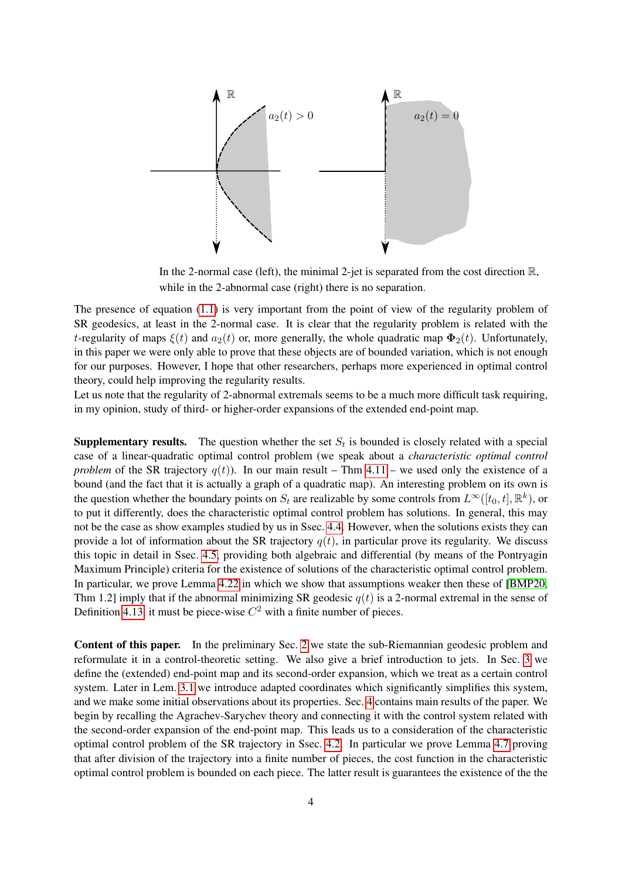In the 2-normal case (left), the minimal 2-jet is separated from the cost direction $\mathbb{R}$, while in the 2-abnormal case (right) there is no separation.

The presence of equation (1.1) is very important from the point of view of the regularity problem of SR geodesics, at least in the 2-normal case. It is clear that the regularity problem is related with the $t$-regularity of maps $\xi(t)$ and $a_2(t)$ or, more generally, the whole quadratic map $\mathbf{\Phi}_2(t)$. Unfortunately, in this paper we were only able to prove that these objects are of bounded variation, which is not enough for our purposes. However, I hope that other researchers, perhaps more experienced in optimal control theory, could help improving the regularity results.
Let us note that the regularity of 2-abnormal extremals seems to be a much more difficult task requiring, in my opinion, study of third- or higher-order expansions of the extended end-point map.

**Supplementary results.** The question whether the set $S_t$ is bounded is closely related with a special case of a linear-quadratic optimal control problem (we speak about a *characteristic optimal control problem* of the SR trajectory $q(t)$). In our main result – Thm 4.11 – we used only the existence of a bound (and the fact that it is actually a graph of a quadratic map). An interesting problem on its own is the question whether the boundary points on $S_t$ are realizable by some controls from $L^\infty([t_0, t], \mathbb{R}^k)$, or to put it differently, does the characteristic optimal control problem has solutions. In general, this may not be the case as show examples studied by us in Ssec. 4.4. However, when the solutions exists they can provide a lot of information about the SR trajectory $q(t)$, in particular prove its regularity. We discuss this topic in detail in Ssec. 4.5, providing both algebraic and differential (by means of the Pontryagin Maximum Principle) criteria for the existence of solutions of the characteristic optimal control problem. In particular, we prove Lemma 4.22 in which we show that assumptions weaker then these of [BMP20, Thm 1.2] imply that if the abnormal minimizing SR geodesic $q(t)$ is a 2-normal extremal in the sense of Definition 4.13, it must be piece-wise $C^2$ with a finite number of pieces.

**Content of this paper.** In the preliminary Sec. 2 we state the sub-Riemannian geodesic problem and reformulate it in a control-theoretic setting. We also give a brief introduction to jets. In Sec. 3 we define the (extended) end-point map and its second-order expansion, which we treat as a certain control system. Later in Lem. 3.1 we introduce adapted coordinates which significantly simplifies this system, and we make some initial observations about its properties. Sec. 4 contains main results of the paper. We begin by recalling the Agrachev-Sarychev theory and connecting it with the control system related with the second-order expansion of the end-point map. This leads us to a consideration of the characteristic optimal control problem of the SR trajectory in Ssec. 4.2. In particular we prove Lemma 4.7 proving that after division of the trajectory into a finite number of pieces, the cost function in the characteristic optimal control problem is bounded on each piece. The latter result is guarantees the existence of the the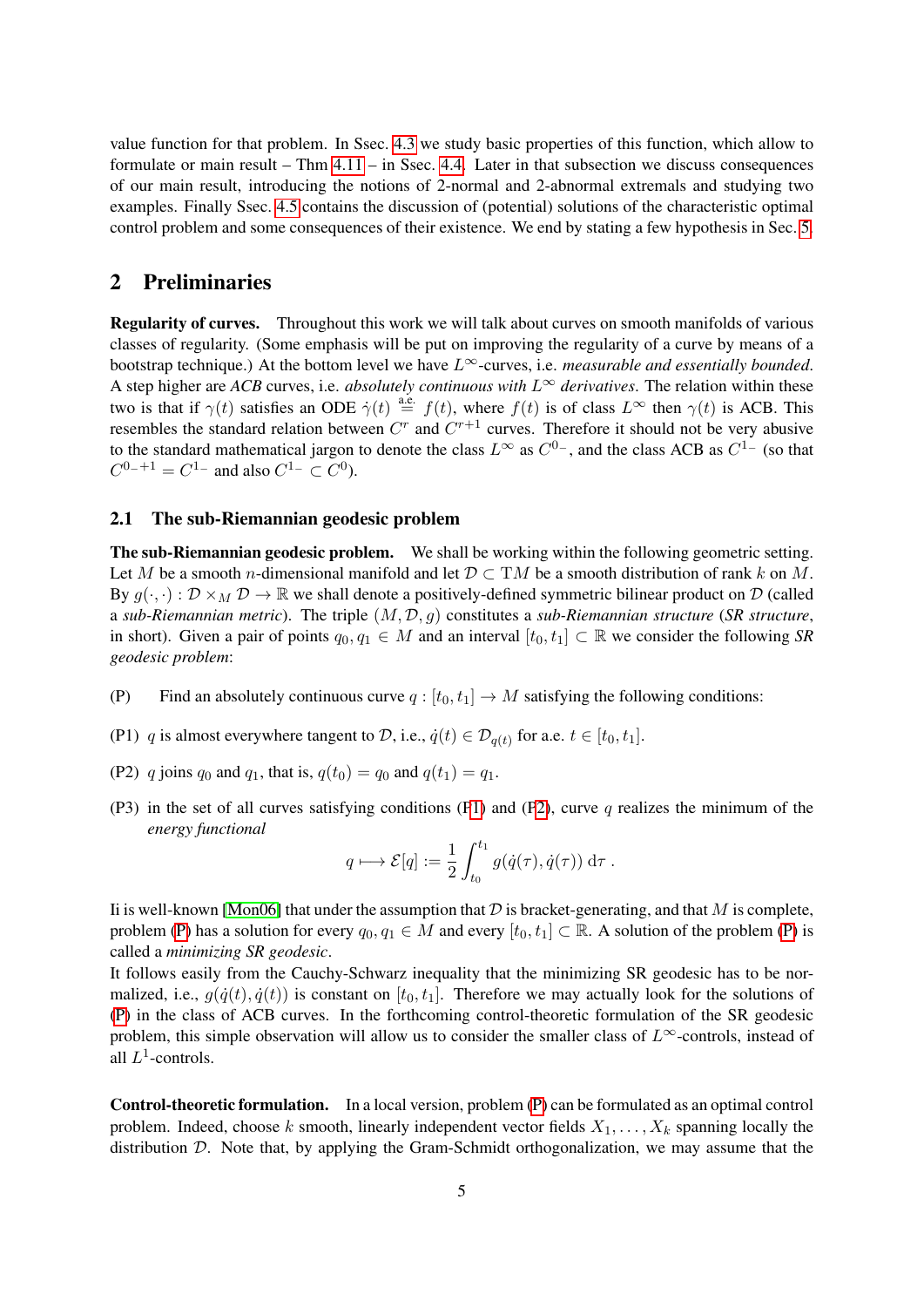value function for that problem. In Ssec. 4.3 we study basic properties of this function, which allow to formulate or main result – Thm 4.11 – in Ssec. 4.4. Later in that subsection we discuss consequences of our main result, introducing the notions of 2-normal and 2-abnormal extremals and studying two examples. Finally Ssec. 4.5 contains the discussion of (potential) solutions of the characteristic optimal control problem and some consequences of their existence. We end by stating a few hypothesis in Sec. 5.

## 2 Preliminaries

**Regularity of curves.** Throughout this work we will talk about curves on smooth manifolds of various classes of regularity. (Some emphasis will be put on improving the regularity of a curve by means of a bootstrap technique.) At the bottom level we have $L^\infty$-curves, i.e. *measurable and essentially bounded*. A step higher are *ACB* curves, i.e. *absolutely continuous with* $L^\infty$ *derivatives*. The relation within these two is that if $\gamma(t)$ satisfies an ODE $\dot{\gamma}(t) \overset{\text{a.e.}}{=} f(t)$, where $f(t)$ is of class $L^\infty$ then $\gamma(t)$ is ACB. This resembles the standard relation between $C^r$ and $C^{r+1}$ curves. Therefore it should not be very abusive to the standard mathematical jargon to denote the class $L^\infty$ as $C^{0-}$, and the class ACB as $C^{1-}$ (so that $C^{0-+1} = C^{1-}$ and also $C^{1-} \subset C^0$).

### 2.1 The sub-Riemannian geodesic problem

**The sub-Riemannian geodesic problem.** We shall be working within the following geometric setting. Let $M$ be a smooth $n$-dimensional manifold and let $\mathcal{D} \subset \mathrm{T}M$ be a smooth distribution of rank $k$ on $M$. By $g(\cdot,\cdot) : \mathcal{D} \times_M \mathcal{D} \to \mathbb{R}$ we shall denote a positively-defined symmetric bilinear product on $\mathcal{D}$ (called a *sub-Riemannian metric*). The triple $(M, \mathcal{D}, g)$ constitutes a *sub-Riemannian structure* (*SR structure*, in short). Given a pair of points $q_0, q_1 \in M$ and an interval $[t_0, t_1] \subset \mathbb{R}$ we consider the following *SR geodesic problem*:

(P) Find an absolutely continuous curve $q : [t_0, t_1] \to M$ satisfying the following conditions:

(P1) $q$ is almost everywhere tangent to $\mathcal{D}$, i.e., $\dot{q}(t) \in \mathcal{D}_{q(t)}$ for a.e. $t \in [t_0, t_1]$.

(P2) $q$ joins $q_0$ and $q_1$, that is, $q(t_0) = q_0$ and $q(t_1) = q_1$.

(P3) in the set of all curves satisfying conditions (P1) and (P2), curve $q$ realizes the minimum of the *energy functional*

$$q \longmapsto \mathcal{E}[q] := \frac{1}{2}\int_{t_0}^{t_1} g(\dot{q}(\tau), \dot{q}(\tau))\, \mathrm{d}\tau\ .$$

Ii is well-known [Mon06] that under the assumption that $\mathcal{D}$ is bracket-generating, and that $M$ is complete, problem (P) has a solution for every $q_0, q_1 \in M$ and every $[t_0, t_1] \subset \mathbb{R}$. A solution of the problem (P) is called a *minimizing SR geodesic*.
It follows easily from the Cauchy-Schwarz inequality that the minimizing SR geodesic has to be normalized, i.e., $g(\dot{q}(t), \dot{q}(t))$ is constant on $[t_0, t_1]$. Therefore we may actually look for the solutions of (P) in the class of ACB curves. In the forthcoming control-theoretic formulation of the SR geodesic problem, this simple observation will allow us to consider the smaller class of $L^\infty$-controls, instead of all $L^1$-controls.

**Control-theoretic formulation.** In a local version, problem (P) can be formulated as an optimal control problem. Indeed, choose $k$ smooth, linearly independent vector fields $X_1, \ldots, X_k$ spanning locally the distribution $\mathcal{D}$. Note that, by applying the Gram-Schmidt orthogonalization, we may assume that the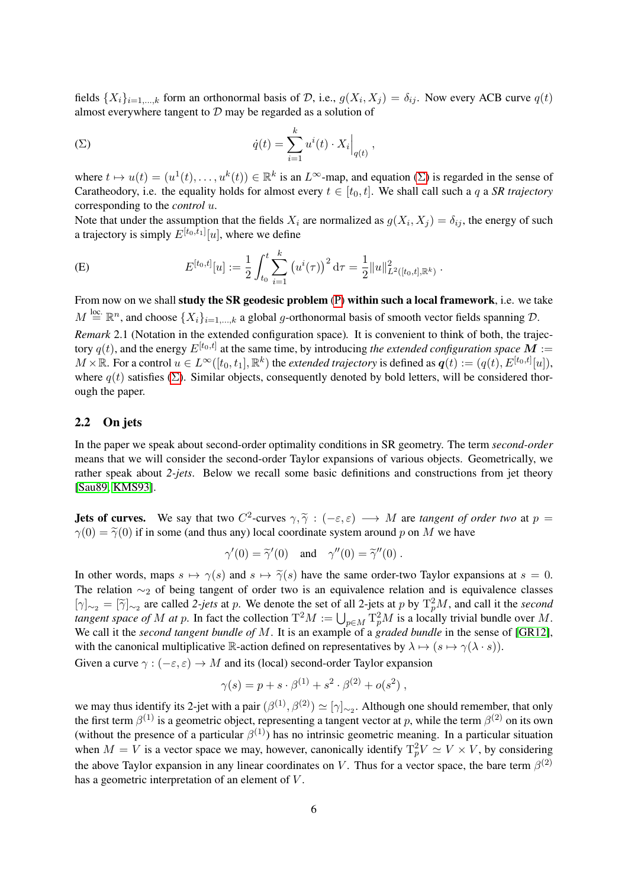fields $\{X_i\}_{i=1,\dots,k}$ form an orthonormal basis of $\mathcal{D}$, i.e., $g(X_i, X_j) = \delta_{ij}$. Now every ACB curve $q(t)$ almost everywhere tangent to $\mathcal{D}$ may be regarded as a solution of

$$
(\Sigma) \qquad \dot{q}(t) = \sum_{i=1}^{k} u^i(t) \cdot X_i\Big|_{q(t)} \,,
$$

where $t \mapsto u(t) = (u^1(t), \dots, u^k(t)) \in \mathbb{R}^k$ is an $L^\infty$-map, and equation ($\Sigma$) is regarded in the sense of Caratheodory, i.e. the equality holds for almost every $t \in [t_0, t]$. We shall call such a $q$ a *SR trajectory* corresponding to the *control* $u$.

Note that under the assumption that the fields $X_i$ are normalized as $g(X_i, X_j) = \delta_{ij}$, the energy of such a trajectory is simply $E^{[t_0,t_1]}[u]$, where we define

$$
(\mathrm{E}) \qquad E^{[t_0,t]}[u] := \frac{1}{2} \int_{t_0}^{t} \sum_{i=1}^{k} \left(u^i(\tau)\right)^2 \mathrm{d}\tau = \frac{1}{2} \|u\|^2_{L^2([t_0,t],\mathbb{R}^k)} \,.
$$

From now on we shall **study the SR geodesic problem (P) within such a local framework**, i.e. we take $M \overset{\text{loc.}}{=} \mathbb{R}^n$, and choose $\{X_i\}_{i=1,\dots,k}$ a global $g$-orthonormal basis of smooth vector fields spanning $\mathcal{D}$.

*Remark* 2.1 (Notation in the extended configuration space). It is convenient to think of both, the trajectory $q(t)$, and the energy $E^{[t_0,t]}$ at the same time, by introducing *the extended configuration space* $\boldsymbol{M} := M \times \mathbb{R}$. For a control $u \in L^\infty([t_0, t_1], \mathbb{R}^k)$ the *extended trajectory* is defined as $\boldsymbol{q}(t) := (q(t), E^{[t_0,t]}[u])$, where $q(t)$ satisfies ($\Sigma$). Similar objects, consequently denoted by bold letters, will be considered thorough the paper.

## 2.2 On jets

In the paper we speak about second-order optimality conditions in SR geometry. The term *second-order* means that we will consider the second-order Taylor expansions of various objects. Geometrically, we rather speak about *2-jets*. Below we recall some basic definitions and constructions from jet theory [Sau89, KMS93].

**Jets of curves.** We say that two $C^2$-curves $\gamma, \widetilde{\gamma} : (-\varepsilon, \varepsilon) \longrightarrow M$ are *tangent of order two* at $p = \gamma(0) = \widetilde{\gamma}(0)$ if in some (and thus any) local coordinate system around $p$ on $M$ we have

$$
\gamma'(0) = \widetilde{\gamma}'(0) \quad \text{and} \quad \gamma''(0) = \widetilde{\gamma}''(0) \,.
$$

In other words, maps $s \mapsto \gamma(s)$ and $s \mapsto \widetilde{\gamma}(s)$ have the same order-two Taylor expansions at $s = 0$. The relation $\sim_2$ of being tangent of order two is an equivalence relation and is equivalence classes $[\gamma]_{\sim_2} = [\widetilde{\gamma}]_{\sim_2}$ are called *2-jets* at $p$. We denote the set of all 2-jets at $p$ by $\mathrm{T}^2_p M$, and call it the *second tangent space of* $M$ *at* $p$. In fact the collection $\mathrm{T}^2 M := \bigcup_{p \in M} \mathrm{T}^2_p M$ is a locally trivial bundle over $M$. We call it the *second tangent bundle of* $M$. It is an example of a *graded bundle* in the sense of [GR12], with the canonical multiplicative $\mathbb{R}$-action defined on representatives by $\lambda \mapsto (s \mapsto \gamma(\lambda \cdot s))$.

Given a curve $\gamma : (-\varepsilon, \varepsilon) \to M$ and its (local) second-order Taylor expansion

$$
\gamma(s) = p + s \cdot \beta^{(1)} + s^2 \cdot \beta^{(2)} + o(s^2) \,,
$$

we may thus identify its 2-jet with a pair $(\beta^{(1)}, \beta^{(2)}) \simeq [\gamma]_{\sim_2}$. Although one should remember, that only the first term $\beta^{(1)}$ is a geometric object, representing a tangent vector at $p$, while the term $\beta^{(2)}$ on its own (without the presence of a particular $\beta^{(1)}$) has no intrinsic geometric meaning. In a particular situation when $M = V$ is a vector space we may, however, canonically identify $\mathrm{T}^2_p V \simeq V \times V$, by considering the above Taylor expansion in any linear coordinates on $V$. Thus for a vector space, the bare term $\beta^{(2)}$ has a geometric interpretation of an element of $V$.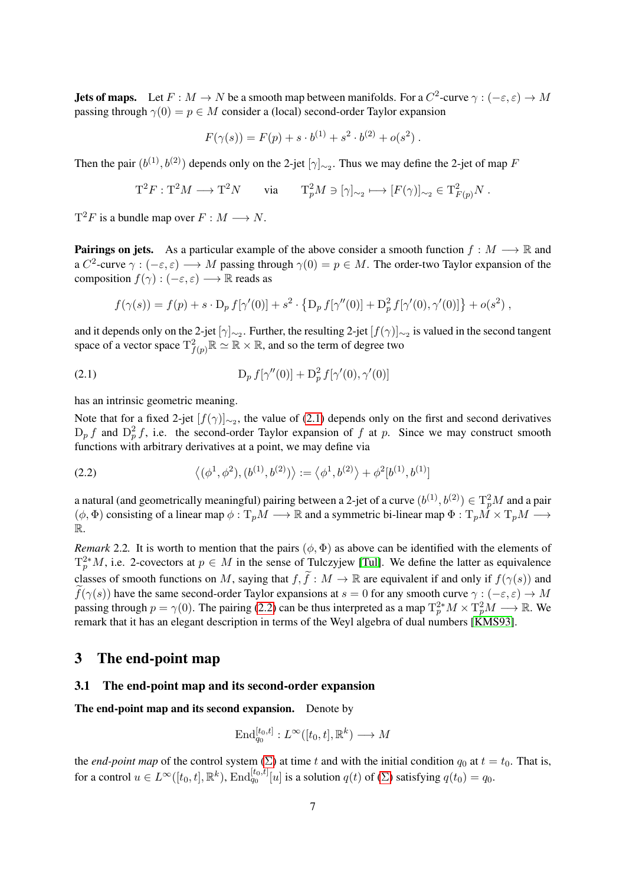**Jets of maps.** Let $F : M \to N$ be a smooth map between manifolds. For a $C^2$-curve $\gamma : (-\varepsilon, \varepsilon) \to M$ passing through $\gamma(0) = p \in M$ consider a (local) second-order Taylor expansion

$$F(\gamma(s)) = F(p) + s \cdot b^{(1)} + s^2 \cdot b^{(2)} + o(s^2) .$$

Then the pair $(b^{(1)}, b^{(2)})$ depends only on the 2-jet $[\gamma]_{\sim_2}$. Thus we may define the 2-jet of map $F$

$$\mathrm{T}^2 F : \mathrm{T}^2 M \longrightarrow \mathrm{T}^2 N \qquad \text{via} \qquad \mathrm{T}^2_p M \ni [\gamma]_{\sim_2} \longmapsto [F(\gamma)]_{\sim_2} \in \mathrm{T}^2_{F(p)} N .$$

$\mathrm{T}^2 F$ is a bundle map over $F : M \longrightarrow N$.

**Pairings on jets.** As a particular example of the above consider a smooth function $f : M \longrightarrow \mathbb{R}$ and a $C^2$-curve $\gamma : (-\varepsilon, \varepsilon) \longrightarrow M$ passing through $\gamma(0) = p \in M$. The order-two Taylor expansion of the composition $f(\gamma) : (-\varepsilon, \varepsilon) \longrightarrow \mathbb{R}$ reads as

$$f(\gamma(s)) = f(p) + s \cdot \mathrm{D}_p f[\gamma'(0)] + s^2 \cdot \left\{ \mathrm{D}_p f[\gamma''(0)] + \mathrm{D}^2_p f[\gamma'(0), \gamma'(0)] \right\} + o(s^2) ,$$

and it depends only on the 2-jet $[\gamma]_{\sim_2}$. Further, the resulting 2-jet $[f(\gamma)]_{\sim_2}$ is valued in the second tangent space of a vector space $\mathrm{T}^2_{f(p)}\mathbb{R} \simeq \mathbb{R} \times \mathbb{R}$, and so the term of degree two

$$\mathrm{D}_p f[\gamma''(0)] + \mathrm{D}^2_p f[\gamma'(0), \gamma'(0)] \tag{2.1}$$

has an intrinsic geometric meaning.

Note that for a fixed 2-jet $[f(\gamma)]_{\sim_2}$, the value of (2.1) depends only on the first and second derivatives $\mathrm{D}_p f$ and $\mathrm{D}^2_p f$, i.e. the second-order Taylor expansion of $f$ at $p$. Since we may construct smooth functions with arbitrary derivatives at a point, we may define via

$$\left\langle (\phi^1, \phi^2), (b^{(1)}, b^{(2)}) \right\rangle := \left\langle \phi^1, b^{(2)} \right\rangle + \phi^2[b^{(1)}, b^{(1)}] \tag{2.2}$$

a natural (and geometrically meaningful) pairing between a 2-jet of a curve $(b^{(1)}, b^{(2)}) \in \mathrm{T}^2_p M$ and a pair $(\phi, \Phi)$ consisting of a linear map $\phi : \mathrm{T}_p M \longrightarrow \mathbb{R}$ and a symmetric bi-linear map $\Phi : \mathrm{T}_p M \times \mathrm{T}_p M \longrightarrow \mathbb{R}$.

*Remark* 2.2. It is worth to mention that the pairs $(\phi, \Phi)$ as above can be identified with the elements of $\mathrm{T}^{2*}_p M$, i.e. 2-covectors at $p \in M$ in the sense of Tulczyjew [Tul]. We define the latter as equivalence classes of smooth functions on $M$, saying that $f, \widetilde{f} : M \to \mathbb{R}$ are equivalent if and only if $f(\gamma(s))$ and $\widetilde{f}(\gamma(s))$ have the same second-order Taylor expansions at $s = 0$ for any smooth curve $\gamma : (-\varepsilon, \varepsilon) \to M$ passing through $p = \gamma(0)$. The pairing (2.2) can be thus interpreted as a map $\mathrm{T}^{2*}_p M \times \mathrm{T}^2_p M \longrightarrow \mathbb{R}$. We remark that it has an elegant description in terms of the Weyl algebra of dual numbers [KMS93].

# 3 The end-point map

## 3.1 The end-point map and its second-order expansion

**The end-point map and its second expansion.** Denote by

$$\mathrm{End}^{[t_0,t]}_{q_0} : L^\infty([t_0, t], \mathbb{R}^k) \longrightarrow M$$

the *end-point map* of the control system ($\Sigma$) at time $t$ and with the initial condition $q_0$ at $t = t_0$. That is, for a control $u \in L^\infty([t_0, t], \mathbb{R}^k)$, $\mathrm{End}^{[t_0,t]}_{q_0}[u]$ is a solution $q(t)$ of ($\Sigma$) satisfying $q(t_0) = q_0$.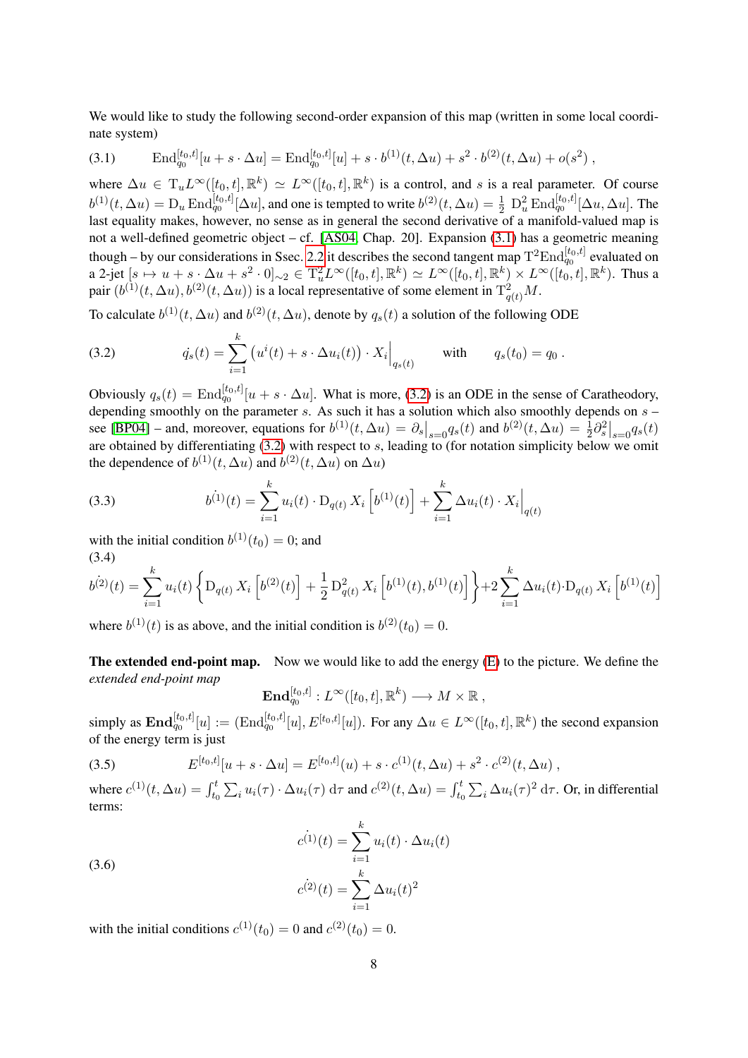We would like to study the following second-order expansion of this map (written in some local coordinate system)

$$\mathrm{End}_{q_0}^{[t_0,t]}[u + s\cdot\Delta u] = \mathrm{End}_{q_0}^{[t_0,t]}[u] + s\cdot b^{(1)}(t,\Delta u) + s^2\cdot b^{(2)}(t,\Delta u) + o(s^2)\ , \tag{3.1}$$

where $\Delta u \in \mathrm{T}_u L^\infty([t_0,t],\mathbb{R}^k) \simeq L^\infty([t_0,t],\mathbb{R}^k)$ is a control, and $s$ is a real parameter. Of course $b^{(1)}(t,\Delta u) = \mathrm{D}_u\,\mathrm{End}_{q_0}^{[t_0,t]}[\Delta u]$, and one is tempted to write $b^{(2)}(t,\Delta u) = \frac{1}{2}\ \mathrm{D}_u^2\,\mathrm{End}_{q_0}^{[t_0,t]}[\Delta u,\Delta u]$. The last equality makes, however, no sense as in general the second derivative of a manifold-valued map is not a well-defined geometric object – cf. [AS04, Chap. 20]. Expansion (3.1) has a geometric meaning though – by our considerations in Ssec. 2.2 it describes the second tangent map $\mathrm{T}^2\mathrm{End}_{q_0}^{[t_0,t]}$ evaluated on a 2-jet $[s\mapsto u + s\cdot\Delta u + s^2\cdot 0]_{\sim 2} \in \mathrm{T}^2_u L^\infty([t_0,t],\mathbb{R}^k) \simeq L^\infty([t_0,t],\mathbb{R}^k)\times L^\infty([t_0,t],\mathbb{R}^k)$. Thus a pair $(b^{(1)}(t,\Delta u), b^{(2)}(t,\Delta u))$ is a local representative of some element in $\mathrm{T}^2_{q(t)}M$.

To calculate $b^{(1)}(t,\Delta u)$ and $b^{(2)}(t,\Delta u)$, denote by $q_s(t)$ a solution of the following ODE

$$\dot{q_s}(t) = \sum_{i=1}^k \left(u^i(t) + s\cdot\Delta u_i(t)\right)\cdot X_i\Big|_{q_s(t)} \qquad \text{with} \qquad q_s(t_0) = q_0\ . \tag{3.2}$$

Obviously $q_s(t) = \mathrm{End}_{q_0}^{[t_0,t]}[u + s\cdot\Delta u]$. What is more, (3.2) is an ODE in the sense of Caratheodory, depending smoothly on the parameter $s$. As such it has a solution which also smoothly depends on $s$ – see [BP04] – and, moreover, equations for $b^{(1)}(t,\Delta u) = \partial_s\big|_{s=0} q_s(t)$ and $b^{(2)}(t,\Delta u) = \frac{1}{2}\partial_s^2\big|_{s=0} q_s(t)$ are obtained by differentiating (3.2) with respect to $s$, leading to (for notation simplicity below we omit the dependence of $b^{(1)}(t,\Delta u)$ and $b^{(2)}(t,\Delta u)$ on $\Delta u$)

$$\dot{b^{(1)}}(t) = \sum_{i=1}^k u_i(t)\cdot \mathrm{D}_{q(t)}\,X_i\left[b^{(1)}(t)\right] + \sum_{i=1}^k \Delta u_i(t)\cdot X_i\Big|_{q(t)} \tag{3.3}$$

with the initial condition $b^{(1)}(t_0) = 0$; and

$$\dot{b^{(2)}}(t) = \sum_{i=1}^k u_i(t)\left\{\mathrm{D}_{q(t)}\,X_i\left[b^{(2)}(t)\right] + \frac{1}{2}\,\mathrm{D}^2_{q(t)}\,X_i\left[b^{(1)}(t), b^{(1)}(t)\right]\right\} + 2\sum_{i=1}^k \Delta u_i(t)\cdot \mathrm{D}_{q(t)}\,X_i\left[b^{(1)}(t)\right] \tag{3.4}$$

where $b^{(1)}(t)$ is as above, and the initial condition is $b^{(2)}(t_0) = 0$.

**The extended end-point map.** Now we would like to add the energy (E) to the picture. We define the *extended end-point map*

$$\mathbf{End}_{q_0}^{[t_0,t]} : L^\infty([t_0,t],\mathbb{R}^k) \longrightarrow M\times\mathbb{R}\ ,$$

simply as $\mathbf{End}_{q_0}^{[t_0,t]}[u] := (\mathrm{End}_{q_0}^{[t_0,t]}[u], E^{[t_0,t]}[u])$. For any $\Delta u \in L^\infty([t_0,t],\mathbb{R}^k)$ the second expansion of the energy term is just

$$E^{[t_0,t]}[u + s\cdot\Delta u] = E^{[t_0,t]}(u) + s\cdot c^{(1)}(t,\Delta u) + s^2\cdot c^{(2)}(t,\Delta u)\ , \tag{3.5}$$

where $c^{(1)}(t,\Delta u) = \int_{t_0}^t \sum_i u_i(\tau)\cdot\Delta u_i(\tau)\,\mathrm{d}\tau$ and $c^{(2)}(t,\Delta u) = \int_{t_0}^t \sum_i \Delta u_i(\tau)^2\,\mathrm{d}\tau$. Or, in differential terms:

$$\begin{aligned} \dot{c^{(1)}}(t) &= \sum_{i=1}^k u_i(t)\cdot\Delta u_i(t) \\ \dot{c^{(2)}}(t) &= \sum_{i=1}^k \Delta u_i(t)^2 \end{aligned} \tag{3.6}$$

with the initial conditions $c^{(1)}(t_0) = 0$ and $c^{(2)}(t_0) = 0$.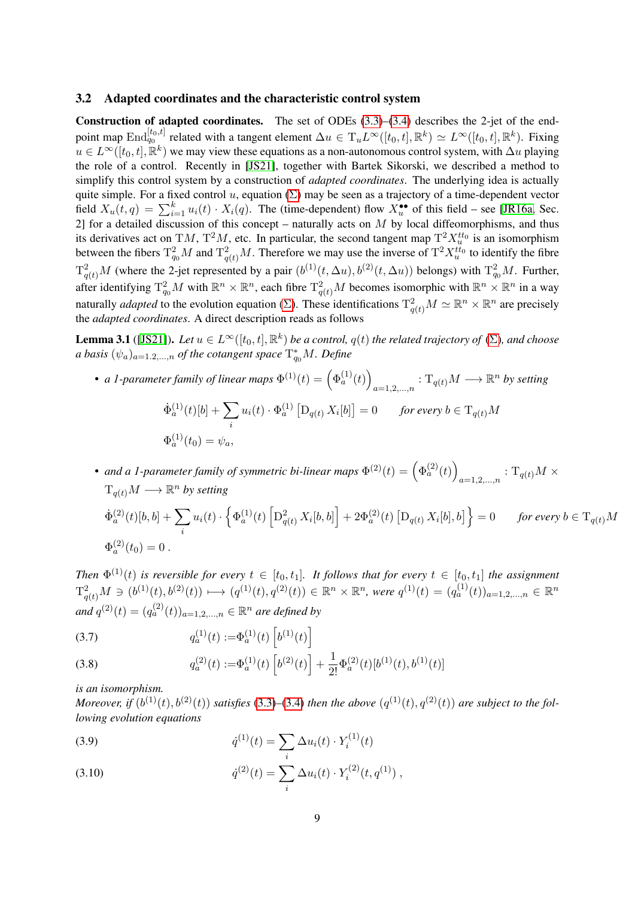### 3.2 Adapted coordinates and the characteristic control system

**Construction of adapted coordinates.** The set of ODEs (3.3)–(3.4) describes the 2-jet of the end-point map $\operatorname{End}_{q_0}^{[t_0,t]}$ related with a tangent element $\Delta u \in \mathrm{T}_u L^\infty([t_0,t],\mathbb{R}^k) \simeq L^\infty([t_0,t],\mathbb{R}^k)$. Fixing $u \in L^\infty([t_0,t],\mathbb{R}^k)$ we may view these equations as a non-autonomous control system, with $\Delta u$ playing the role of a control. Recently in [JS21], together with Bartek Sikorski, we described a method to simplify this control system by a construction of *adapted coordinates*. The underlying idea is actually quite simple. For a fixed control $u$, equation ($\Sigma$) may be seen as a trajectory of a time-dependent vector field $X_u(t,q) = \sum_{i=1}^k u_i(t)\cdot X_i(q)$. The (time-dependent) flow $X_u^{\bullet\bullet}$ of this field – see [JR16a, Sec. 2] for a detailed discussion of this concept – naturally acts on $M$ by local diffeomorphisms, and thus its derivatives act on $\mathrm{T}M$, $\mathrm{T}^2M$, etc. In particular, the second tangent map $\mathrm{T}^2 X_u^{tt_0}$ is an isomorphism between the fibers $\mathrm{T}^2_{q_0}M$ and $\mathrm{T}^2_{q(t)}M$. Therefore we may use the inverse of $\mathrm{T}^2X_u^{tt_0}$ to identify the fibre $\mathrm{T}^2_{q(t)}M$ (where the 2-jet represented by a pair $(b^{(1)}(t,\Delta u), b^{(2)}(t,\Delta u))$ belongs) with $\mathrm{T}^2_{q_0}M$. Further, after identifying $\mathrm{T}^2_{q_0}M$ with $\mathbb{R}^n\times\mathbb{R}^n$, each fibre $\mathrm{T}^2_{q(t)}M$ becomes isomorphic with $\mathbb{R}^n\times\mathbb{R}^n$ in a way naturally *adapted* to the evolution equation ($\Sigma$). These identifications $\mathrm{T}^2_{q(t)}M\simeq\mathbb{R}^n\times\mathbb{R}^n$ are precisely the *adapted coordinates*. A direct description reads as follows

**Lemma 3.1** ([JS21]). *Let $u\in L^\infty([t_0,t],\mathbb{R}^k)$ be a control, $q(t)$ the related trajectory of ($\Sigma$), and choose a basis $(\psi_a)_{a=1,2,\ldots,n}$ of the cotangent space $\mathrm{T}^*_{q_0}M$. Define*

- *a 1-parameter family of linear maps $\Phi^{(1)}(t) = \left(\Phi^{(1)}_a(t)\right)_{a=1,2,\ldots,n} : \mathrm{T}_{q(t)}M \longrightarrow \mathbb{R}^n$ by setting*

$$\dot{\Phi}^{(1)}_a(t)[b] + \sum_i u_i(t)\cdot \Phi^{(1)}_a\left[\mathrm{D}_{q(t)}X_i[b]\right] = 0 \qquad \text{for every } b\in\mathrm{T}_{q(t)}M$$

$$\Phi^{(1)}_a(t_0) = \psi_a,$$

- *and a 1-parameter family of symmetric bi-linear maps $\Phi^{(2)}(t) = \left(\Phi^{(2)}_a(t)\right)_{a=1,2,\ldots,n} : \mathrm{T}_{q(t)}M\times\mathrm{T}_{q(t)}M \longrightarrow \mathbb{R}^n$ by setting*

$$\dot{\Phi}^{(2)}_a(t)[b,b] + \sum_i u_i(t)\cdot\left\{\Phi^{(1)}_a(t)\left[\mathrm{D}^2_{q(t)}X_i[b,b]\right] + 2\Phi^{(2)}_a(t)\left[\mathrm{D}_{q(t)}X_i[b],b\right]\right\} = 0 \qquad \text{for every } b\in\mathrm{T}_{q(t)}M$$

$$\Phi^{(2)}_a(t_0) = 0\,.$$

*Then $\Phi^{(1)}(t)$ is reversible for every $t\in[t_0,t_1]$. It follows that for every $t\in[t_0,t_1]$ the assignment $\mathrm{T}^2_{q(t)}M \ni (b^{(1)}(t),b^{(2)}(t)) \longmapsto (q^{(1)}(t),q^{(2)}(t))\in\mathbb{R}^n\times\mathbb{R}^n$, were $q^{(1)}(t) = (q^{(1)}_a(t))_{a=1,2,\ldots,n}\in\mathbb{R}^n$ and $q^{(2)}(t) = (q^{(2)}_a(t))_{a=1,2,\ldots,n}\in\mathbb{R}^n$ are defined by*

$$q^{(1)}_a(t) := \Phi^{(1)}_a(t)\left[b^{(1)}(t)\right] \tag{3.7}$$

$$q^{(2)}_a(t) := \Phi^{(1)}_a(t)\left[b^{(2)}(t)\right] + \frac{1}{2!}\Phi^{(2)}_a(t)[b^{(1)}(t),b^{(1)}(t)] \tag{3.8}$$

*is an isomorphism.*
*Moreover, if $(b^{(1)}(t),b^{(2)}(t))$ satisfies (3.3)–(3.4) then the above $(q^{(1)}(t),q^{(2)}(t))$ are subject to the following evolution equations*

$$\dot{q}^{(1)}(t) = \sum_i \Delta u_i(t)\cdot Y^{(1)}_i(t) \tag{3.9}$$

$$\dot{q}^{(2)}(t) = \sum_i \Delta u_i(t)\cdot Y^{(2)}_i(t,q^{(1)})\,, \tag{3.10}$$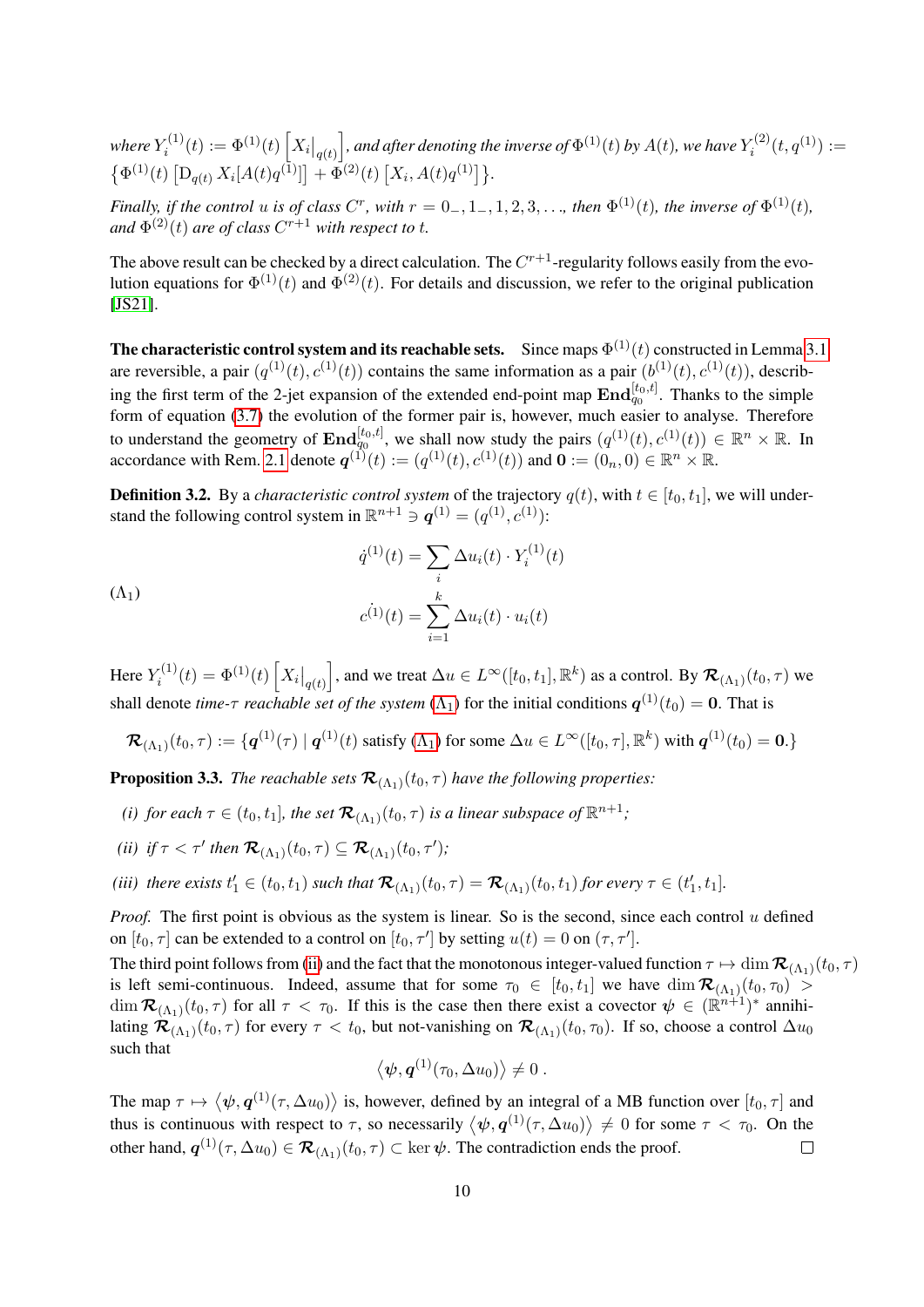*where* $Y_i^{(1)}(t) := \Phi^{(1)}(t)\left[X_i\big|_{q(t)}\right]$*, and after denoting the inverse of* $\Phi^{(1)}(t)$ *by* $A(t)$*, we have* $Y_i^{(2)}(t, q^{(1)}) := \left\{\Phi^{(1)}(t)\left[\mathrm{D}_{q(t)}\, X_i[A(t)q^{(1)}]\right] + \Phi^{(2)}(t)\left[X_i, A(t)q^{(1)}\right]\right\}$.

*Finally, if the control* $u$ *is of class* $C^r$*, with* $r = 0_-, 1_-, 1, 2, 3, \ldots$*, then* $\Phi^{(1)}(t)$*, the inverse of* $\Phi^{(1)}(t)$*, and* $\Phi^{(2)}(t)$ *are of class* $C^{r+1}$ *with respect to* $t$*.*

The above result can be checked by a direct calculation. The $C^{r+1}$-regularity follows easily from the evolution equations for $\Phi^{(1)}(t)$ and $\Phi^{(2)}(t)$. For details and discussion, we refer to the original publication [JS21].

**The characteristic control system and its reachable sets.** Since maps $\Phi^{(1)}(t)$ constructed in Lemma 3.1 are reversible, a pair $(q^{(1)}(t), c^{(1)}(t))$ contains the same information as a pair $(b^{(1)}(t), c^{(1)}(t))$, describing the first term of the 2-jet expansion of the extended end-point map $\mathbf{End}_{q_0}^{[t_0,t]}$. Thanks to the simple form of equation (3.7) the evolution of the former pair is, however, much easier to analyse. Therefore to understand the geometry of $\mathbf{End}_{q_0}^{[t_0,t]}$, we shall now study the pairs $(q^{(1)}(t), c^{(1)}(t)) \in \mathbb{R}^n \times \mathbb{R}$. In accordance with Rem. 2.1 denote $\boldsymbol{q}^{(1)}(t) := (q^{(1)}(t), c^{(1)}(t))$ and $\mathbf{0} := (0_n, 0) \in \mathbb{R}^n \times \mathbb{R}$.

**Definition 3.2.** By a *characteristic control system* of the trajectory $q(t)$, with $t \in [t_0, t_1]$, we will understand the following control system in $\mathbb{R}^{n+1} \ni \boldsymbol{q}^{(1)} = (q^{(1)}, c^{(1)})$:

$$
(\Lambda_1) \qquad
\begin{aligned}
\dot{q}^{(1)}(t) &= \sum_i \Delta u_i(t) \cdot Y_i^{(1)}(t) \\
\dot{c}^{(1)}(t) &= \sum_{i=1}^k \Delta u_i(t) \cdot u_i(t)
\end{aligned}
$$

Here $Y_i^{(1)}(t) = \Phi^{(1)}(t)\left[X_i\big|_{q(t)}\right]$, and we treat $\Delta u \in L^\infty([t_0, t_1], \mathbb{R}^k)$ as a control. By $\boldsymbol{\mathcal{R}}_{(\Lambda_1)}(t_0, \tau)$ we shall denote *time-*$\tau$ *reachable set of the system* ($\Lambda_1$) for the initial conditions $\boldsymbol{q}^{(1)}(t_0) = \mathbf{0}$. That is

$$
\boldsymbol{\mathcal{R}}_{(\Lambda_1)}(t_0, \tau) := \{\boldsymbol{q}^{(1)}(\tau) \mid \boldsymbol{q}^{(1)}(t) \text{ satisfy } (\Lambda_1) \text{ for some } \Delta u \in L^\infty([t_0, \tau], \mathbb{R}^k) \text{ with } \boldsymbol{q}^{(1)}(t_0) = \mathbf{0}.\}
$$

**Proposition 3.3.** *The reachable sets* $\boldsymbol{\mathcal{R}}_{(\Lambda_1)}(t_0, \tau)$ *have the following properties:*

*(i) for each* $\tau \in (t_0, t_1]$*, the set* $\boldsymbol{\mathcal{R}}_{(\Lambda_1)}(t_0, \tau)$ *is a linear subspace of* $\mathbb{R}^{n+1}$*;*

*(ii) if* $\tau < \tau'$ *then* $\boldsymbol{\mathcal{R}}_{(\Lambda_1)}(t_0, \tau) \subseteq \boldsymbol{\mathcal{R}}_{(\Lambda_1)}(t_0, \tau')$*;*

*(iii) there exists* $t_1' \in (t_0, t_1)$ *such that* $\boldsymbol{\mathcal{R}}_{(\Lambda_1)}(t_0, \tau) = \boldsymbol{\mathcal{R}}_{(\Lambda_1)}(t_0, t_1)$ *for every* $\tau \in (t_1', t_1]$*.*

*Proof.* The first point is obvious as the system is linear. So is the second, since each control $u$ defined on $[t_0, \tau]$ can be extended to a control on $[t_0, \tau']$ by setting $u(t) = 0$ on $(\tau, \tau']$.

The third point follows from (ii) and the fact that the monotonous integer-valued function $\tau \mapsto \dim \boldsymbol{\mathcal{R}}_{(\Lambda_1)}(t_0, \tau)$ is left semi-continuous. Indeed, assume that for some $\tau_0 \in [t_0, t_1]$ we have $\dim \boldsymbol{\mathcal{R}}_{(\Lambda_1)}(t_0, \tau_0) > \dim \boldsymbol{\mathcal{R}}_{(\Lambda_1)}(t_0, \tau)$ for all $\tau < \tau_0$. If this is the case then there exist a covector $\boldsymbol{\psi} \in (\mathbb{R}^{n+1})^*$ annihilating $\boldsymbol{\mathcal{R}}_{(\Lambda_1)}(t_0, \tau)$ for every $\tau < t_0$, but not-vanishing on $\boldsymbol{\mathcal{R}}_{(\Lambda_1)}(t_0, \tau_0)$. If so, choose a control $\Delta u_0$ such that

$$
\left\langle \boldsymbol{\psi}, \boldsymbol{q}^{(1)}(\tau_0, \Delta u_0) \right\rangle \neq 0 \,.
$$

The map $\tau \mapsto \left\langle \boldsymbol{\psi}, \boldsymbol{q}^{(1)}(\tau, \Delta u_0) \right\rangle$ is, however, defined by an integral of a MB function over $[t_0, \tau]$ and thus is continuous with respect to $\tau$, so necessarily $\left\langle \boldsymbol{\psi}, \boldsymbol{q}^{(1)}(\tau, \Delta u_0) \right\rangle \neq 0$ for some $\tau < \tau_0$. On the other hand, $\boldsymbol{q}^{(1)}(\tau, \Delta u_0) \in \boldsymbol{\mathcal{R}}_{(\Lambda_1)}(t_0, \tau) \subset \ker \boldsymbol{\psi}$. The contradiction ends the proof. $\square$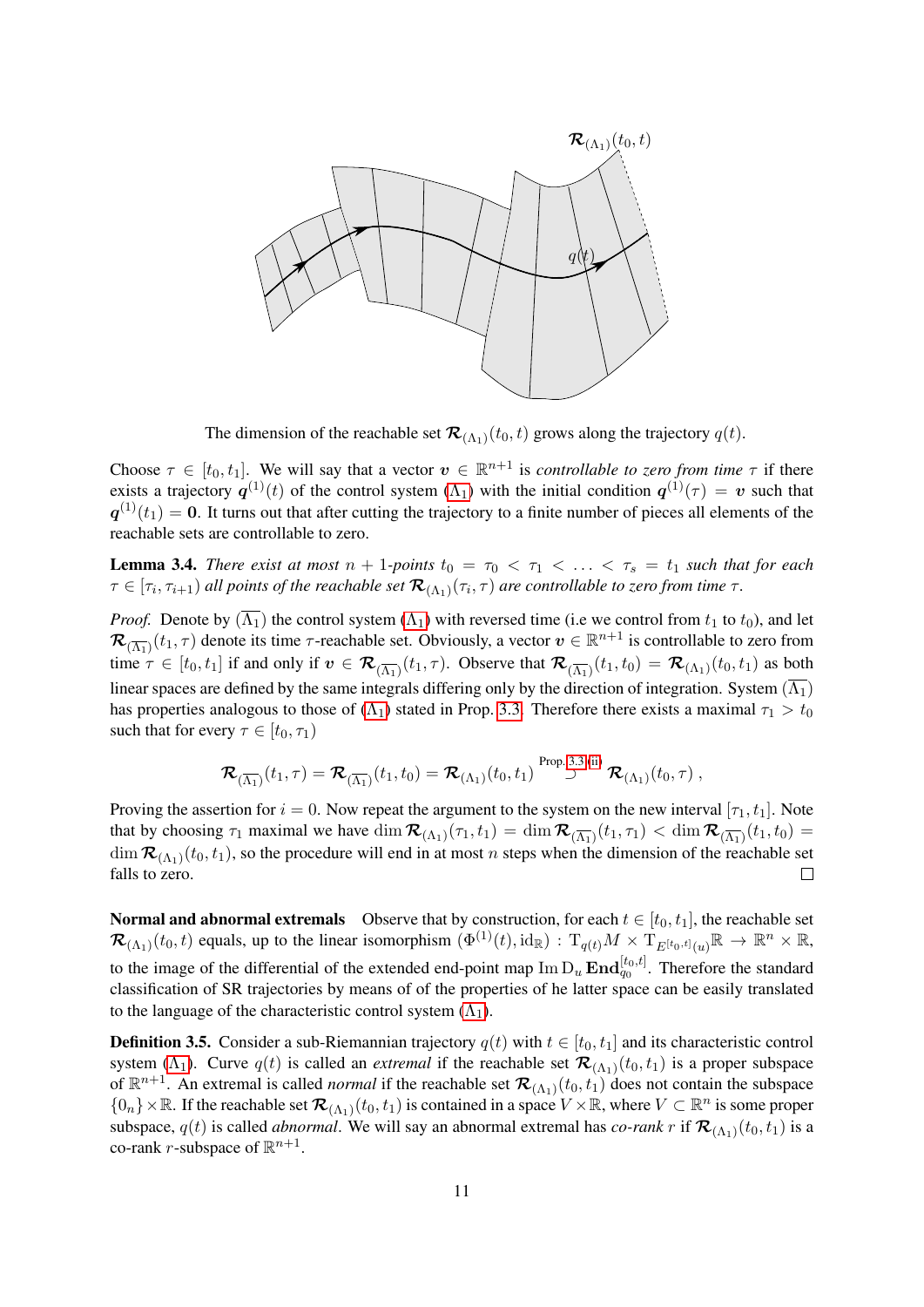The dimension of the reachable set $\mathcal{R}_{(\Lambda_1)}(t_0, t)$ grows along the trajectory $q(t)$.

Choose $\tau \in [t_0, t_1]$. We will say that a vector $\boldsymbol{v} \in \mathbb{R}^{n+1}$ is *controllable to zero from time* $\tau$ if there exists a trajectory $\boldsymbol{q}^{(1)}(t)$ of the control system ($\Lambda_1$) with the initial condition $\boldsymbol{q}^{(1)}(\tau) = \boldsymbol{v}$ such that $\boldsymbol{q}^{(1)}(t_1) = \mathbf{0}$. It turns out that after cutting the trajectory to a finite number of pieces all elements of the reachable sets are controllable to zero.

**Lemma 3.4.** *There exist at most $n+1$-points $t_0 = \tau_0 < \tau_1 < \ldots < \tau_s = t_1$ such that for each $\tau \in [\tau_i, \tau_{i+1})$ all points of the reachable set $\mathcal{R}_{(\Lambda_1)}(\tau_i, \tau)$ are controllable to zero from time $\tau$.*

*Proof.* Denote by ($\overline{\Lambda_1}$) the control system ($\Lambda_1$) with reversed time (i.e we control from $t_1$ to $t_0$), and let $\mathcal{R}_{(\overline{\Lambda_1})}(t_1, \tau)$ denote its time $\tau$-reachable set. Obviously, a vector $\boldsymbol{v} \in \mathbb{R}^{n+1}$ is controllable to zero from time $\tau \in [t_0, t_1]$ if and only if $\boldsymbol{v} \in \mathcal{R}_{(\overline{\Lambda_1})}(t_1, \tau)$. Observe that $\mathcal{R}_{(\overline{\Lambda_1})}(t_1, t_0) = \mathcal{R}_{(\Lambda_1)}(t_0, t_1)$ as both linear spaces are defined by the same integrals differing only by the direction of integration. System ($\overline{\Lambda_1}$) has properties analogous to those of ($\Lambda_1$) stated in Prop. 3.3. Therefore there exists a maximal $\tau_1 > t_0$ such that for every $\tau \in [t_0, \tau_1)$

$$
\mathcal{R}_{(\overline{\Lambda_1})}(t_1, \tau) = \mathcal{R}_{(\overline{\Lambda_1})}(t_1, t_0) = \mathcal{R}_{(\Lambda_1)}(t_0, t_1) \overset{\text{Prop. 3.3 (ii)}}{\supset} \mathcal{R}_{(\Lambda_1)}(t_0, \tau)\,,
$$

Proving the assertion for $i = 0$. Now repeat the argument to the system on the new interval $[\tau_1, t_1]$. Note that by choosing $\tau_1$ maximal we have $\dim \mathcal{R}_{(\Lambda_1)}(\tau_1, t_1) = \dim \mathcal{R}_{(\overline{\Lambda_1})}(t_1, \tau_1) < \dim \mathcal{R}_{(\overline{\Lambda_1})}(t_1, t_0) = \dim \mathcal{R}_{(\Lambda_1)}(t_0, t_1)$, so the procedure will end in at most $n$ steps when the dimension of the reachable set falls to zero. $\square$

**Normal and abnormal extremals** Observe that by construction, for each $t \in [t_0, t_1]$, the reachable set $\mathcal{R}_{(\Lambda_1)}(t_0, t)$ equals, up to the linear isomorphism $(\Phi^{(1)}(t), \mathrm{id}_{\mathbb{R}}) : \mathrm{T}_{q(t)}M \times \mathrm{T}_{E^{[t_0,t]}(u)}\mathbb{R} \to \mathbb{R}^n \times \mathbb{R}$, to the image of the differential of the extended end-point map $\operatorname{Im} \mathrm{D}_u \,\mathbf{End}_{q_0}^{[t_0,t]}$. Therefore the standard classification of SR trajectories by means of of the properties of he latter space can be easily translated to the language of the characteristic control system ($\Lambda_1$).

**Definition 3.5.** Consider a sub-Riemannian trajectory $q(t)$ with $t \in [t_0, t_1]$ and its characteristic control system ($\Lambda_1$). Curve $q(t)$ is called an *extremal* if the reachable set $\mathcal{R}_{(\Lambda_1)}(t_0, t_1)$ is a proper subspace of $\mathbb{R}^{n+1}$. An extremal is called *normal* if the reachable set $\mathcal{R}_{(\Lambda_1)}(t_0, t_1)$ does not contain the subspace $\{0_n\} \times \mathbb{R}$. If the reachable set $\mathcal{R}_{(\Lambda_1)}(t_0, t_1)$ is contained in a space $V \times \mathbb{R}$, where $V \subset \mathbb{R}^n$ is some proper subspace, $q(t)$ is called *abnormal*. We will say an abnormal extremal has *co-rank* $r$ if $\mathcal{R}_{(\Lambda_1)}(t_0, t_1)$ is a co-rank $r$-subspace of $\mathbb{R}^{n+1}$.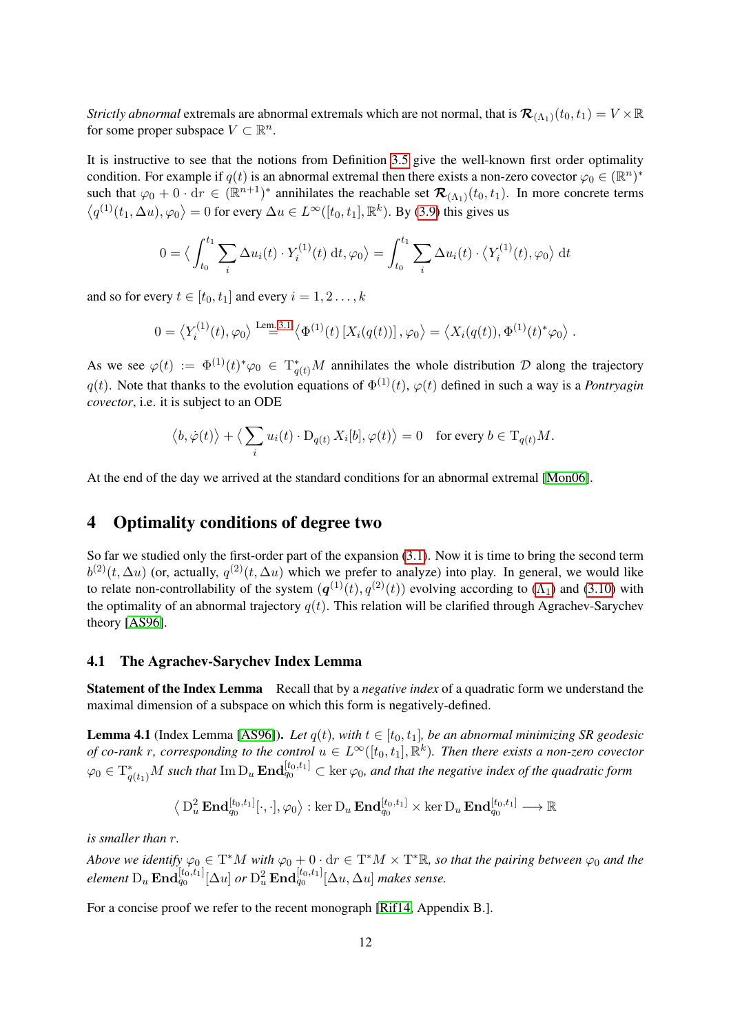*Strictly abnormal* extremals are abnormal extremals which are not normal, that is $\boldsymbol{\mathcal{R}}_{(\Lambda_1)}(t_0, t_1) = V \times \mathbb{R}$ for some proper subspace $V \subset \mathbb{R}^n$.

It is instructive to see that the notions from Definition 3.5 give the well-known first order optimality condition. For example if $q(t)$ is an abnormal extremal then there exists a non-zero covector $\varphi_0 \in (\mathbb{R}^n)^*$ such that $\varphi_0 + 0 \cdot \mathrm{d}r \in (\mathbb{R}^{n+1})^*$ annihilates the reachable set $\boldsymbol{\mathcal{R}}_{(\Lambda_1)}(t_0, t_1)$. In more concrete terms $\langle q^{(1)}(t_1, \Delta u), \varphi_0 \rangle = 0$ for every $\Delta u \in L^\infty([t_0, t_1], \mathbb{R}^k)$. By (3.9) this gives us

$$0 = \Big\langle \int_{t_0}^{t_1} \sum_i \Delta u_i(t) \cdot Y_i^{(1)}(t)\, \mathrm{d}t, \varphi_0 \Big\rangle = \int_{t_0}^{t_1} \sum_i \Delta u_i(t) \cdot \big\langle Y_i^{(1)}(t), \varphi_0 \big\rangle\, \mathrm{d}t$$

and so for every $t \in [t_0, t_1]$ and every $i = 1, 2 \ldots, k$

$$0 = \big\langle Y_i^{(1)}(t), \varphi_0 \big\rangle \overset{\text{Lem. 3.1}}{=} \big\langle \Phi^{(1)}(t)\,[X_i(q(t))]\,, \varphi_0 \big\rangle = \big\langle X_i(q(t)), \Phi^{(1)}(t)^* \varphi_0 \big\rangle\,.$$

As we see $\varphi(t) := \Phi^{(1)}(t)^* \varphi_0 \in \mathrm{T}^*_{q(t)} M$ annihilates the whole distribution $\mathcal{D}$ along the trajectory $q(t)$. Note that thanks to the evolution equations of $\Phi^{(1)}(t)$, $\varphi(t)$ defined in such a way is a *Pontryagin covector*, i.e. it is subject to an ODE

$$\big\langle b, \dot{\varphi}(t) \big\rangle + \Big\langle \sum_i u_i(t) \cdot \mathrm{D}_{q(t)}\, X_i[b], \varphi(t) \Big\rangle = 0 \quad \text{for every } b \in \mathrm{T}_{q(t)} M.$$

At the end of the day we arrived at the standard conditions for an abnormal extremal [Mon06].

# 4 Optimality conditions of degree two

So far we studied only the first-order part of the expansion (3.1). Now it is time to bring the second term $b^{(2)}(t, \Delta u)$ (or, actually, $q^{(2)}(t, \Delta u)$ which we prefer to analyze) into play. In general, we would like to relate non-controllability of the system $(\boldsymbol{q}^{(1)}(t), q^{(2)}(t))$ evolving according to ($\Lambda_1$) and (3.10) with the optimality of an abnormal trajectory $q(t)$. This relation will be clarified through Agrachev-Sarychev theory [AS96].

## 4.1 The Agrachev-Sarychev Index Lemma

**Statement of the Index Lemma** Recall that by a *negative index* of a quadratic form we understand the maximal dimension of a subspace on which this form is negatively-defined.

**Lemma 4.1** (Index Lemma [AS96])**.** *Let $q(t)$, with $t \in [t_0, t_1]$, be an abnormal minimizing SR geodesic of co-rank $r$, corresponding to the control $u \in L^\infty([t_0, t_1], \mathbb{R}^k)$. Then there exists a non-zero covector $\varphi_0 \in \mathrm{T}^*_{q(t_1)} M$ such that $\operatorname{Im} \mathrm{D}_u\, \mathbf{End}^{[t_0,t_1]}_{q_0} \subset \ker \varphi_0$, and that the negative index of the quadratic form*

$$\big\langle\, \mathrm{D}^2_u\, \mathbf{End}^{[t_0,t_1]}_{q_0}[\cdot, \cdot], \varphi_0 \big\rangle : \ker \mathrm{D}_u\, \mathbf{End}^{[t_0,t_1]}_{q_0} \times \ker \mathrm{D}_u\, \mathbf{End}^{[t_0,t_1]}_{q_0} \longrightarrow \mathbb{R}$$

*is smaller than $r$.*

*Above we identify $\varphi_0 \in \mathrm{T}^* M$ with $\varphi_0 + 0 \cdot \mathrm{d}r \in \mathrm{T}^* M \times \mathrm{T}^* \mathbb{R}$, so that the pairing between $\varphi_0$ and the element $\mathrm{D}_u\, \mathbf{End}^{[t_0,t_1]}_{q_0}[\Delta u]$ or $\mathrm{D}^2_u\, \mathbf{End}^{[t_0,t_1]}_{q_0}[\Delta u, \Delta u]$ makes sense.*

For a concise proof we refer to the recent monograph [Rif14, Appendix B.].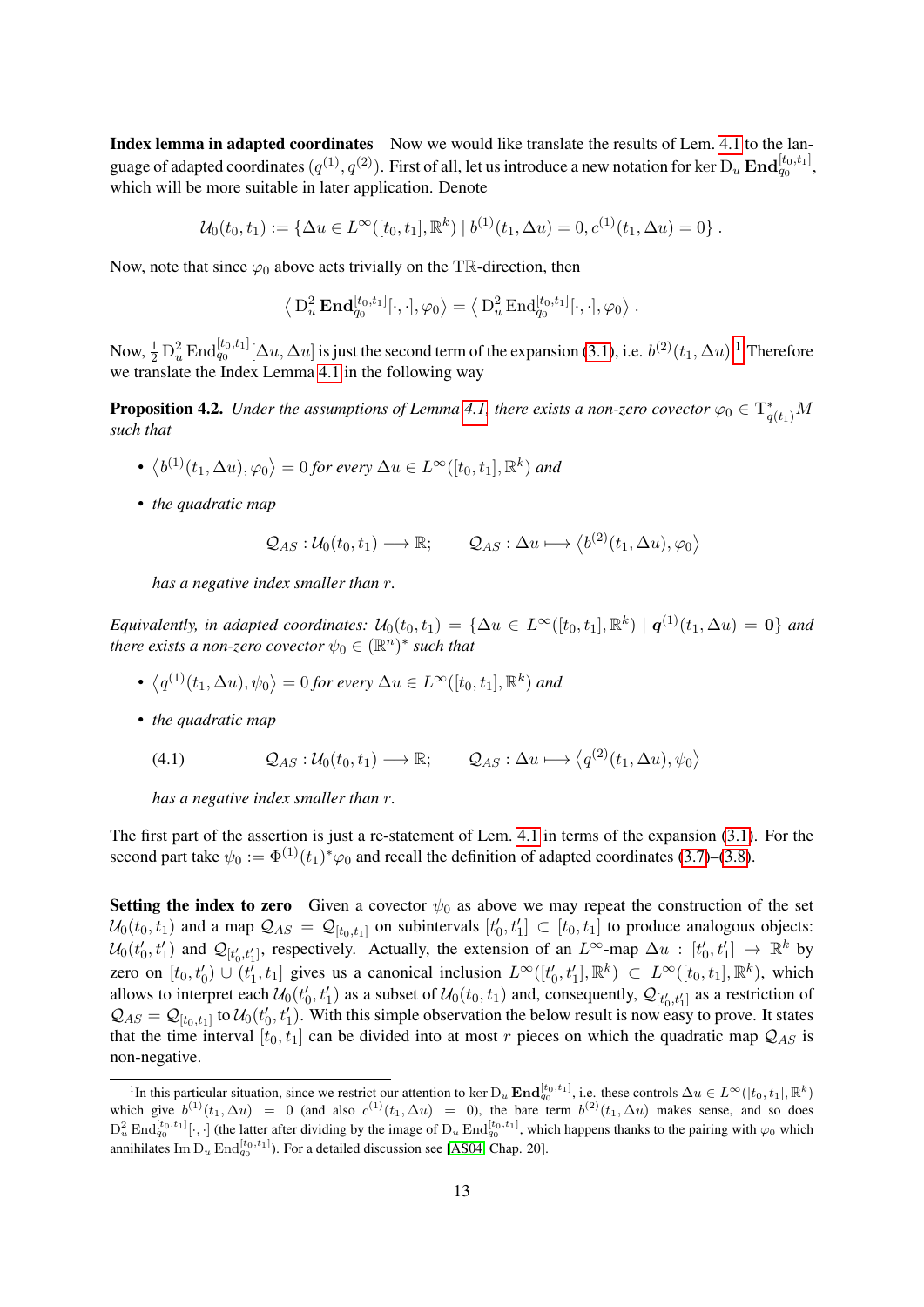**Index lemma in adapted coordinates** Now we would like translate the results of Lem. 4.1 to the language of adapted coordinates $(q^{(1)}, q^{(2)})$. First of all, let us introduce a new notation for $\ker \mathrm{D}_u \, \mathbf{End}_{q_0}^{[t_0,t_1]}$, which will be more suitable in later application. Denote

$$\mathcal{U}_0(t_0,t_1) := \{\Delta u \in L^\infty([t_0,t_1],\mathbb{R}^k) \mid b^{(1)}(t_1,\Delta u) = 0, c^{(1)}(t_1,\Delta u) = 0\} .$$

Now, note that since $\varphi_0$ above acts trivially on the $\mathrm{T}\mathbb{R}$-direction, then

$$\left\langle \mathrm{D}_u^2 \, \mathbf{End}_{q_0}^{[t_0,t_1]}[\cdot,\cdot], \varphi_0 \right\rangle = \left\langle \mathrm{D}_u^2 \, \mathrm{End}_{q_0}^{[t_0,t_1]}[\cdot,\cdot], \varphi_0 \right\rangle .$$

Now, $\frac{1}{2} \mathrm{D}_u^2 \, \mathrm{End}_{q_0}^{[t_0,t_1]}[\Delta u, \Delta u]$ is just the second term of the expansion (3.1), i.e. $b^{(2)}(t_1, \Delta u)$.[1] Therefore we translate the Index Lemma 4.1 in the following way

**Proposition 4.2.** *Under the assumptions of Lemma 4.1, there exists a non-zero covector $\varphi_0 \in \mathrm{T}^*_{q(t_1)}M$ such that*

- $\left\langle b^{(1)}(t_1,\Delta u), \varphi_0 \right\rangle = 0$ *for every $\Delta u \in L^\infty([t_0,t_1],\mathbb{R}^k)$ and*
- *the quadratic map*

$$\mathcal{Q}_{AS} : \mathcal{U}_0(t_0,t_1) \longrightarrow \mathbb{R}; \qquad \mathcal{Q}_{AS} : \Delta u \longmapsto \left\langle b^{(2)}(t_1,\Delta u), \varphi_0 \right\rangle$$

  *has a negative index smaller than $r$.*

*Equivalently, in adapted coordinates: $\mathcal{U}_0(t_0,t_1) = \{\Delta u \in L^\infty([t_0,t_1],\mathbb{R}^k) \mid \boldsymbol{q}^{(1)}(t_1,\Delta u) = \mathbf{0}\}$ and there exists a non-zero covector $\psi_0 \in (\mathbb{R}^n)^*$ such that*

- $\left\langle q^{(1)}(t_1,\Delta u), \psi_0 \right\rangle = 0$ *for every $\Delta u \in L^\infty([t_0,t_1],\mathbb{R}^k)$ and*
- *the quadratic map*

$$\mathcal{Q}_{AS} : \mathcal{U}_0(t_0,t_1) \longrightarrow \mathbb{R}; \qquad \mathcal{Q}_{AS} : \Delta u \longmapsto \left\langle q^{(2)}(t_1,\Delta u), \psi_0 \right\rangle \tag{4.1}$$

  *has a negative index smaller than $r$.*

The first part of the assertion is just a re-statement of Lem. 4.1 in terms of the expansion (3.1). For the second part take $\psi_0 := \Phi^{(1)}(t_1)^* \varphi_0$ and recall the definition of adapted coordinates (3.7)–(3.8).

**Setting the index to zero** Given a covector $\psi_0$ as above we may repeat the construction of the set $\mathcal{U}_0(t_0,t_1)$ and a map $\mathcal{Q}_{AS} = \mathcal{Q}_{[t_0,t_1]}$ on subintervals $[t_0',t_1'] \subset [t_0,t_1]$ to produce analogous objects: $\mathcal{U}_0(t_0',t_1')$ and $\mathcal{Q}_{[t_0',t_1']}$, respectively. Actually, the extension of an $L^\infty$-map $\Delta u : [t_0',t_1'] \to \mathbb{R}^k$ by zero on $[t_0,t_0') \cup (t_1',t_1]$ gives us a canonical inclusion $L^\infty([t_0',t_1'],\mathbb{R}^k) \subset L^\infty([t_0,t_1],\mathbb{R}^k)$, which allows to interpret each $\mathcal{U}_0(t_0',t_1')$ as a subset of $\mathcal{U}_0(t_0,t_1)$ and, consequently, $\mathcal{Q}_{[t_0',t_1']}$ as a restriction of $\mathcal{Q}_{AS} = \mathcal{Q}_{[t_0,t_1]}$ to $\mathcal{U}_0(t_0',t_1')$. With this simple observation the below result is now easy to prove. It states that the time interval $[t_0,t_1]$ can be divided into at most $r$ pieces on which the quadratic map $\mathcal{Q}_{AS}$ is non-negative.

---

[1] In this particular situation, since we restrict our attention to $\ker \mathrm{D}_u \, \mathbf{End}_{q_0}^{[t_0,t_1]}$, i.e. these controls $\Delta u \in L^\infty([t_0,t_1],\mathbb{R}^k)$ which give $b^{(1)}(t_1,\Delta u) = 0$ (and also $c^{(1)}(t_1,\Delta u) = 0$), the bare term $b^{(2)}(t_1,\Delta u)$ makes sense, and so does $\mathrm{D}_u^2 \, \mathrm{End}_{q_0}^{[t_0,t_1]}[\cdot,\cdot]$ (the latter after dividing by the image of $\mathrm{D}_u \, \mathrm{End}_{q_0}^{[t_0,t_1]}$, which happens thanks to the pairing with $\varphi_0$ which annihilates $\mathrm{Im} \, \mathrm{D}_u \, \mathrm{End}_{q_0}^{[t_0,t_1]}$). For a detailed discussion see [AS04, Chap. 20].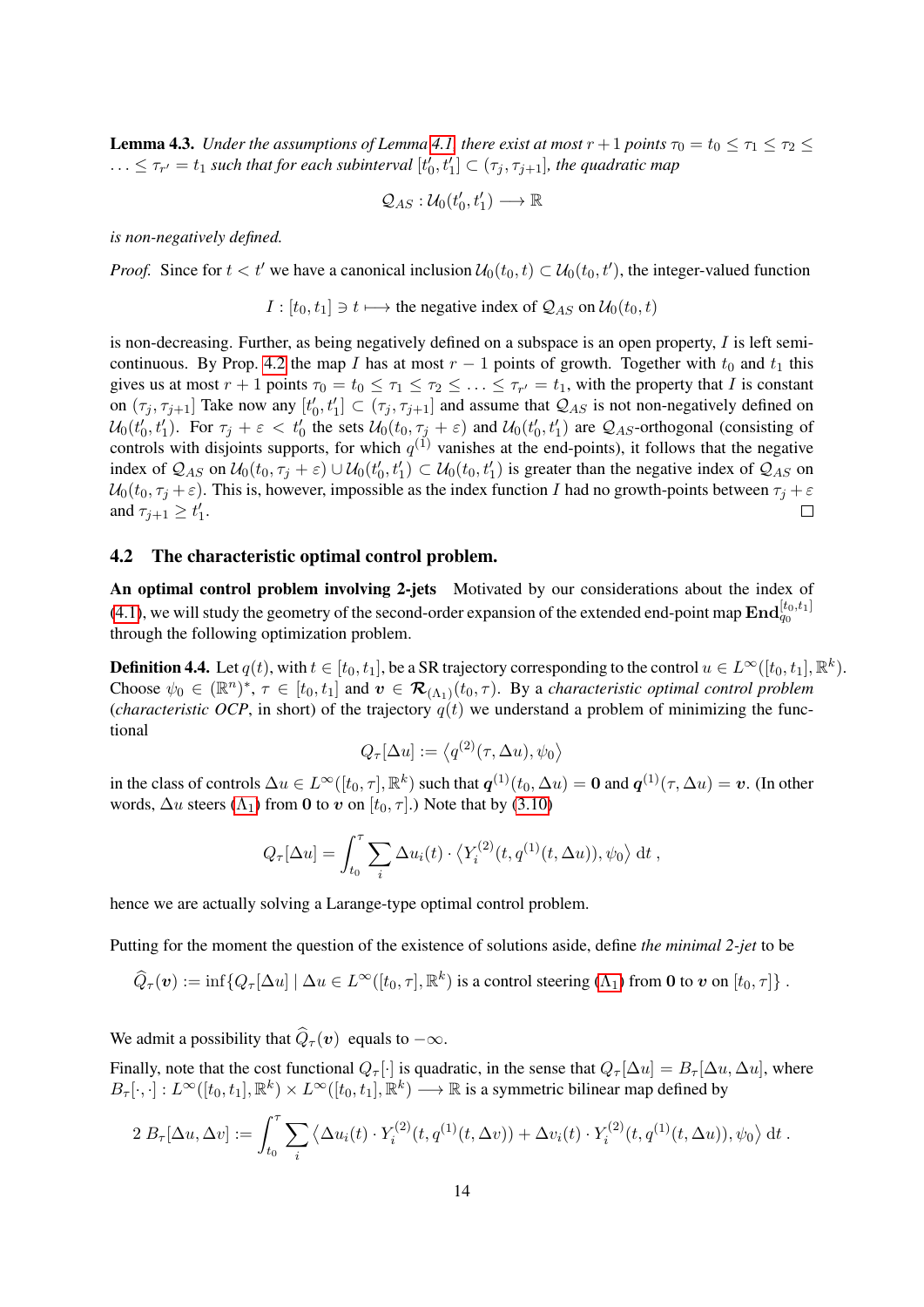**Lemma 4.3.** *Under the assumptions of Lemma 4.1 there exist at most $r+1$ points $\tau_0 = t_0 \leq \tau_1 \leq \tau_2 \leq \ldots \leq \tau_{r'} = t_1$ such that for each subinterval $[t_0', t_1'] \subset (\tau_j, \tau_{j+1}]$, the quadratic map*

$$\mathcal{Q}_{AS} : \mathcal{U}_0(t_0', t_1') \longrightarrow \mathbb{R}$$

*is non-negatively defined.*

*Proof.* Since for $t < t'$ we have a canonical inclusion $\mathcal{U}_0(t_0, t) \subset \mathcal{U}_0(t_0, t')$, the integer-valued function

$$I : [t_0, t_1] \ni t \longmapsto \text{the negative index of } \mathcal{Q}_{AS} \text{ on } \mathcal{U}_0(t_0, t)$$

is non-decreasing. Further, as being negatively defined on a subspace is an open property, $I$ is left semi-continuous. By Prop. 4.2 the map $I$ has at most $r-1$ points of growth. Together with $t_0$ and $t_1$ this gives us at most $r+1$ points $\tau_0 = t_0 \leq \tau_1 \leq \tau_2 \leq \ldots \leq \tau_{r'} = t_1$, with the property that $I$ is constant on $(\tau_j, \tau_{j+1}]$ Take now any $[t_0', t_1'] \subset (\tau_j, \tau_{j+1}]$ and assume that $\mathcal{Q}_{AS}$ is not non-negatively defined on $\mathcal{U}_0(t_0', t_1')$. For $\tau_j + \varepsilon < t_0'$ the sets $\mathcal{U}_0(t_0, \tau_j + \varepsilon)$ and $\mathcal{U}_0(t_0', t_1')$ are $\mathcal{Q}_{AS}$-orthogonal (consisting of controls with disjoints supports, for which $q^{(1)}$ vanishes at the end-points), it follows that the negative index of $\mathcal{Q}_{AS}$ on $\mathcal{U}_0(t_0, \tau_j + \varepsilon) \cup \mathcal{U}_0(t_0', t_1') \subset \mathcal{U}_0(t_0, t_1')$ is greater than the negative index of $\mathcal{Q}_{AS}$ on $\mathcal{U}_0(t_0, \tau_j + \varepsilon)$. This is, however, impossible as the index function $I$ had no growth-points between $\tau_j + \varepsilon$ and $\tau_{j+1} \geq t_1'$. $\square$

## 4.2 The characteristic optimal control problem.

**An optimal control problem involving 2-jets** Motivated by our considerations about the index of (4.1), we will study the geometry of the second-order expansion of the extended end-point map $\mathbf{End}^{[t_0,t_1]}_{q_0}$ through the following optimization problem.

**Definition 4.4.** Let $q(t)$, with $t \in [t_0, t_1]$, be a SR trajectory corresponding to the control $u \in L^\infty([t_0, t_1], \mathbb{R}^k)$. Choose $\psi_0 \in (\mathbb{R}^n)^*$, $\tau \in [t_0, t_1]$ and $\boldsymbol{v} \in \boldsymbol{\mathcal{R}}_{(\Lambda_1)}(t_0, \tau)$. By a *characteristic optimal control problem* (*characteristic OCP*, in short) of the trajectory $q(t)$ we understand a problem of minimizing the functional

$$Q_\tau[\Delta u] := \left\langle q^{(2)}(\tau, \Delta u), \psi_0 \right\rangle$$

in the class of controls $\Delta u \in L^\infty([t_0, \tau], \mathbb{R}^k)$ such that $\boldsymbol{q}^{(1)}(t_0, \Delta u) = \mathbf{0}$ and $\boldsymbol{q}^{(1)}(\tau, \Delta u) = \boldsymbol{v}$. (In other words, $\Delta u$ steers $(\Lambda_1)$ from $\mathbf{0}$ to $\boldsymbol{v}$ on $[t_0, \tau]$.) Note that by (3.10)

$$Q_\tau[\Delta u] = \int_{t_0}^{\tau} \sum_i \Delta u_i(t) \cdot \left\langle Y_i^{(2)}(t, q^{(1)}(t, \Delta u)), \psi_0 \right\rangle \,\mathrm{d}t\,,$$

hence we are actually solving a Larange-type optimal control problem.

Putting for the moment the question of the existence of solutions aside, define *the minimal 2-jet* to be

$$\widehat{Q}_\tau(\boldsymbol{v}) := \inf\{Q_\tau[\Delta u] \mid \Delta u \in L^\infty([t_0, \tau], \mathbb{R}^k) \text{ is a control steering } (\Lambda_1) \text{ from } \mathbf{0} \text{ to } \boldsymbol{v} \text{ on } [t_0, \tau]\}\,.$$

We admit a possibility that $\widehat{Q}_\tau(\boldsymbol{v})$ equals to $-\infty$.

Finally, note that the cost functional $Q_\tau[\cdot]$ is quadratic, in the sense that $Q_\tau[\Delta u] = B_\tau[\Delta u, \Delta u]$, where $B_\tau[\cdot, \cdot] : L^\infty([t_0, t_1], \mathbb{R}^k) \times L^\infty([t_0, t_1], \mathbb{R}^k) \longrightarrow \mathbb{R}$ is a symmetric bilinear map defined by

$$2\, B_\tau[\Delta u, \Delta v] := \int_{t_0}^{\tau} \sum_i \left\langle \Delta u_i(t) \cdot Y_i^{(2)}(t, q^{(1)}(t, \Delta v)) + \Delta v_i(t) \cdot Y_i^{(2)}(t, q^{(1)}(t, \Delta u)), \psi_0 \right\rangle \mathrm{d}t\,.$$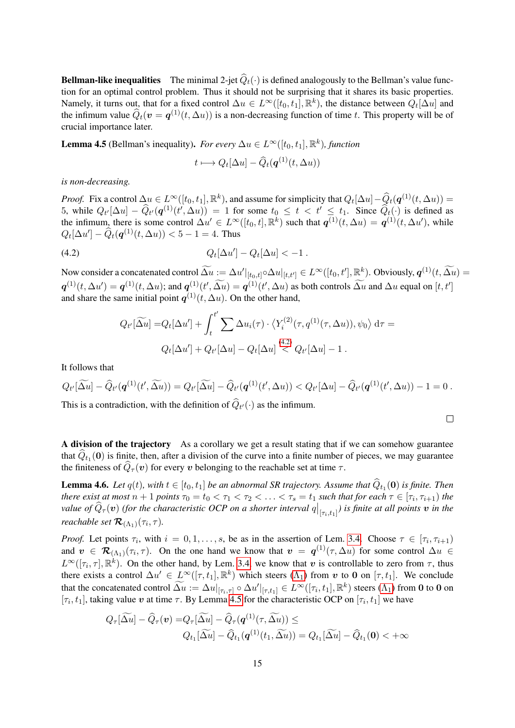**Bellman-like inequalities** The minimal 2-jet $\widehat{Q}_t(\cdot)$ is defined analogously to the Bellman's value function for an optimal control problem. Thus it should not be surprising that it shares its basic properties. Namely, it turns out, that for a fixed control $\Delta u \in L^\infty([t_0,t_1],\mathbb{R}^k)$, the distance between $Q_t[\Delta u]$ and the infimum value $\widehat{Q}_t(\boldsymbol{v} = \boldsymbol{q}^{(1)}(t,\Delta u))$ is a non-decreasing function of time $t$. This property will be of crucial importance later.

**Lemma 4.5** (Bellman's inequality). *For every $\Delta u \in L^\infty([t_0,t_1],\mathbb{R}^k)$, function*

$$t \longmapsto Q_t[\Delta u] - \widehat{Q}_t(\boldsymbol{q}^{(1)}(t,\Delta u))$$

*is non-decreasing.*

*Proof.* Fix a control $\Delta u \in L^\infty([t_0,t_1],\mathbb{R}^k)$, and assume for simplicity that $Q_t[\Delta u] - \widehat{Q}_t(\boldsymbol{q}^{(1)}(t,\Delta u)) = 5$, while $Q_{t'}[\Delta u] - \widehat{Q}_{t'}(\boldsymbol{q}^{(1)}(t',\Delta u)) = 1$ for some $t_0 \le t < t' \le t_1$. Since $\widehat{Q}_t(\cdot)$ is defined as the infimum, there is some control $\Delta u' \in L^\infty([t_0,t],\mathbb{R}^k)$ such that $\boldsymbol{q}^{(1)}(t,\Delta u) = \boldsymbol{q}^{(1)}(t,\Delta u')$, while $Q_t[\Delta u'] - \widehat{Q}_t(\boldsymbol{q}^{(1)}(t,\Delta u)) < 5 - 1 = 4$. Thus

$$Q_t[\Delta u'] - Q_t[\Delta u] < -1 \ . \tag{4.2}$$

Now consider a concatenated control $\widetilde{\Delta u} := \Delta u'|_{[t_0,t]} \circ \Delta u|_{[t,t']} \in L^\infty([t_0,t'],\mathbb{R}^k)$. Obviously, $\boldsymbol{q}^{(1)}(t,\widetilde{\Delta u}) = \boldsymbol{q}^{(1)}(t,\Delta u') = \boldsymbol{q}^{(1)}(t,\Delta u)$; and $\boldsymbol{q}^{(1)}(t',\widetilde{\Delta u}) = \boldsymbol{q}^{(1)}(t',\Delta u)$ as both controls $\widetilde{\Delta u}$ and $\Delta u$ equal on $[t,t']$ and share the same initial point $\boldsymbol{q}^{(1)}(t,\Delta u)$. On the other hand,

$$\begin{aligned}Q_{t'}[\widetilde{\Delta u}] =& Q_t[\Delta u'] + \int_t^{t'} \sum \Delta u_i(\tau)\cdot \langle Y_i^{(2)}(\tau, q^{(1)}(\tau,\Delta u)),\psi_0\rangle\, \mathrm{d}\tau = \\ & Q_t[\Delta u'] + Q_{t'}[\Delta u] - Q_t[\Delta u] \overset{(4.2)}{<} Q_{t'}[\Delta u] - 1 \ .\end{aligned}$$

It follows that

$$Q_{t'}[\widetilde{\Delta u}] - \widehat{Q}_{t'}(\boldsymbol{q}^{(1)}(t',\widetilde{\Delta u})) = Q_{t'}[\widetilde{\Delta u}] - \widehat{Q}_{t'}(\boldsymbol{q}^{(1)}(t',\Delta u)) < Q_{t'}[\Delta u] - \widehat{Q}_{t'}(\boldsymbol{q}^{(1)}(t',\Delta u)) - 1 = 0 \ .$$

This is a contradiction, with the definition of $\widehat{Q}_{t'}(\cdot)$ as the infimum. □

**A division of the trajectory** As a corollary we get a result stating that if we can somehow guarantee that $\widehat{Q}_{t_1}(\mathbf{0})$ is finite, then, after a division of the curve into a finite number of pieces, we may guarantee the finiteness of $\widehat{Q}_\tau(\boldsymbol{v})$ for every $\boldsymbol{v}$ belonging to the reachable set at time $\tau$.

**Lemma 4.6.** *Let $q(t)$, with $t \in [t_0,t_1]$ be an abnormal SR trajectory. Assume that $\widehat{Q}_{t_1}(\mathbf{0})$ is finite. Then there exist at most $n+1$ points $\tau_0 = t_0 < \tau_1 < \tau_2 < \ldots < \tau_s = t_1$ such that for each $\tau \in [\tau_i,\tau_{i+1})$ the value of $\widehat{Q}_\tau(\boldsymbol{v})$ (for the characteristic OCP on a shorter interval $q\big|_{[\tau_i,t_1]}$) is finite at all points $\boldsymbol{v}$ in the reachable set $\boldsymbol{\mathcal{R}}_{(\Lambda_1)}(\tau_i,\tau)$.*

*Proof.* Let points $\tau_i$, with $i = 0,1,\ldots,s$, be as in the assertion of Lem. 3.4. Choose $\tau \in [\tau_i,\tau_{i+1})$ and $\boldsymbol{v} \in \boldsymbol{\mathcal{R}}_{(\Lambda_1)}(\tau_i,\tau)$. On the one hand we know that $\boldsymbol{v} = \boldsymbol{q}^{(1)}(\tau,\Delta u)$ for some control $\Delta u \in L^\infty([\tau_i,\tau],\mathbb{R}^k)$. On the other hand, by Lem. 3.4 we know that $\boldsymbol{v}$ is controllable to zero from $\tau$, thus there exists a control $\Delta u' \in L^\infty([\tau,t_1],\mathbb{R}^k)$ which steers ($\Lambda_1$) from $\boldsymbol{v}$ to $\mathbf{0}$ on $[\tau,t_1]$. We conclude that the concatenated control $\widetilde{\Delta u} := \Delta u|_{[\tau_i,\tau]} \circ \Delta u'|_{[\tau,t_1]} \in L^\infty([\tau_i,t_1],\mathbb{R}^k)$ steers ($\Lambda_1$) from $\mathbf{0}$ to $\mathbf{0}$ on $[\tau_i,t_1]$, taking value $\boldsymbol{v}$ at time $\tau$. By Lemma 4.5 for the characteristic OCP on $[\tau_i,t_1]$ we have

$$\begin{aligned}Q_\tau[\widetilde{\Delta u}] - \widehat{Q}_\tau(\boldsymbol{v}) =& Q_\tau[\widetilde{\Delta u}] - \widehat{Q}_\tau(\boldsymbol{q}^{(1)}(\tau,\widetilde{\Delta u})) \le \\ & Q_{t_1}[\widetilde{\Delta u}] - \widehat{Q}_{t_1}(\boldsymbol{q}^{(1)}(t_1,\widetilde{\Delta u})) = Q_{t_1}[\widetilde{\Delta u}] - \widehat{Q}_{t_1}(\mathbf{0}) < +\infty\end{aligned}$$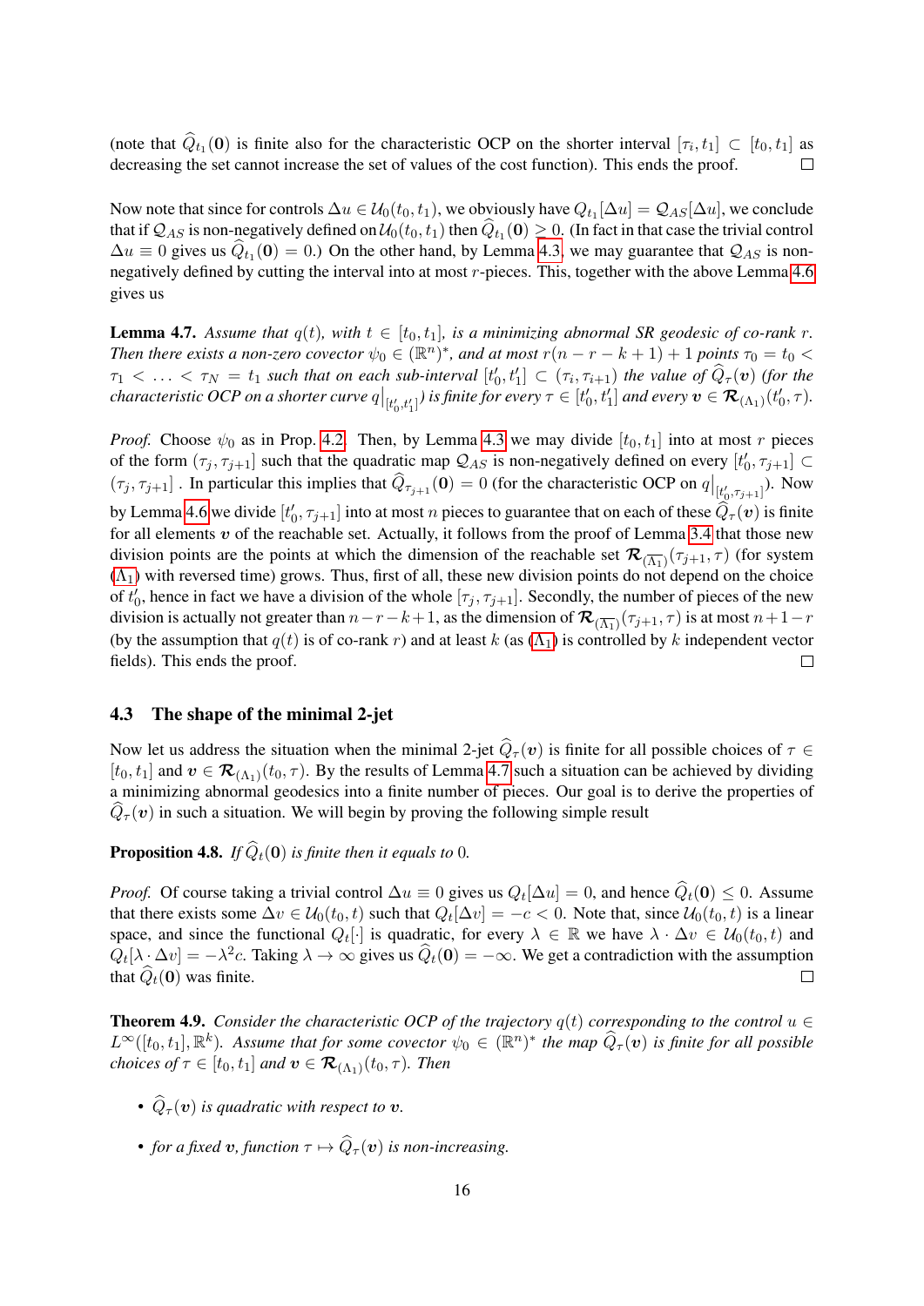(note that $\widehat{Q}_{t_1}(\mathbf{0})$ is finite also for the characteristic OCP on the shorter interval $[\tau_i, t_1] \subset [t_0, t_1]$ as decreasing the set cannot increase the set of values of the cost function). This ends the proof. $\square$

Now note that since for controls $\Delta u \in \mathcal{U}_0(t_0, t_1)$, we obviously have $Q_{t_1}[\Delta u] = \mathcal{Q}_{AS}[\Delta u]$, we conclude that if $\mathcal{Q}_{AS}$ is non-negatively defined on $\mathcal{U}_0(t_0, t_1)$ then $\widehat{Q}_{t_1}(\mathbf{0}) \geq 0$. (In fact in that case the trivial control $\Delta u \equiv 0$ gives us $\widehat{Q}_{t_1}(\mathbf{0}) = 0$.) On the other hand, by Lemma 4.3, we may guarantee that $\mathcal{Q}_{AS}$ is non-negatively defined by cutting the interval into at most $r$-pieces. This, together with the above Lemma 4.6 gives us

**Lemma 4.7.** *Assume that $q(t)$, with $t \in [t_0, t_1]$, is a minimizing abnormal SR geodesic of co-rank $r$. Then there exists a non-zero covector $\psi_0 \in (\mathbb{R}^n)^*$, and at most $r(n-r-k+1)+1$ points $\tau_0 = t_0 < \tau_1 < \ldots < \tau_N = t_1$ such that on each sub-interval $[t_0', t_1'] \subset (\tau_i, \tau_{i+1})$ the value of $\widehat{Q}_\tau(\boldsymbol{v})$ (for the characteristic OCP on a shorter curve $q\big|_{[t_0', t_1']}$) is finite for every $\tau \in [t_0', t_1']$ and every $\boldsymbol{v} \in \boldsymbol{\mathcal{R}}_{(\Lambda_1)}(t_0', \tau)$.*

*Proof.* Choose $\psi_0$ as in Prop. 4.2. Then, by Lemma 4.3 we may divide $[t_0, t_1]$ into at most $r$ pieces of the form $(\tau_j, \tau_{j+1}]$ such that the quadratic map $\mathcal{Q}_{AS}$ is non-negatively defined on every $[t_0', \tau_{j+1}] \subset (\tau_j, \tau_{j+1}]$. In particular this implies that $\widehat{Q}_{\tau_{j+1}}(\mathbf{0}) = 0$ (for the characteristic OCP on $q\big|_{[t_0', \tau_{j+1}]}$). Now by Lemma 4.6 we divide $[t_0', \tau_{j+1}]$ into at most $n$ pieces to guarantee that on each of these $\widehat{Q}_\tau(\boldsymbol{v})$ is finite for all elements $\boldsymbol{v}$ of the reachable set. Actually, it follows from the proof of Lemma 3.4 that those new division points are the points at which the dimension of the reachable set $\boldsymbol{\mathcal{R}}_{(\overline{\Lambda_1})}(\tau_{j+1}, \tau)$ (for system ($\overline{\Lambda_1}$) with reversed time) grows. Thus, first of all, these new division points do not depend on the choice of $t_0'$, hence in fact we have a division of the whole $[\tau_j, \tau_{j+1}]$. Secondly, the number of pieces of the new division is actually not greater than $n-r-k+1$, as the dimension of $\boldsymbol{\mathcal{R}}_{(\overline{\Lambda_1})}(\tau_{j+1}, \tau)$ is at most $n+1-r$ (by the assumption that $q(t)$ is of co-rank $r$) and at least $k$ (as ($\overline{\Lambda_1}$) is controlled by $k$ independent vector fields). This ends the proof. $\square$

### 4.3 The shape of the minimal 2-jet

Now let us address the situation when the minimal 2-jet $\widehat{Q}_\tau(\boldsymbol{v})$ is finite for all possible choices of $\tau \in [t_0, t_1]$ and $\boldsymbol{v} \in \boldsymbol{\mathcal{R}}_{(\Lambda_1)}(t_0, \tau)$. By the results of Lemma 4.7 such a situation can be achieved by dividing a minimizing abnormal geodesics into a finite number of pieces. Our goal is to derive the properties of $\widehat{Q}_\tau(\boldsymbol{v})$ in such a situation. We will begin by proving the following simple result

**Proposition 4.8.** *If $\widehat{Q}_t(\mathbf{0})$ is finite then it equals to 0.*

*Proof.* Of course taking a trivial control $\Delta u \equiv 0$ gives us $Q_t[\Delta u] = 0$, and hence $\widehat{Q}_t(\mathbf{0}) \leq 0$. Assume that there exists some $\Delta v \in \mathcal{U}_0(t_0, t)$ such that $Q_t[\Delta v] = -c < 0$. Note that, since $\mathcal{U}_0(t_0, t)$ is a linear space, and since the functional $Q_t[\cdot]$ is quadratic, for every $\lambda \in \mathbb{R}$ we have $\lambda \cdot \Delta v \in \mathcal{U}_0(t_0, t)$ and $Q_t[\lambda \cdot \Delta v] = -\lambda^2 c$. Taking $\lambda \to \infty$ gives us $\widehat{Q}_t(\mathbf{0}) = -\infty$. We get a contradiction with the assumption that $\widehat{Q}_t(\mathbf{0})$ was finite. $\square$

**Theorem 4.9.** *Consider the characteristic OCP of the trajectory $q(t)$ corresponding to the control $u \in L^\infty([t_0, t_1], \mathbb{R}^k)$. Assume that for some covector $\psi_0 \in (\mathbb{R}^n)^*$ the map $\widehat{Q}_\tau(\boldsymbol{v})$ is finite for all possible choices of $\tau \in [t_0, t_1]$ and $\boldsymbol{v} \in \boldsymbol{\mathcal{R}}_{(\Lambda_1)}(t_0, \tau)$. Then*

- *$\widehat{Q}_\tau(\boldsymbol{v})$ is quadratic with respect to $\boldsymbol{v}$.*
- *for a fixed $\boldsymbol{v}$, function $\tau \mapsto \widehat{Q}_\tau(\boldsymbol{v})$ is non-increasing.*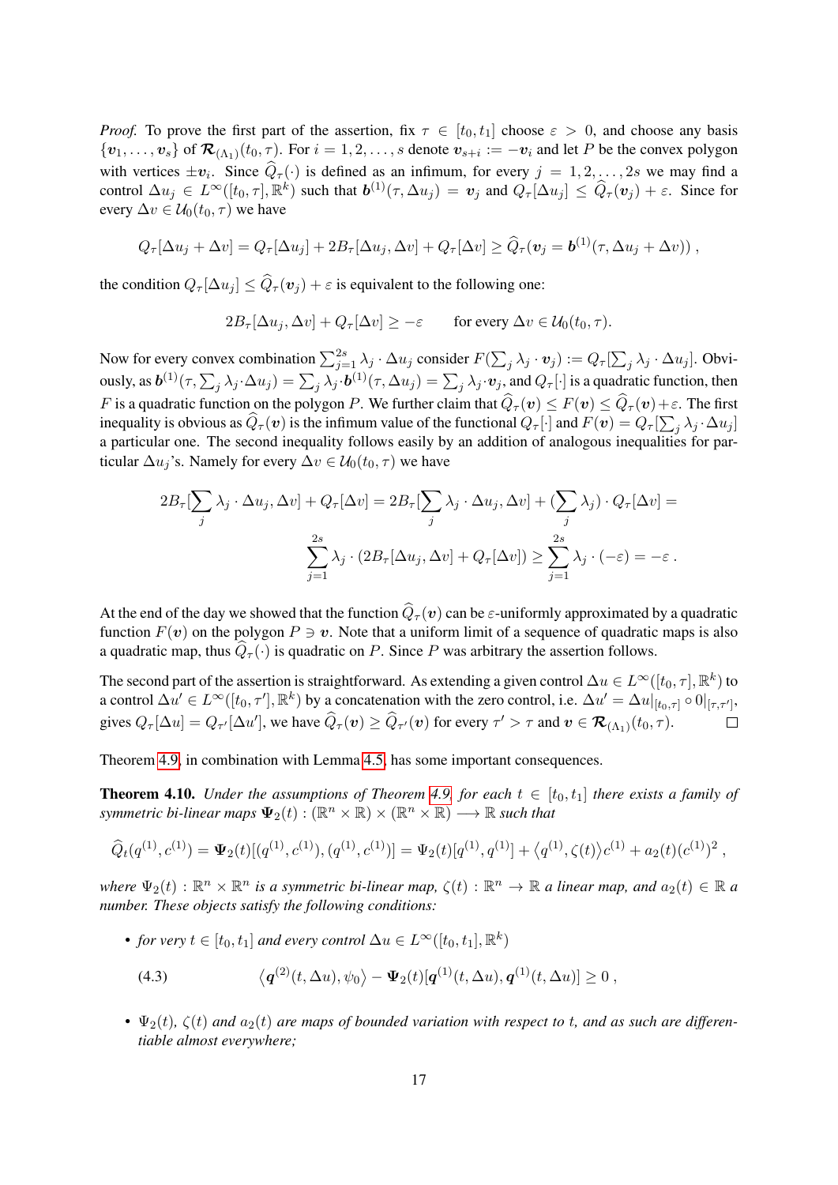*Proof.* To prove the first part of the assertion, fix $\tau \in [t_0, t_1]$ choose $\varepsilon > 0$, and choose any basis $\{\boldsymbol{v}_1, \ldots, \boldsymbol{v}_s\}$ of $\boldsymbol{\mathcal{R}}_{(\Lambda_1)}(t_0, \tau)$. For $i = 1, 2, \ldots, s$ denote $\boldsymbol{v}_{s+i} := -\boldsymbol{v}_i$ and let $P$ be the convex polygon with vertices $\pm\boldsymbol{v}_i$. Since $\widehat{Q}_\tau(\cdot)$ is defined as an infimum, for every $j = 1, 2, \ldots, 2s$ we may find a control $\Delta u_j \in L^\infty([t_0, \tau], \mathbb{R}^k)$ such that $\boldsymbol{b}^{(1)}(\tau, \Delta u_j) = \boldsymbol{v}_j$ and $Q_\tau[\Delta u_j] \leq \widehat{Q}_\tau(\boldsymbol{v}_j) + \varepsilon$. Since for every $\Delta v \in \mathcal{U}_0(t_0, \tau)$ we have

$$Q_\tau[\Delta u_j + \Delta v] = Q_\tau[\Delta u_j] + 2B_\tau[\Delta u_j, \Delta v] + Q_\tau[\Delta v] \geq \widehat{Q}_\tau(\boldsymbol{v}_j = \boldsymbol{b}^{(1)}(\tau, \Delta u_j + \Delta v)) \, ,$$

the condition $Q_\tau[\Delta u_j] \leq \widehat{Q}_\tau(\boldsymbol{v}_j) + \varepsilon$ is equivalent to the following one:

$$2B_\tau[\Delta u_j, \Delta v] + Q_\tau[\Delta v] \geq -\varepsilon \qquad \text{for every } \Delta v \in \mathcal{U}_0(t_0, \tau).$$

Now for every convex combination $\sum_{j=1}^{2s} \lambda_j \cdot \Delta u_j$ consider $F(\sum_j \lambda_j \cdot \boldsymbol{v}_j) := Q_\tau[\sum_j \lambda_j \cdot \Delta u_j]$. Obviously, as $\boldsymbol{b}^{(1)}(\tau, \sum_j \lambda_j \cdot \Delta u_j) = \sum_j \lambda_j \cdot \boldsymbol{b}^{(1)}(\tau, \Delta u_j) = \sum_j \lambda_j \cdot \boldsymbol{v}_j$, and $Q_\tau[\cdot]$ is a quadratic function, then $F$ is a quadratic function on the polygon $P$. We further claim that $\widehat{Q}_\tau(\boldsymbol{v}) \leq F(\boldsymbol{v}) \leq \widehat{Q}_\tau(\boldsymbol{v}) + \varepsilon$. The first inequality is obvious as $\widehat{Q}_\tau(\boldsymbol{v})$ is the infimum value of the functional $Q_\tau[\cdot]$ and $F(\boldsymbol{v}) = Q_\tau[\sum_j \lambda_j \cdot \Delta u_j]$ a particular one. The second inequality follows easily by an addition of analogous inequalities for particular $\Delta u_j$'s. Namely for every $\Delta v \in \mathcal{U}_0(t_0, \tau)$ we have

$$2B_\tau[\sum_j \lambda_j \cdot \Delta u_j, \Delta v] + Q_\tau[\Delta v] = 2B_\tau[\sum_j \lambda_j \cdot \Delta u_j, \Delta v] + (\sum_j \lambda_j) \cdot Q_\tau[\Delta v] =$$

$$\sum_{j=1}^{2s} \lambda_j \cdot (2B_\tau[\Delta u_j, \Delta v] + Q_\tau[\Delta v]) \geq \sum_{j=1}^{2s} \lambda_j \cdot (-\varepsilon) = -\varepsilon \, .$$

At the end of the day we showed that the function $\widehat{Q}_\tau(\boldsymbol{v})$ can be $\varepsilon$-uniformly approximated by a quadratic function $F(\boldsymbol{v})$ on the polygon $P \ni \boldsymbol{v}$. Note that a uniform limit of a sequence of quadratic maps is also a quadratic map, thus $\widehat{Q}_\tau(\cdot)$ is quadratic on $P$. Since $P$ was arbitrary the assertion follows.

The second part of the assertion is straightforward. As extending a given control $\Delta u \in L^\infty([t_0, \tau], \mathbb{R}^k)$ to a control $\Delta u' \in L^\infty([t_0, \tau'], \mathbb{R}^k)$ by a concatenation with the zero control, i.e. $\Delta u' = \Delta u|_{[t_0,\tau]} \circ 0|_{[\tau,\tau']}$, gives $Q_\tau[\Delta u] = Q_{\tau'}[\Delta u']$, we have $\widehat{Q}_\tau(\boldsymbol{v}) \geq \widehat{Q}_{\tau'}(\boldsymbol{v})$ for every $\tau' > \tau$ and $\boldsymbol{v} \in \boldsymbol{\mathcal{R}}_{(\Lambda_1)}(t_0, \tau)$. $\square$

Theorem 4.9, in combination with Lemma 4.5, has some important consequences.

**Theorem 4.10.** *Under the assumptions of Theorem 4.9 for each $t \in [t_0, t_1]$ there exists a family of symmetric bi-linear maps $\boldsymbol{\Psi}_2(t) : (\mathbb{R}^n \times \mathbb{R}) \times (\mathbb{R}^n \times \mathbb{R}) \longrightarrow \mathbb{R}$ such that*

$$\widehat{Q}_t(q^{(1)}, c^{(1)}) = \boldsymbol{\Psi}_2(t)[(q^{(1)}, c^{(1)}), (q^{(1)}, c^{(1)})] = \Psi_2(t)[q^{(1)}, q^{(1)}] + \langle q^{(1)}, \zeta(t) \rangle c^{(1)} + a_2(t)(c^{(1)})^2 \, ,$$

*where $\Psi_2(t) : \mathbb{R}^n \times \mathbb{R}^n$ is a symmetric bi-linear map, $\zeta(t) : \mathbb{R}^n \to \mathbb{R}$ a linear map, and $a_2(t) \in \mathbb{R}$ a number. These objects satisfy the following conditions:*

- *for very $t \in [t_0, t_1]$ and every control $\Delta u \in L^\infty([t_0, t_1], \mathbb{R}^k)$*

$$\langle \boldsymbol{q}^{(2)}(t, \Delta u), \psi_0 \rangle - \boldsymbol{\Psi}_2(t)[\boldsymbol{q}^{(1)}(t, \Delta u), \boldsymbol{q}^{(1)}(t, \Delta u)] \geq 0 \, , \tag{4.3}$$

- *$\Psi_2(t)$, $\zeta(t)$ and $a_2(t)$ are maps of bounded variation with respect to $t$, and as such are differentiable almost everywhere;*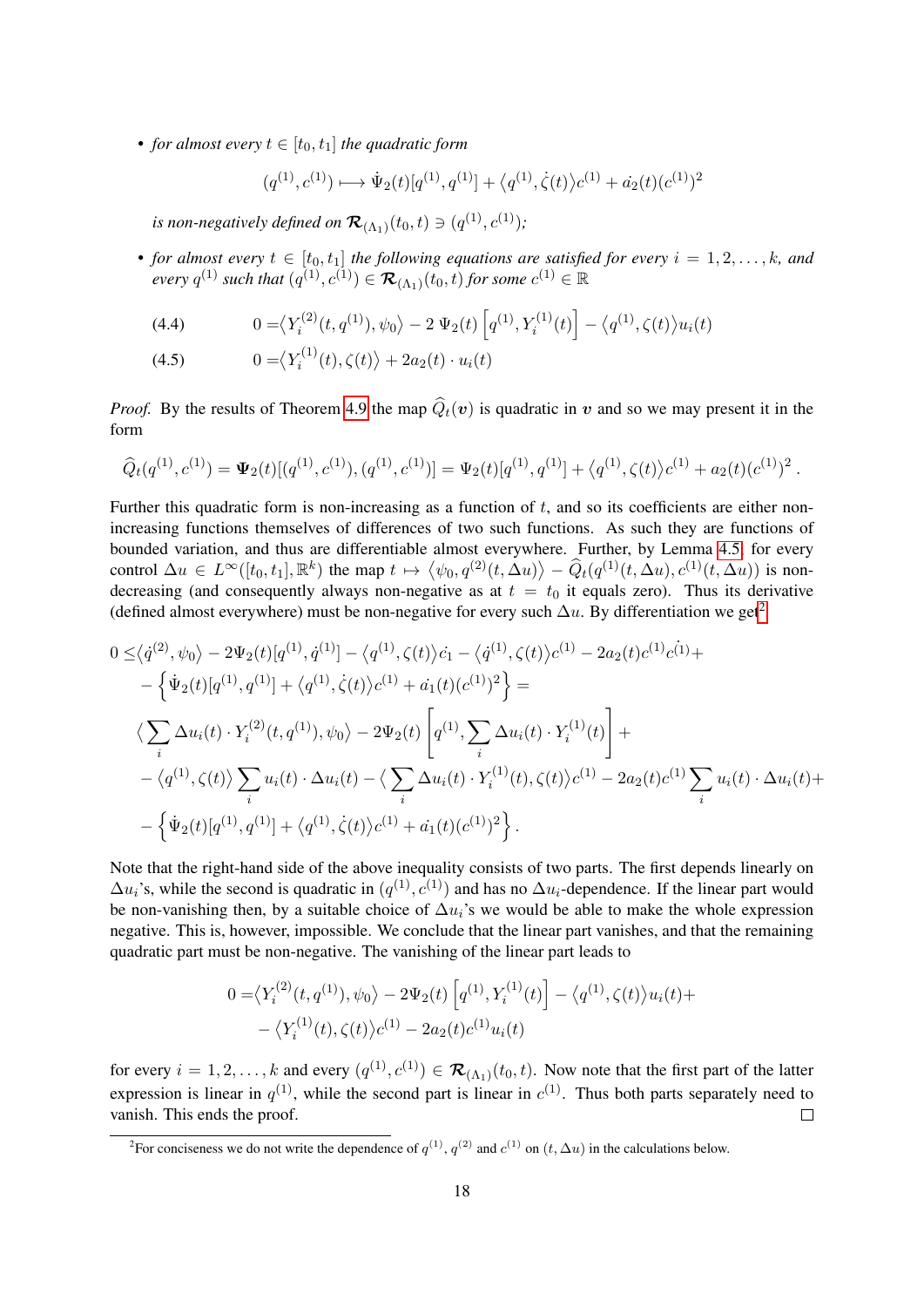- *for almost every $t \in [t_0, t_1]$ the quadratic form*

$$(q^{(1)}, c^{(1)}) \longmapsto \dot{\Psi}_2(t)[q^{(1)}, q^{(1)}] + \langle q^{(1)}, \dot{\zeta}(t)\rangle c^{(1)} + \dot{a}_2(t)(c^{(1)})^2$$

*is non-negatively defined on $\boldsymbol{\mathcal{R}}_{(\Lambda_1)}(t_0, t) \ni (q^{(1)}, c^{(1)})$;*

- *for almost every $t \in [t_0, t_1]$ the following equations are satisfied for every $i = 1, 2, \ldots, k$, and every $q^{(1)}$ such that $(q^{(1)}, c^{(1)}) \in \boldsymbol{\mathcal{R}}_{(\Lambda_1)}(t_0, t)$ for some $c^{(1)} \in \mathbb{R}$*

$$0 = \langle Y_i^{(2)}(t, q^{(1)}), \psi_0\rangle - 2\,\Psi_2(t)\left[q^{(1)}, Y_i^{(1)}(t)\right] - \langle q^{(1)}, \zeta(t)\rangle u_i(t) \tag{4.4}$$

$$0 = \langle Y_i^{(1)}(t), \zeta(t)\rangle + 2a_2(t) \cdot u_i(t) \tag{4.5}$$

*Proof.* By the results of Theorem 4.9 the map $\widehat{Q}_t(\boldsymbol{v})$ is quadratic in $\boldsymbol{v}$ and so we may present it in the form

$$\widehat{Q}_t(q^{(1)}, c^{(1)}) = \boldsymbol{\Psi}_2(t)[(q^{(1)}, c^{(1)}), (q^{(1)}, c^{(1)})] = \Psi_2(t)[q^{(1)}, q^{(1)}] + \langle q^{(1)}, \zeta(t)\rangle c^{(1)} + a_2(t)(c^{(1)})^2 .$$

Further this quadratic form is non-increasing as a function of $t$, and so its coefficients are either non-increasing functions themselves of differences of two such functions. As such they are functions of bounded variation, and thus are differentiable almost everywhere. Further, by Lemma 4.5 for every control $\Delta u \in L^\infty([t_0, t_1], \mathbb{R}^k)$ the map $t \mapsto \langle \psi_0, q^{(2)}(t, \Delta u)\rangle - \widehat{Q}_t(q^{(1)}(t, \Delta u), c^{(1)}(t, \Delta u))$ is non-decreasing (and consequently always non-negative as at $t = t_0$ it equals zero). Thus its derivative (defined almost everywhere) must be non-negative for every such $\Delta u$. By differentiation we get[2]

$$\begin{aligned}
0 \leq &\langle \dot{q}^{(2)}, \psi_0\rangle - 2\Psi_2(t)[q^{(1)}, \dot{q}^{(1)}] - \langle q^{(1)}, \zeta(t)\rangle \dot{c_1} - \langle \dot{q}^{(1)}, \zeta(t)\rangle c^{(1)} - 2a_2(t)c^{(1)}\dot{c^{(1)}} + \\
&- \left\{\dot{\Psi}_2(t)[q^{(1)}, q^{(1)}] + \langle q^{(1)}, \dot{\zeta}(t)\rangle c^{(1)} + \dot{a_1}(t)(c^{(1)})^2\right\} = \\
&\Big\langle \sum_i \Delta u_i(t) \cdot Y_i^{(2)}(t, q^{(1)}), \psi_0\Big\rangle - 2\Psi_2(t)\left[q^{(1)}, \sum_i \Delta u_i(t) \cdot Y_i^{(1)}(t)\right] + \\
&- \langle q^{(1)}, \zeta(t)\rangle \sum_i u_i(t) \cdot \Delta u_i(t) - \Big\langle \sum_i \Delta u_i(t) \cdot Y_i^{(1)}(t), \zeta(t)\Big\rangle c^{(1)} - 2a_2(t)c^{(1)} \sum_i u_i(t) \cdot \Delta u_i(t) + \\
&- \left\{\dot{\Psi}_2(t)[q^{(1)}, q^{(1)}] + \langle q^{(1)}, \dot{\zeta}(t)\rangle c^{(1)} + \dot{a_1}(t)(c^{(1)})^2\right\}.
\end{aligned}$$

Note that the right-hand side of the above inequality consists of two parts. The first depends linearly on $\Delta u_i$'s, while the second is quadratic in $(q^{(1)}, c^{(1)})$ and has no $\Delta u_i$-dependence. If the linear part would be non-vanishing then, by a suitable choice of $\Delta u_i$'s we would be able to make the whole expression negative. This is, however, impossible. We conclude that the linear part vanishes, and that the remaining quadratic part must be non-negative. The vanishing of the linear part leads to

$$\begin{aligned}
0 = &\langle Y_i^{(2)}(t, q^{(1)}), \psi_0\rangle - 2\Psi_2(t)\left[q^{(1)}, Y_i^{(1)}(t)\right] - \langle q^{(1)}, \zeta(t)\rangle u_i(t) + \\
&- \langle Y_i^{(1)}(t), \zeta(t)\rangle c^{(1)} - 2a_2(t)c^{(1)}u_i(t)
\end{aligned}$$

for every $i = 1, 2, \ldots, k$ and every $(q^{(1)}, c^{(1)}) \in \boldsymbol{\mathcal{R}}_{(\Lambda_1)}(t_0, t)$. Now note that the first part of the latter expression is linear in $q^{(1)}$, while the second part is linear in $c^{(1)}$. Thus both parts separately need to vanish. This ends the proof. □

[2] For conciseness we do not write the dependence of $q^{(1)}$, $q^{(2)}$ and $c^{(1)}$ on $(t, \Delta u)$ in the calculations below.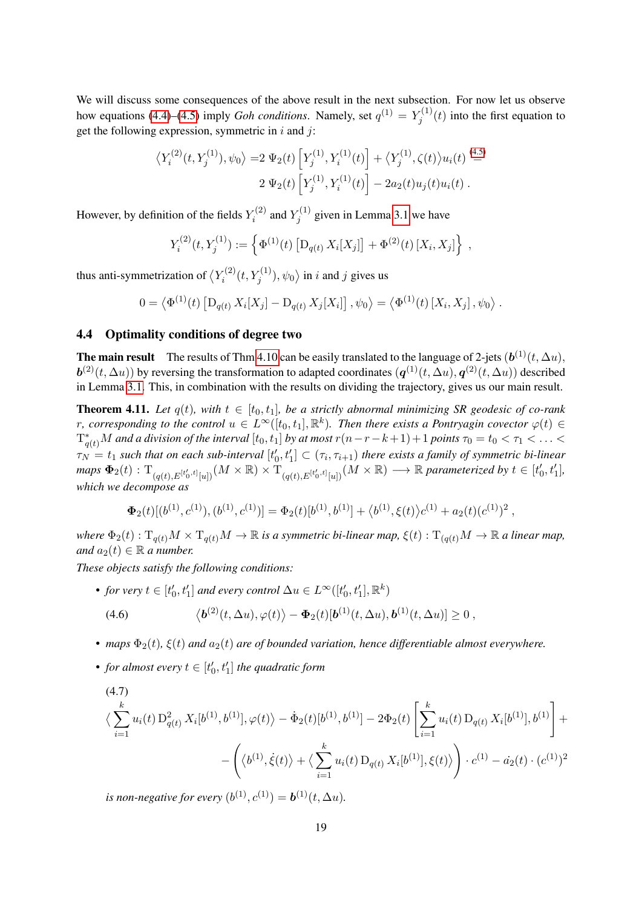We will discuss some consequences of the above result in the next subsection. For now let us observe how equations (4.4)–(4.5) imply *Goh conditions*. Namely, set $q^{(1)} = Y_j^{(1)}(t)$ into the first equation to get the following expression, symmetric in $i$ and $j$:

$$\left\langle Y_i^{(2)}(t, Y_j^{(1)}), \psi_0 \right\rangle = 2\ \Psi_2(t)\left[Y_j^{(1)}, Y_i^{(1)}(t)\right] + \left\langle Y_j^{(1)}, \zeta(t)\right\rangle u_i(t) \overset{(4.5)}{=} 2\ \Psi_2(t)\left[Y_j^{(1)}, Y_i^{(1)}(t)\right] - 2a_2(t)u_j(t)u_i(t)\ .$$

However, by definition of the fields $Y_i^{(2)}$ and $Y_j^{(1)}$ given in Lemma 3.1 we have

$$Y_i^{(2)}(t, Y_j^{(1)}) := \left\{\Phi^{(1)}(t)\left[\mathrm{D}_{q(t)}\, X_i[X_j]\right] + \Phi^{(2)}(t)\left[X_i, X_j\right]\right\}\ ,$$

thus anti-symmetrization of $\left\langle Y_i^{(2)}(t, Y_j^{(1)}), \psi_0\right\rangle$ in $i$ and $j$ gives us

$$0 = \left\langle \Phi^{(1)}(t)\left[\mathrm{D}_{q(t)}\, X_i[X_j] - \mathrm{D}_{q(t)}\, X_j[X_i]\right], \psi_0 \right\rangle = \left\langle \Phi^{(1)}(t)\left[X_i, X_j\right], \psi_0\right\rangle .$$

## 4.4 Optimality conditions of degree two

**The main result** The results of Thm 4.10 can be easily translated to the language of 2-jets $(\boldsymbol{b}^{(1)}(t, \Delta u), \boldsymbol{b}^{(2)}(t, \Delta u))$ by reversing the transformation to adapted coordinates $(\boldsymbol{q}^{(1)}(t, \Delta u), \boldsymbol{q}^{(2)}(t, \Delta u))$ described in Lemma 3.1. This, in combination with the results on dividing the trajectory, gives us our main result.

**Theorem 4.11.** *Let $q(t)$, with $t \in [t_0, t_1]$, be a strictly abnormal minimizing SR geodesic of co-rank $r$, corresponding to the control $u \in L^\infty([t_0, t_1], \mathbb{R}^k)$. Then there exists a Pontryagin covector $\varphi(t) \in \mathrm{T}^*_{q(t)}M$ and a division of the interval $[t_0, t_1]$ by at most $r(n-r-k+1)+1$ points $\tau_0 = t_0 < \tau_1 < \ldots < \tau_N = t_1$ such that on each sub-interval $[t_0', t_1'] \subset (\tau_i, \tau_{i+1})$ there exists a family of symmetric bi-linear maps $\boldsymbol{\Phi}_2(t) : \mathrm{T}_{(q(t), E^{[t_0', t]}[u])}(M \times \mathbb{R}) \times \mathrm{T}_{(q(t), E^{[t_0', t]}[u])}(M \times \mathbb{R}) \longrightarrow \mathbb{R}$ parameterized by $t \in [t_0', t_1']$, which we decompose as*

$$\boldsymbol{\Phi}_2(t)[(b^{(1)}, c^{(1)}), (b^{(1)}, c^{(1)})] = \Phi_2(t)[b^{(1)}, b^{(1)}] + \left\langle b^{(1)}, \xi(t)\right\rangle c^{(1)} + a_2(t)(c^{(1)})^2\ ,$$

*where $\Phi_2(t) : \mathrm{T}_{q(t)}M \times \mathrm{T}_{q(t)}M \to \mathbb{R}$ is a symmetric bi-linear map, $\xi(t) : \mathrm{T}_{(q(t)}M \to \mathbb{R}$ a linear map, and $a_2(t) \in \mathbb{R}$ a number.*

*These objects satisfy the following conditions:*

- *for very $t \in [t_0', t_1']$ and every control $\Delta u \in L^\infty([t_0', t_1'], \mathbb{R}^k)$*

$$\left\langle \boldsymbol{b}^{(2)}(t, \Delta u), \varphi(t)\right\rangle - \boldsymbol{\Phi}_2(t)[\boldsymbol{b}^{(1)}(t, \Delta u), \boldsymbol{b}^{(1)}(t, \Delta u)] \geq 0\ , \tag{4.6}$$

- *maps $\Phi_2(t)$, $\xi(t)$ and $a_2(t)$ are of bounded variation, hence differentiable almost everywhere.*

- *for almost every $t \in [t_0', t_1']$ the quadratic form*

$$\left\langle \sum_{i=1}^k u_i(t)\, \mathrm{D}^2_{q(t)}\, X_i[b^{(1)}, b^{(1)}], \varphi(t)\right\rangle - \dot{\Phi}_2(t)[b^{(1)}, b^{(1)}] - 2\Phi_2(t)\left[\sum_{i=1}^k u_i(t)\, \mathrm{D}_{q(t)}\, X_i[b^{(1)}], b^{(1)}\right] + \\ - \left(\left\langle b^{(1)}, \dot{\xi}(t)\right\rangle + \left\langle \sum_{i=1}^k u_i(t)\, \mathrm{D}_{q(t)}\, X_i[b^{(1)}], \xi(t)\right\rangle\right) \cdot c^{(1)} - \dot{a}_2(t) \cdot (c^{(1)})^2 \tag{4.7}$$

  *is non-negative for every $(b^{(1)}, c^{(1)}) = \boldsymbol{b}^{(1)}(t, \Delta u)$.*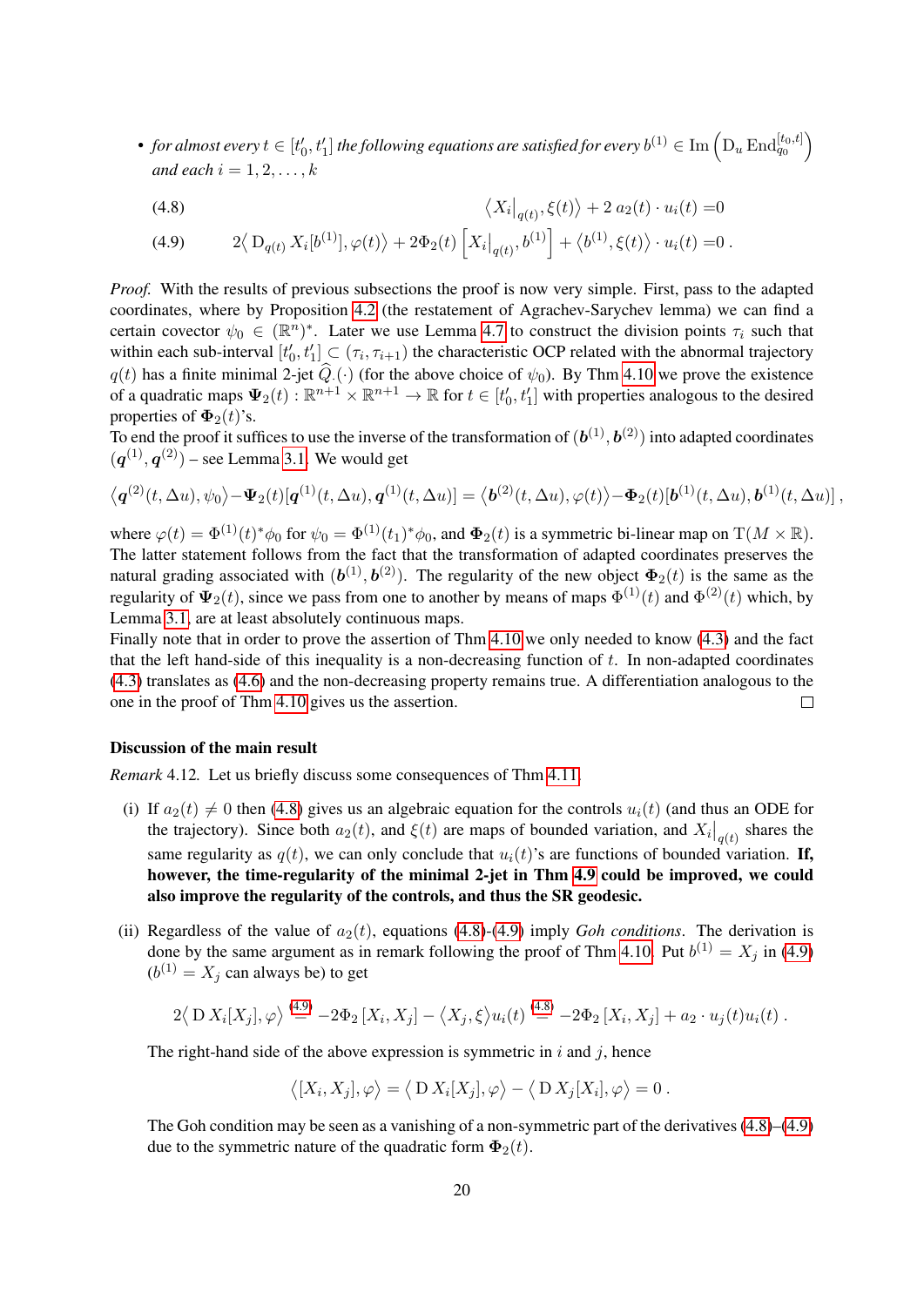- *for almost every* $t \in [t_0', t_1']$ *the following equations are satisfied for every* $b^{(1)} \in \operatorname{Im}\left(\mathrm{D}_u \operatorname{End}_{q_0}^{[t_0,t]}\right)$ *and each* $i = 1, 2, \ldots, k$

$$\left\langle X_i\big|_{q(t)}, \xi(t)\right\rangle + 2\, a_2(t) \cdot u_i(t) = 0 \tag{4.8}$$

$$2\left\langle \mathrm{D}_{q(t)}\, X_i[b^{(1)}], \varphi(t)\right\rangle + 2\Phi_2(t)\left[X_i\big|_{q(t)}, b^{(1)}\right] + \left\langle b^{(1)}, \xi(t)\right\rangle \cdot u_i(t) = 0\,. \tag{4.9}$$

*Proof.* With the results of previous subsections the proof is now very simple. First, pass to the adapted coordinates, where by Proposition 4.2 (the restatement of Agrachev-Sarychev lemma) we can find a certain covector $\psi_0 \in (\mathbb{R}^n)^*$. Later we use Lemma 4.7 to construct the division points $\tau_i$ such that within each sub-interval $[t_0', t_1'] \subset (\tau_i, \tau_{i+1})$ the characteristic OCP related with the abnormal trajectory $q(t)$ has a finite minimal 2-jet $\widehat{Q}.(\cdot)$ (for the above choice of $\psi_0$). By Thm 4.10 we prove the existence of a quadratic maps $\boldsymbol{\Psi}_2(t) : \mathbb{R}^{n+1} \times \mathbb{R}^{n+1} \to \mathbb{R}$ for $t \in [t_0', t_1']$ with properties analogous to the desired properties of $\boldsymbol{\Phi}_2(t)$'s.
To end the proof it suffices to use the inverse of the transformation of $(\boldsymbol{b}^{(1)}, \boldsymbol{b}^{(2)})$ into adapted coordinates $(\boldsymbol{q}^{(1)}, \boldsymbol{q}^{(2)})$ – see Lemma 3.1. We would get

$$\left\langle \boldsymbol{q}^{(2)}(t, \Delta u), \psi_0\right\rangle - \boldsymbol{\Psi}_2(t)[\boldsymbol{q}^{(1)}(t, \Delta u), \boldsymbol{q}^{(1)}(t, \Delta u)] = \left\langle \boldsymbol{b}^{(2)}(t, \Delta u), \varphi(t)\right\rangle - \boldsymbol{\Phi}_2(t)[\boldsymbol{b}^{(1)}(t, \Delta u), \boldsymbol{b}^{(1)}(t, \Delta u)]\,,$$

where $\varphi(t) = \Phi^{(1)}(t)^*\phi_0$ for $\psi_0 = \Phi^{(1)}(t_1)^*\phi_0$, and $\boldsymbol{\Phi}_2(t)$ is a symmetric bi-linear map on $\mathrm{T}(M \times \mathbb{R})$. The latter statement follows from the fact that the transformation of adapted coordinates preserves the natural grading associated with $(\boldsymbol{b}^{(1)}, \boldsymbol{b}^{(2)})$. The regularity of the new object $\boldsymbol{\Phi}_2(t)$ is the same as the regularity of $\boldsymbol{\Psi}_2(t)$, since we pass from one to another by means of maps $\Phi^{(1)}(t)$ and $\Phi^{(2)}(t)$ which, by Lemma 3.1, are at least absolutely continuous maps.
Finally note that in order to prove the assertion of Thm 4.10 we only needed to know (4.3) and the fact that the left hand-side of this inequality is a non-decreasing function of $t$. In non-adapted coordinates (4.3) translates as (4.6) and the non-decreasing property remains true. A differentiation analogous to the one in the proof of Thm 4.10 gives us the assertion. □

**Discussion of the main result**

*Remark* 4.12. Let us briefly discuss some consequences of Thm 4.11.

(i) If $a_2(t) \neq 0$ then (4.8) gives us an algebraic equation for the controls $u_i(t)$ (and thus an ODE for the trajectory). Since both $a_2(t)$, and $\xi(t)$ are maps of bounded variation, and $X_i\big|_{q(t)}$ shares the same regularity as $q(t)$, we can only conclude that $u_i(t)$'s are functions of bounded variation. **If, however, the time-regularity of the minimal 2-jet in Thm 4.9 could be improved, we could also improve the regularity of the controls, and thus the SR geodesic.**

(ii) Regardless of the value of $a_2(t)$, equations (4.8)-(4.9) imply *Goh conditions*. The derivation is done by the same argument as in remark following the proof of Thm 4.10. Put $b^{(1)} = X_j$ in (4.9) ($b^{(1)} = X_j$ can always be) to get

$$2\left\langle \mathrm{D}\, X_i[X_j], \varphi\right\rangle \overset{(4.9)}{=} -2\Phi_2\left[X_i, X_j\right] - \left\langle X_j, \xi\right\rangle u_i(t) \overset{(4.8)}{=} -2\Phi_2\left[X_i, X_j\right] + a_2 \cdot u_j(t) u_i(t)\,.$$

The right-hand side of the above expression is symmetric in $i$ and $j$, hence

$$\left\langle [X_i, X_j], \varphi\right\rangle = \left\langle \mathrm{D}\, X_i[X_j], \varphi\right\rangle - \left\langle \mathrm{D}\, X_j[X_i], \varphi\right\rangle = 0\,.$$

The Goh condition may be seen as a vanishing of a non-symmetric part of the derivatives (4.8)–(4.9) due to the symmetric nature of the quadratic form $\boldsymbol{\Phi}_2(t)$.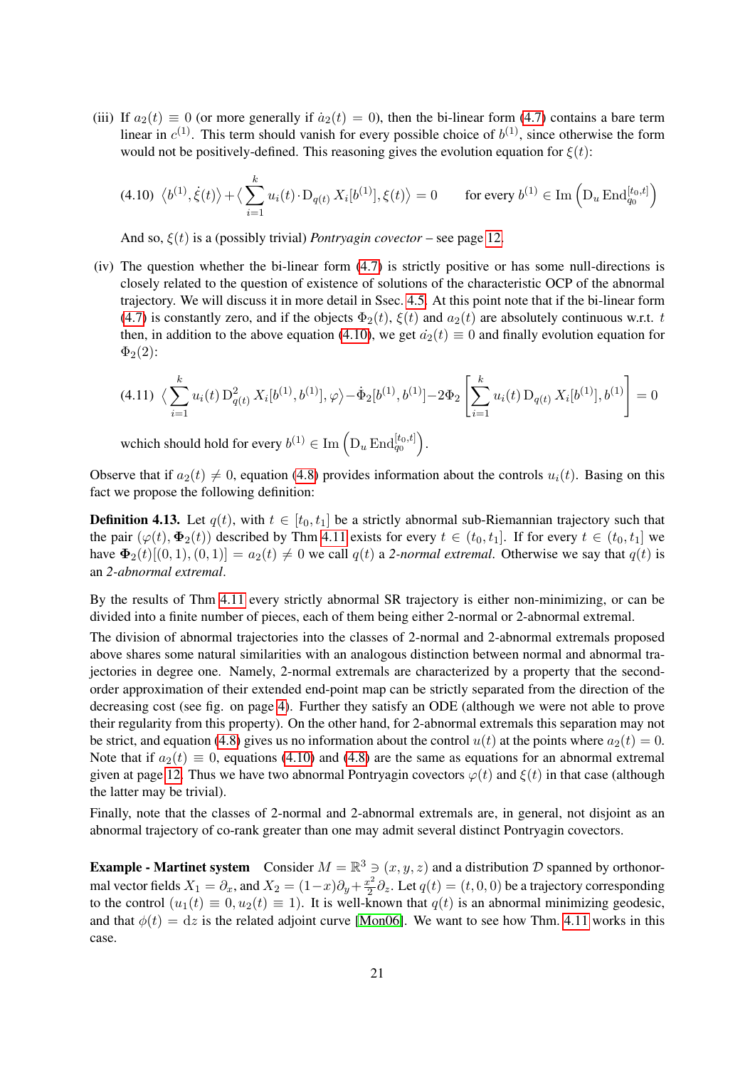(iii) If $a_2(t) \equiv 0$ (or more generally if $\dot{a}_2(t) = 0$), then the bi-linear form (4.7) contains a bare term linear in $c^{(1)}$. This term should vanish for every possible choice of $b^{(1)}$, since otherwise the form would not be positively-defined. This reasoning gives the evolution equation for $\xi(t)$:

$$(4.10)\quad \langle b^{(1)}, \dot{\xi}(t)\rangle + \langle \sum_{i=1}^{k} u_i(t) \cdot \mathrm{D}_{q(t)}\, X_i[b^{(1)}], \xi(t)\rangle = 0 \qquad \text{for every } b^{(1)} \in \mathrm{Im}\left(\mathrm{D}_u\, \mathrm{End}_{q_0}^{[t_0,t]}\right)$$

And so, $\xi(t)$ is a (possibly trivial) *Pontryagin covector* – see page 12.

(iv) The question whether the bi-linear form (4.7) is strictly positive or has some null-directions is closely related to the question of existence of solutions of the characteristic OCP of the abnormal trajectory. We will discuss it in more detail in Ssec. 4.5. At this point note that if the bi-linear form (4.7) is constantly zero, and if the objects $\Phi_2(t)$, $\xi(t)$ and $a_2(t)$ are absolutely continuous w.r.t. $t$ then, in addition to the above equation (4.10), we get $\dot{a}_2(t) \equiv 0$ and finally evolution equation for $\Phi_2(2)$:

$$(4.11)\quad \langle \sum_{i=1}^{k} u_i(t)\, \mathrm{D}^2_{q(t)}\, X_i[b^{(1)}, b^{(1)}], \varphi\rangle - \dot{\Phi}_2[b^{(1)}, b^{(1)}] - 2\Phi_2\left[\sum_{i=1}^{k} u_i(t)\, \mathrm{D}_{q(t)}\, X_i[b^{(1)}], b^{(1)}\right] = 0$$

wchich should hold for every $b^{(1)} \in \mathrm{Im}\left(\mathrm{D}_u\, \mathrm{End}_{q_0}^{[t_0,t]}\right)$.

Observe that if $a_2(t) \neq 0$, equation (4.8) provides information about the controls $u_i(t)$. Basing on this fact we propose the following definition:

**Definition 4.13.** Let $q(t)$, with $t \in [t_0, t_1]$ be a strictly abnormal sub-Riemannian trajectory such that the pair $(\varphi(t), \mathbf{\Phi}_2(t))$ described by Thm 4.11 exists for every $t \in (t_0, t_1]$. If for every $t \in (t_0, t_1]$ we have $\mathbf{\Phi}_2(t)[(0,1),(0,1)] = a_2(t) \neq 0$ we call $q(t)$ a *2-normal extremal*. Otherwise we say that $q(t)$ is an *2-abnormal extremal*.

By the results of Thm 4.11 every strictly abnormal SR trajectory is either non-minimizing, or can be divided into a finite number of pieces, each of them being either 2-normal or 2-abnormal extremal.

The division of abnormal trajectories into the classes of 2-normal and 2-abnormal extremals proposed above shares some natural similarities with an analogous distinction between normal and abnormal trajectories in degree one. Namely, 2-normal extremals are characterized by a property that the second-order approximation of their extended end-point map can be strictly separated from the direction of the decreasing cost (see fig. on page 4). Further they satisfy an ODE (although we were not able to prove their regularity from this property). On the other hand, for 2-abnormal extremals this separation may not be strict, and equation (4.8) gives us no information about the control $u(t)$ at the points where $a_2(t) = 0$. Note that if $a_2(t) \equiv 0$, equations (4.10) and (4.8) are the same as equations for an abnormal extremal given at page 12. Thus we have two abnormal Pontryagin covectors $\varphi(t)$ and $\xi(t)$ in that case (although the latter may be trivial).

Finally, note that the classes of 2-normal and 2-abnormal extremals are, in general, not disjoint as an abnormal trajectory of co-rank greater than one may admit several distinct Pontryagin covectors.

**Example - Martinet system** Consider $M = \mathbb{R}^3 \ni (x, y, z)$ and a distribution $\mathcal{D}$ spanned by orthonormal vector fields $X_1 = \partial_x$, and $X_2 = (1-x)\partial_y + \frac{x^2}{2}\partial_z$. Let $q(t) = (t, 0, 0)$ be a trajectory corresponding to the control $(u_1(t) \equiv 0, u_2(t) \equiv 1)$. It is well-known that $q(t)$ is an abnormal minimizing geodesic, and that $\phi(t) = \mathrm{d}z$ is the related adjoint curve [Mon06]. We want to see how Thm. 4.11 works in this case.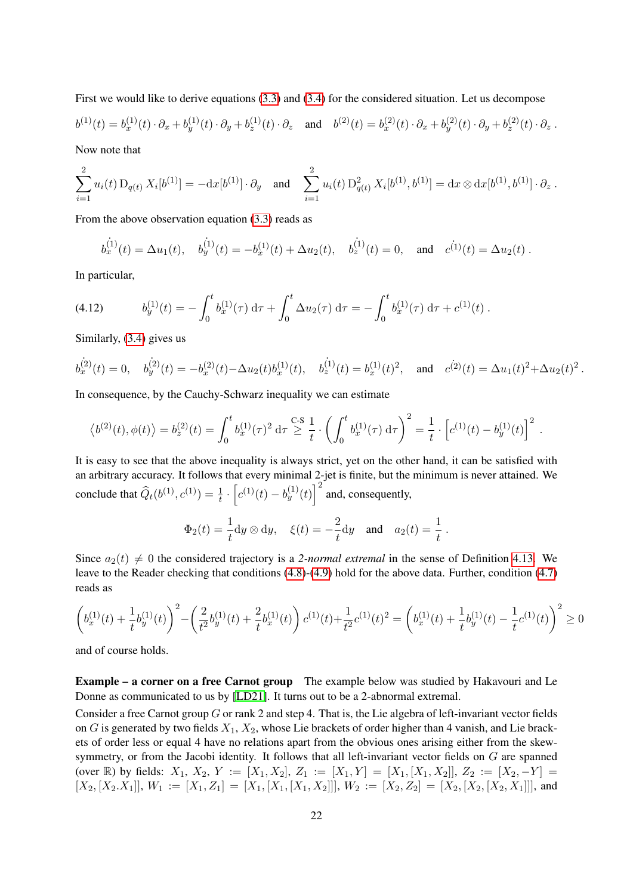First we would like to derive equations (3.3) and (3.4) for the considered situation. Let us decompose

$$b^{(1)}(t) = b^{(1)}_x(t)\cdot\partial_x + b^{(1)}_y(t)\cdot\partial_y + b^{(1)}_z(t)\cdot\partial_z \quad\text{and}\quad b^{(2)}(t) = b^{(2)}_x(t)\cdot\partial_x + b^{(2)}_y(t)\cdot\partial_y + b^{(2)}_z(t)\cdot\partial_z\ .$$

Now note that

$$\sum_{i=1}^{2} u_i(t)\,\mathrm{D}_{q(t)}\,X_i[b^{(1)}] = -\mathrm{d}x[b^{(1)}]\cdot\partial_y \quad\text{and}\quad \sum_{i=1}^{2} u_i(t)\,\mathrm{D}^2_{q(t)}\,X_i[b^{(1)},b^{(1)}] = \mathrm{d}x\otimes\mathrm{d}x[b^{(1)},b^{(1)}]\cdot\partial_z\ .$$

From the above observation equation (3.3) reads as

$$\dot{b^{(1)}_x}(t) = \Delta u_1(t),\quad \dot{b^{(1)}_y}(t) = -b^{(1)}_x(t) + \Delta u_2(t),\quad \dot{b^{(1)}_z}(t) = 0,\quad\text{and}\quad \dot{c^{(1)}}(t) = \Delta u_2(t)\ .$$

In particular,

$$b^{(1)}_y(t) = -\int_0^t b^{(1)}_x(\tau)\,\mathrm{d}\tau + \int_0^t \Delta u_2(\tau)\,\mathrm{d}\tau = -\int_0^t b^{(1)}_x(\tau)\,\mathrm{d}\tau + c^{(1)}(t)\ . \tag{4.12}$$

Similarly, (3.4) gives us

$$\dot{b^{(2)}_x}(t) = 0,\quad \dot{b^{(2)}_y}(t) = -b^{(2)}_x(t) - \Delta u_2(t) b^{(1)}_x(t),\quad \dot{b^{(1)}_z}(t) = b^{(1)}_x(t)^2,\quad\text{and}\quad \dot{c^{(2)}}(t) = \Delta u_1(t)^2 + \Delta u_2(t)^2\ .$$

In consequence, by the Cauchy-Schwarz inequality we can estimate

$$\langle b^{(2)}(t),\phi(t)\rangle = b^{(2)}_z(t) = \int_0^t b^{(1)}_x(\tau)^2\,\mathrm{d}\tau \overset{\text{C-S}}{\geq} \frac{1}{t}\cdot\left(\int_0^t b^{(1)}_x(\tau)\,\mathrm{d}\tau\right)^2 = \frac{1}{t}\cdot\left[c^{(1)}(t) - b^{(1)}_y(t)\right]^2\ .$$

It is easy to see that the above inequality is always strict, yet on the other hand, it can be satisfied with an arbitrary accuracy. It follows that every minimal 2-jet is finite, but the minimum is never attained. We conclude that $\widehat{Q}_t(b^{(1)},c^{(1)}) = \frac{1}{t}\cdot\left[c^{(1)}(t) - b^{(1)}_y(t)\right]^2$ and, consequently,

$$\Phi_2(t) = \frac{1}{t}\mathrm{d}y\otimes\mathrm{d}y,\quad \xi(t) = -\frac{2}{t}\mathrm{d}y\quad\text{and}\quad a_2(t) = \frac{1}{t}\ .$$

Since $a_2(t)\neq 0$ the considered trajectory is a *2-normal extremal* in the sense of Definition 4.13. We leave to the Reader checking that conditions (4.8)-(4.9) hold for the above data. Further, condition (4.7) reads as

$$\left(b^{(1)}_x(t) + \frac{1}{t}b^{(1)}_y(t)\right)^2 - \left(\frac{2}{t^2}b^{(1)}_y(t) + \frac{2}{t}b^{(1)}_x(t)\right)c^{(1)}(t) + \frac{1}{t^2}c^{(1)}(t)^2 = \left(b^{(1)}_x(t) + \frac{1}{t}b^{(1)}_y(t) - \frac{1}{t}c^{(1)}(t)\right)^2 \geq 0$$

and of course holds.

**Example – a corner on a free Carnot group** The example below was studied by Hakavouri and Le Donne as communicated to us by [LD21]. It turns out to be a 2-abnormal extremal.

Consider a free Carnot group $G$ or rank 2 and step 4. That is, the Lie algebra of left-invariant vector fields on $G$ is generated by two fields $X_1$, $X_2$, whose Lie brackets of order higher than 4 vanish, and Lie brackets of order less or equal 4 have no relations apart from the obvious ones arising either from the skew-symmetry, or from the Jacobi identity. It follows that all left-invariant vector fields on $G$ are spanned (over $\mathbb{R}$) by fields: $X_1$, $X_2$, $Y := [X_1,X_2]$, $Z_1 := [X_1,Y] = [X_1,[X_1,X_2]]$, $Z_2 := [X_2,-Y] = [X_2,[X_2.X_1]]$, $W_1 := [X_1,Z_1] = [X_1,[X_1,[X_1,X_2]]]$, $W_2 := [X_2,Z_2] = [X_2,[X_2,[X_2,X_1]]]$, and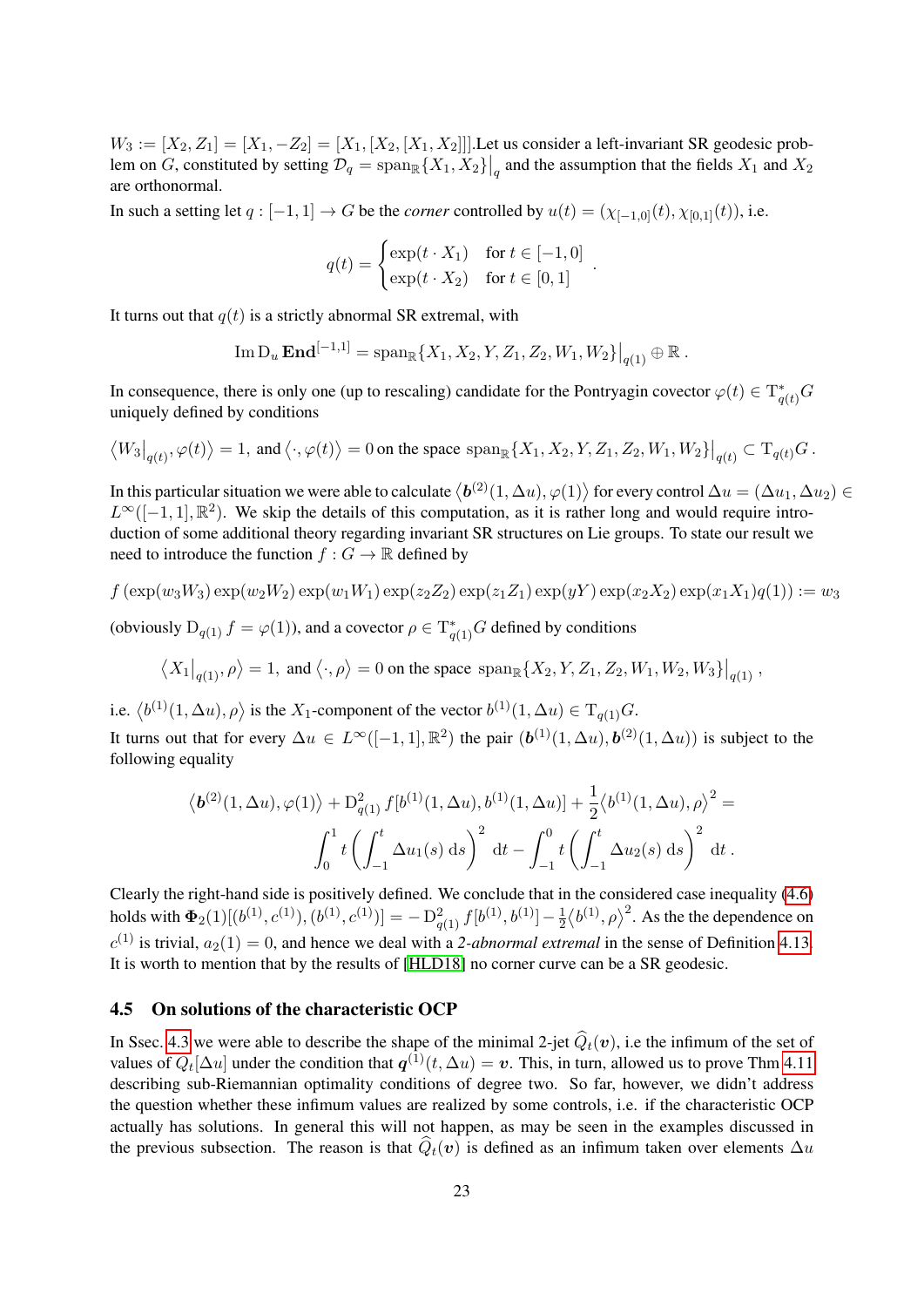$W_3 := [X_2, Z_1] = [X_1, -Z_2] = [X_1, [X_2, [X_1, X_2]]]$.Let us consider a left-invariant SR geodesic problem on $G$, constituted by setting $\mathcal{D}_q = \operatorname{span}_{\mathbb{R}}\{X_1, X_2\}\big|_q$ and the assumption that the fields $X_1$ and $X_2$ are orthonormal.

In such a setting let $q : [-1, 1] \to G$ be the *corner* controlled by $u(t) = (\chi_{[-1,0]}(t), \chi_{[0,1]}(t))$, i.e.

$$
q(t) = \begin{cases} \exp(t \cdot X_1) & \text{for } t \in [-1, 0] \\ \exp(t \cdot X_2) & \text{for } t \in [0, 1] \end{cases} .
$$

It turns out that $q(t)$ is a strictly abnormal SR extremal, with

$$
\operatorname{Im} \mathrm{D}_u \, \mathbf{End}^{[-1,1]} = \operatorname{span}_{\mathbb{R}}\{X_1, X_2, Y, Z_1, Z_2, W_1, W_2\}\big|_{q(1)} \oplus \mathbb{R} \, .
$$

In consequence, there is only one (up to rescaling) candidate for the Pontryagin covector $\varphi(t) \in \mathrm{T}^*_{q(t)}G$ uniquely defined by conditions

$$
\big\langle W_3\big|_{q(t)}, \varphi(t)\big\rangle = 1, \text{ and } \big\langle \cdot, \varphi(t)\big\rangle = 0 \text{ on the space } \operatorname{span}_{\mathbb{R}}\{X_1, X_2, Y, Z_1, Z_2, W_1, W_2\}\big|_{q(t)} \subset \mathrm{T}_{q(t)}G \, .
$$

In this particular situation we were able to calculate $\big\langle \boldsymbol{b}^{(2)}(1, \Delta u), \varphi(1)\big\rangle$ for every control $\Delta u = (\Delta u_1, \Delta u_2) \in L^\infty([-1, 1], \mathbb{R}^2)$. We skip the details of this computation, as it is rather long and would require introduction of some additional theory regarding invariant SR structures on Lie groups. To state our result we need to introduce the function $f : G \to \mathbb{R}$ defined by

$$
f\left(\exp(w_3 W_3) \exp(w_2 W_2) \exp(w_1 W_1) \exp(z_2 Z_2) \exp(z_1 Z_1) \exp(y Y) \exp(x_2 X_2) \exp(x_1 X_1) q(1)\right) := w_3
$$

(obviously $\mathrm{D}_{q(1)} f = \varphi(1)$), and a covector $\rho \in \mathrm{T}^*_{q(1)}G$ defined by conditions

$$
\big\langle X_1\big|_{q(1)}, \rho\big\rangle = 1, \text{ and } \big\langle \cdot, \rho\big\rangle = 0 \text{ on the space } \operatorname{span}_{\mathbb{R}}\{X_2, Y, Z_1, Z_2, W_1, W_2, W_3\}\big|_{q(1)} \, ,
$$

i.e. $\big\langle b^{(1)}(1, \Delta u), \rho\big\rangle$ is the $X_1$-component of the vector $b^{(1)}(1, \Delta u) \in \mathrm{T}_{q(1)}G$.

It turns out that for every $\Delta u \in L^\infty([-1, 1], \mathbb{R}^2)$ the pair $(\boldsymbol{b}^{(1)}(1, \Delta u), \boldsymbol{b}^{(2)}(1, \Delta u))$ is subject to the following equality

$$
\big\langle \boldsymbol{b}^{(2)}(1, \Delta u), \varphi(1)\big\rangle + \mathrm{D}^2_{q(1)} f[b^{(1)}(1, \Delta u), b^{(1)}(1, \Delta u)] + \frac{1}{2}\big\langle b^{(1)}(1, \Delta u), \rho\big\rangle^2 = \int_0^1 t\left(\int_{-1}^t \Delta u_1(s) \, \mathrm{d}s\right)^2 \mathrm{d}t - \int_{-1}^0 t\left(\int_{-1}^t \Delta u_2(s) \, \mathrm{d}s\right)^2 \mathrm{d}t \, .
$$

Clearly the right-hand side is positively defined. We conclude that in the considered case inequality (4.6) holds with $\boldsymbol{\Phi}_2(1)[(b^{(1)}, c^{(1)}), (b^{(1)}, c^{(1)})] = -\mathrm{D}^2_{q(1)} f[b^{(1)}, b^{(1)}] - \frac{1}{2}\big\langle b^{(1)}, \rho\big\rangle^2$. As the the dependence on $c^{(1)}$ is trivial, $a_2(1) = 0$, and hence we deal with a *2-abnormal extremal* in the sense of Definition 4.13. It is worth to mention that by the results of [HLD18] no corner curve can be a SR geodesic.

## 4.5 On solutions of the characteristic OCP

In Ssec. 4.3 we were able to describe the shape of the minimal 2-jet $\widehat{Q}_t(\boldsymbol{v})$, i.e the infimum of the set of values of $Q_t[\Delta u]$ under the condition that $\boldsymbol{q}^{(1)}(t, \Delta u) = \boldsymbol{v}$. This, in turn, allowed us to prove Thm 4.11 describing sub-Riemannian optimality conditions of degree two. So far, however, we didn't address the question whether these infimum values are realized by some controls, i.e. if the characteristic OCP actually has solutions. In general this will not happen, as may be seen in the examples discussed in the previous subsection. The reason is that $\widehat{Q}_t(\boldsymbol{v})$ is defined as an infimum taken over elements $\Delta u$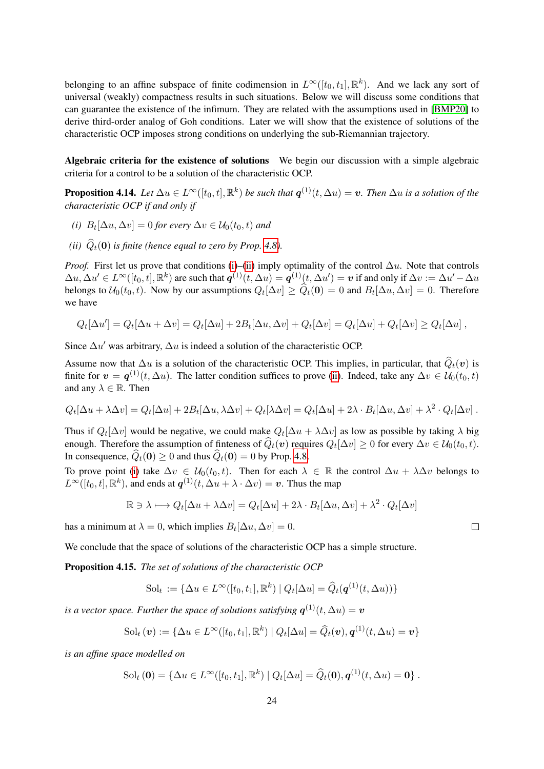belonging to an affine subspace of finite codimension in $L^\infty([t_0, t_1], \mathbb{R}^k)$. And we lack any sort of universal (weakly) compactness results in such situations. Below we will discuss some conditions that can guarantee the existence of the infimum. They are related with the assumptions used in [BMP20] to derive third-order analog of Goh conditions. Later we will show that the existence of solutions of the characteristic OCP imposes strong conditions on underlying the sub-Riemannian trajectory.

**Algebraic criteria for the existence of solutions** We begin our discussion with a simple algebraic criteria for a control to be a solution of the characteristic OCP.

**Proposition 4.14.** *Let $\Delta u \in L^\infty([t_0, t], \mathbb{R}^k)$ be such that $\boldsymbol{q}^{(1)}(t, \Delta u) = \boldsymbol{v}$. Then $\Delta u$ is a solution of the characteristic OCP if and only if*

*(i) $B_t[\Delta u, \Delta v] = 0$ for every $\Delta v \in \mathcal{U}_0(t_0, t)$ and*

*(ii) $\widehat{Q}_t(\mathbf{0})$ is finite (hence equal to zero by Prop. 4.8).*

*Proof.* First let us prove that conditions (i)–(ii) imply optimality of the control $\Delta u$. Note that controls $\Delta u, \Delta u' \in L^\infty([t_0, t], \mathbb{R}^k)$ are such that $\boldsymbol{q}^{(1)}(t, \Delta u) = \boldsymbol{q}^{(1)}(t, \Delta u') = \boldsymbol{v}$ if and only if $\Delta v := \Delta u' - \Delta u$ belongs to $\mathcal{U}_0(t_0, t)$. Now by our assumptions $Q_t[\Delta v] \geq \widehat{Q}_t(\mathbf{0}) = 0$ and $B_t[\Delta u, \Delta v] = 0$. Therefore we have

$$
Q_t[\Delta u'] = Q_t[\Delta u + \Delta v] = Q_t[\Delta u] + 2B_t[\Delta u, \Delta v] + Q_t[\Delta v] = Q_t[\Delta u] + Q_t[\Delta v] \geq Q_t[\Delta u] \,,
$$

Since $\Delta u'$ was arbitrary, $\Delta u$ is indeed a solution of the characteristic OCP.

Assume now that $\Delta u$ is a solution of the characteristic OCP. This implies, in particular, that $\widehat{Q}_t(\boldsymbol{v})$ is finite for $\boldsymbol{v} = \boldsymbol{q}^{(1)}(t, \Delta u)$. The latter condition suffices to prove (ii). Indeed, take any $\Delta v \in \mathcal{U}_0(t_0, t)$ and any $\lambda \in \mathbb{R}$. Then

$$
Q_t[\Delta u + \lambda \Delta v] = Q_t[\Delta u] + 2B_t[\Delta u, \lambda \Delta v] + Q_t[\lambda \Delta v] = Q_t[\Delta u] + 2\lambda \cdot B_t[\Delta u, \Delta v] + \lambda^2 \cdot Q_t[\Delta v] \,.
$$

Thus if $Q_t[\Delta v]$ would be negative, we could make $Q_t[\Delta u + \lambda \Delta v]$ as low as possible by taking $\lambda$ big enough. Therefore the assumption of finiteness of $\widehat{Q}_t(\boldsymbol{v})$ requires $Q_t[\Delta v] \geq 0$ for every $\Delta v \in \mathcal{U}_0(t_0, t)$. In consequence, $\widehat{Q}_t(\mathbf{0}) \geq 0$ and thus $\widehat{Q}_t(\mathbf{0}) = 0$ by Prop. 4.8.

To prove point (i) take $\Delta v \in \mathcal{U}_0(t_0, t)$. Then for each $\lambda \in \mathbb{R}$ the control $\Delta u + \lambda \Delta v$ belongs to $L^\infty([t_0, t], \mathbb{R}^k)$, and ends at $\boldsymbol{q}^{(1)}(t, \Delta u + \lambda \cdot \Delta v) = \boldsymbol{v}$. Thus the map

$$
\mathbb{R} \ni \lambda \longmapsto Q_t[\Delta u + \lambda \Delta v] = Q_t[\Delta u] + 2\lambda \cdot B_t[\Delta u, \Delta v] + \lambda^2 \cdot Q_t[\Delta v]
$$

has a minimum at $\lambda = 0$, which implies $B_t[\Delta u, \Delta v] = 0$. □

We conclude that the space of solutions of the characteristic OCP has a simple structure.

**Proposition 4.15.** *The set of solutions of the characteristic OCP*

$$
\mathrm{Sol}_t := \{\Delta u \in L^\infty([t_0, t_1], \mathbb{R}^k) \mid Q_t[\Delta u] = \widehat{Q}_t(\boldsymbol{q}^{(1)}(t, \Delta u))\}
$$

*is a vector space. Further the space of solutions satisfying $\boldsymbol{q}^{(1)}(t, \Delta u) = \boldsymbol{v}$*

$$
\mathrm{Sol}_t(\boldsymbol{v}) := \{\Delta u \in L^\infty([t_0, t_1], \mathbb{R}^k) \mid Q_t[\Delta u] = \widehat{Q}_t(\boldsymbol{v}), \boldsymbol{q}^{(1)}(t, \Delta u) = \boldsymbol{v}\}
$$

*is an affine space modelled on*

$$
\mathrm{Sol}_t(\mathbf{0}) = \{\Delta u \in L^\infty([t_0, t_1], \mathbb{R}^k) \mid Q_t[\Delta u] = \widehat{Q}_t(\mathbf{0}), \boldsymbol{q}^{(1)}(t, \Delta u) = \mathbf{0}\} \,.
$$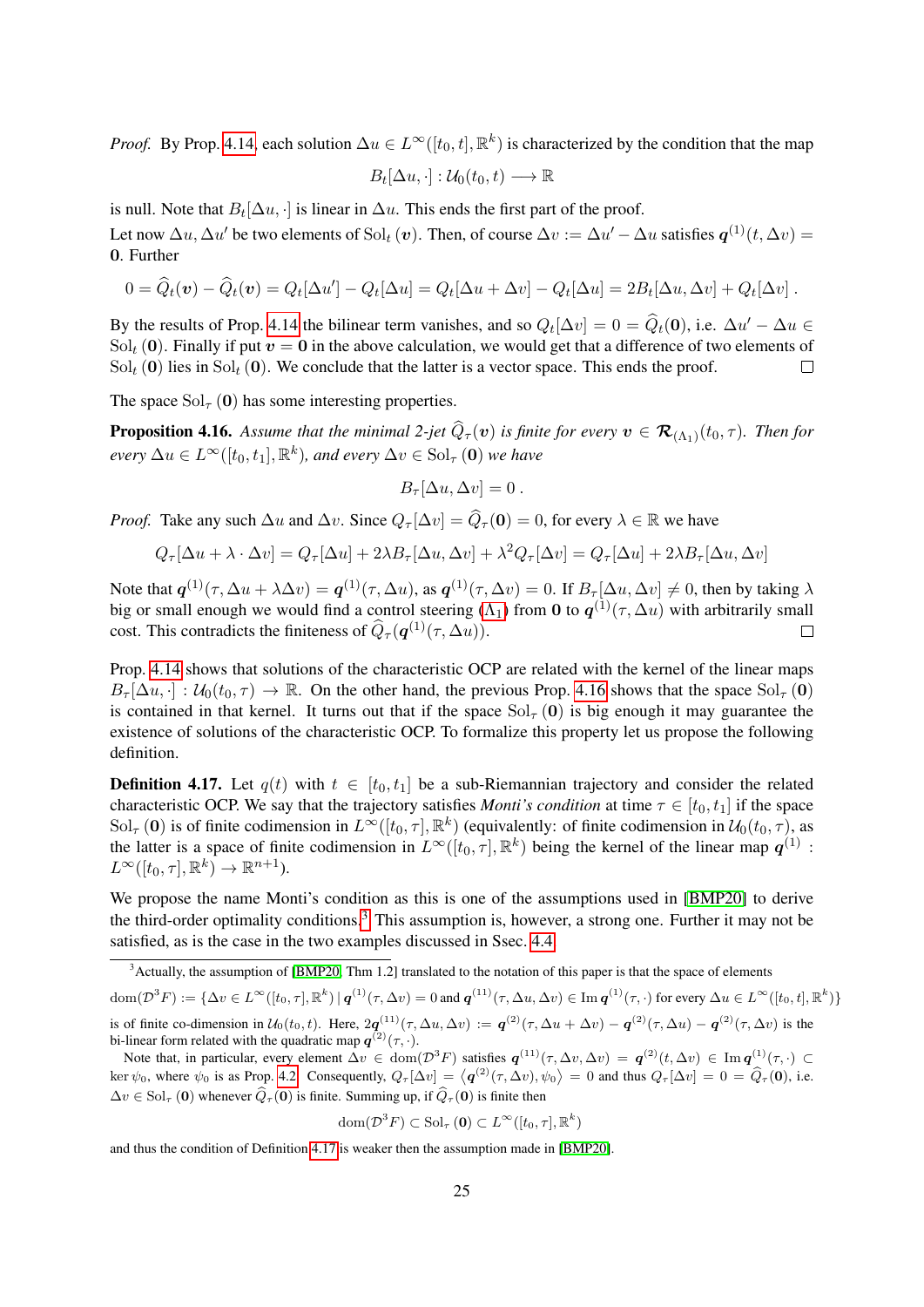*Proof.* By Prop. 4.14, each solution $\Delta u \in L^\infty([t_0,t],\mathbb{R}^k)$ is characterized by the condition that the map

$$B_t[\Delta u, \cdot] : \mathcal{U}_0(t_0,t) \longrightarrow \mathbb{R}$$

is null. Note that $B_t[\Delta u, \cdot]$ is linear in $\Delta u$. This ends the first part of the proof.

Let now $\Delta u, \Delta u'$ be two elements of $\mathrm{Sol}_t(\boldsymbol{v})$. Then, of course $\Delta v := \Delta u' - \Delta u$ satisfies $\boldsymbol{q}^{(1)}(t,\Delta v) = \mathbf{0}$. Further

$$0 = \widehat{Q}_t(\boldsymbol{v}) - \widehat{Q}_t(\boldsymbol{v}) = Q_t[\Delta u'] - Q_t[\Delta u] = Q_t[\Delta u + \Delta v] - Q_t[\Delta u] = 2B_t[\Delta u, \Delta v] + Q_t[\Delta v] \,.$$

By the results of Prop. 4.14 the bilinear term vanishes, and so $Q_t[\Delta v] = 0 = \widehat{Q}_t(\mathbf{0})$, i.e. $\Delta u' - \Delta u \in \mathrm{Sol}_t(\mathbf{0})$. Finally if put $\boldsymbol{v} = \mathbf{0}$ in the above calculation, we would get that a difference of two elements of $\mathrm{Sol}_t(\mathbf{0})$ lies in $\mathrm{Sol}_t(\mathbf{0})$. We conclude that the latter is a vector space. This ends the proof. $\square$

The space $\mathrm{Sol}_\tau(\mathbf{0})$ has some interesting properties.

**Proposition 4.16.** *Assume that the minimal 2-jet $\widehat{Q}_\tau(\boldsymbol{v})$ is finite for every $\boldsymbol{v} \in \boldsymbol{\mathcal{R}}_{(\Lambda_1)}(t_0,\tau)$. Then for every $\Delta u \in L^\infty([t_0,t_1],\mathbb{R}^k)$, and every $\Delta v \in \mathrm{Sol}_\tau(\mathbf{0})$ we have*

$$B_\tau[\Delta u, \Delta v] = 0\,.$$

*Proof.* Take any such $\Delta u$ and $\Delta v$. Since $Q_\tau[\Delta v] = \widehat{Q}_\tau(\mathbf{0}) = 0$, for every $\lambda \in \mathbb{R}$ we have

$$Q_\tau[\Delta u + \lambda\cdot\Delta v] = Q_\tau[\Delta u] + 2\lambda B_\tau[\Delta u, \Delta v] + \lambda^2 Q_\tau[\Delta v] = Q_\tau[\Delta u] + 2\lambda B_\tau[\Delta u, \Delta v]$$

Note that $\boldsymbol{q}^{(1)}(\tau, \Delta u + \lambda\Delta v) = \boldsymbol{q}^{(1)}(\tau,\Delta u)$, as $\boldsymbol{q}^{(1)}(\tau,\Delta v) = 0$. If $B_\tau[\Delta u,\Delta v] \neq 0$, then by taking $\lambda$ big or small enough we would find a control steering $(\Lambda_1)$ from $\mathbf{0}$ to $\boldsymbol{q}^{(1)}(\tau,\Delta u)$ with arbitrarily small cost. This contradicts the finiteness of $\widehat{Q}_\tau(\boldsymbol{q}^{(1)}(\tau,\Delta u))$. $\square$

Prop. 4.14 shows that solutions of the characteristic OCP are related with the kernel of the linear maps $B_\tau[\Delta u, \cdot] : \mathcal{U}_0(t_0,\tau) \to \mathbb{R}$. On the other hand, the previous Prop. 4.16 shows that the space $\mathrm{Sol}_\tau(\mathbf{0})$ is contained in that kernel. It turns out that if the space $\mathrm{Sol}_\tau(\mathbf{0})$ is big enough it may guarantee the existence of solutions of the characteristic OCP. To formalize this property let us propose the following definition.

**Definition 4.17.** Let $q(t)$ with $t \in [t_0,t_1]$ be a sub-Riemannian trajectory and consider the related characteristic OCP. We say that the trajectory satisfies *Monti's condition* at time $\tau \in [t_0,t_1]$ if the space $\mathrm{Sol}_\tau(\mathbf{0})$ is of finite codimension in $L^\infty([t_0,\tau],\mathbb{R}^k)$ (equivalently: of finite codimension in $\mathcal{U}_0(t_0,\tau)$, as the latter is a space of finite codimension in $L^\infty([t_0,\tau],\mathbb{R}^k)$ being the kernel of the linear map $\boldsymbol{q}^{(1)} : L^\infty([t_0,\tau],\mathbb{R}^k) \to \mathbb{R}^{n+1}$).

We propose the name Monti's condition as this is one of the assumptions used in [BMP20] to derive the third-order optimality conditions.[3] This assumption is, however, a strong one. Further it may not be satisfied, as is the case in the two examples discussed in Ssec. 4.4

[3] Actually, the assumption of [BMP20, Thm 1.2] translated to the notation of this paper is that the space of elements

$$\mathrm{dom}(\mathcal{D}^3F) := \{\Delta v \in L^\infty([t_0,\tau],\mathbb{R}^k) \,|\, \boldsymbol{q}^{(1)}(\tau,\Delta v) = 0 \text{ and } \boldsymbol{q}^{(11)}(\tau,\Delta u,\Delta v) \in \operatorname{Im}\boldsymbol{q}^{(1)}(\tau,\cdot) \text{ for every } \Delta u \in L^\infty([t_0,t],\mathbb{R}^k)\}$$

is of finite co-dimension in $\mathcal{U}_0(t_0,t)$. Here, $2\boldsymbol{q}^{(11)}(\tau,\Delta u,\Delta v) := \boldsymbol{q}^{(2)}(\tau,\Delta u + \Delta v) - \boldsymbol{q}^{(2)}(\tau,\Delta u) - \boldsymbol{q}^{(2)}(\tau,\Delta v)$ is the bi-linear form related with the quadratic map $\boldsymbol{q}^{(2)}(\tau,\cdot)$.

Note that, in particular, every element $\Delta v \in \mathrm{dom}(\mathcal{D}^3F)$ satisfies $\boldsymbol{q}^{(11)}(\tau,\Delta v,\Delta v) = \boldsymbol{q}^{(2)}(t,\Delta v) \in \operatorname{Im}\boldsymbol{q}^{(1)}(\tau,\cdot) \subset \ker\psi_0$, where $\psi_0$ is as Prop. 4.2. Consequently, $Q_\tau[\Delta v] = \langle \boldsymbol{q}^{(2)}(\tau,\Delta v),\psi_0\rangle = 0$ and thus $Q_\tau[\Delta v] = 0 = \widehat{Q}_\tau(\mathbf{0})$, i.e. $\Delta v \in \mathrm{Sol}_\tau(\mathbf{0})$ whenever $\widehat{Q}_\tau(\mathbf{0})$ is finite. Summing up, if $\widehat{Q}_\tau(\mathbf{0})$ is finite then

$$\mathrm{dom}(\mathcal{D}^3F) \subset \mathrm{Sol}_\tau(\mathbf{0}) \subset L^\infty([t_0,\tau],\mathbb{R}^k)$$

and thus the condition of Definition 4.17 is weaker then the assumption made in [BMP20].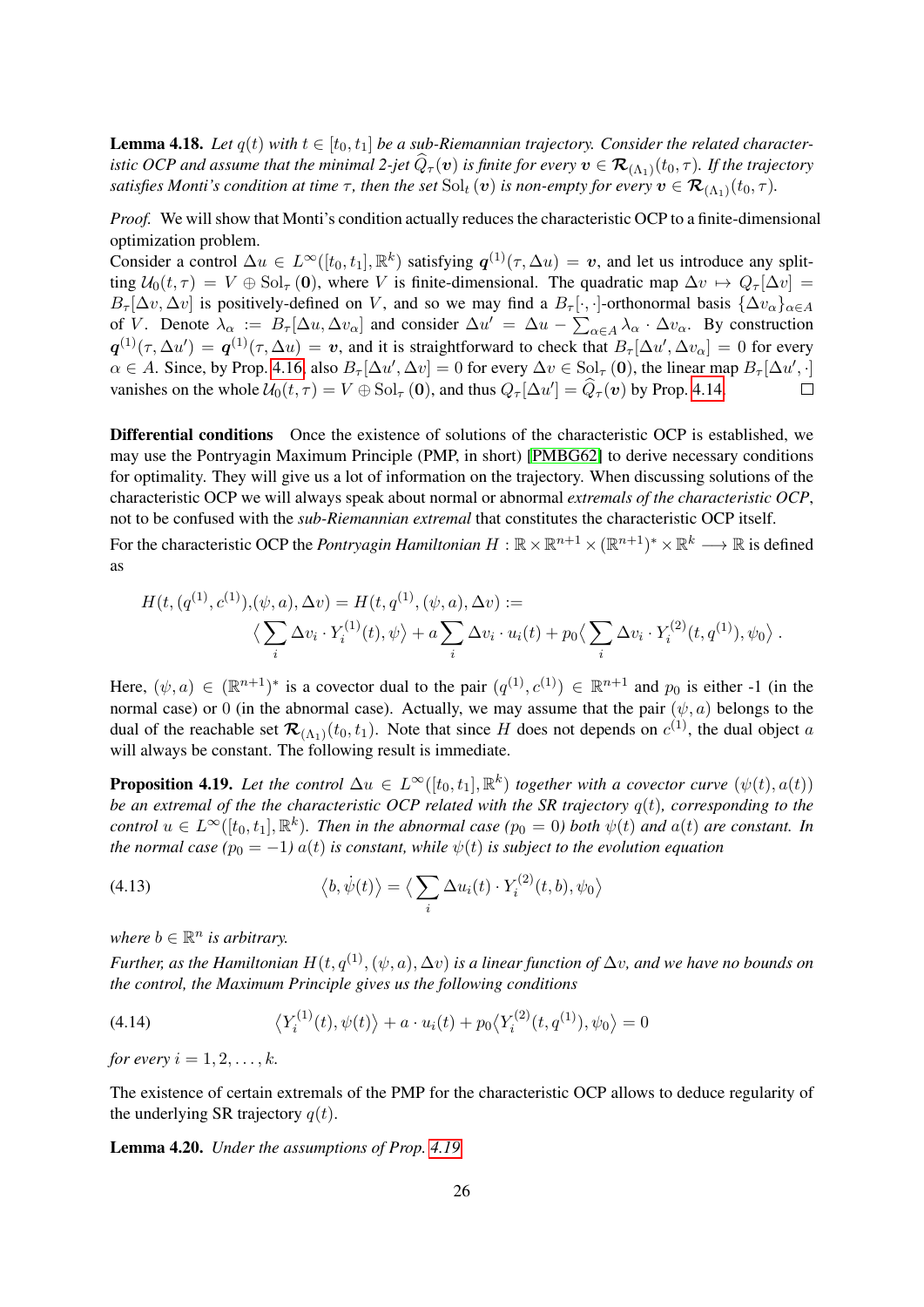**Lemma 4.18.** *Let $q(t)$ with $t \in [t_0, t_1]$ be a sub-Riemannian trajectory. Consider the related characteristic OCP and assume that the minimal 2-jet $\widehat{Q}_\tau(\boldsymbol{v})$ is finite for every $\boldsymbol{v} \in \boldsymbol{\mathcal{R}}_{(\Lambda_1)}(t_0, \tau)$. If the trajectory satisfies Monti's condition at time $\tau$, then the set $\mathrm{Sol}_t(\boldsymbol{v})$ is non-empty for every $\boldsymbol{v} \in \boldsymbol{\mathcal{R}}_{(\Lambda_1)}(t_0, \tau)$.*

*Proof.* We will show that Monti's condition actually reduces the characteristic OCP to a finite-dimensional optimization problem.

Consider a control $\Delta u \in L^\infty([t_0, t_1], \mathbb{R}^k)$ satisfying $\boldsymbol{q}^{(1)}(\tau, \Delta u) = \boldsymbol{v}$, and let us introduce any splitting $\mathcal{U}_0(t, \tau) = V \oplus \mathrm{Sol}_\tau(\boldsymbol{0})$, where $V$ is finite-dimensional. The quadratic map $\Delta v \mapsto Q_\tau[\Delta v] = B_\tau[\Delta v, \Delta v]$ is positively-defined on $V$, and so we may find a $B_\tau[\cdot, \cdot]$-orthonormal basis $\{\Delta v_\alpha\}_{\alpha \in A}$ of $V$. Denote $\lambda_\alpha := B_\tau[\Delta u, \Delta v_\alpha]$ and consider $\Delta u' = \Delta u - \sum_{\alpha \in A} \lambda_\alpha \cdot \Delta v_\alpha$. By construction $\boldsymbol{q}^{(1)}(\tau, \Delta u') = \boldsymbol{q}^{(1)}(\tau, \Delta u) = \boldsymbol{v}$, and it is straightforward to check that $B_\tau[\Delta u', \Delta v_\alpha] = 0$ for every $\alpha \in A$. Since, by Prop. 4.16, also $B_\tau[\Delta u', \Delta v] = 0$ for every $\Delta v \in \mathrm{Sol}_\tau(\boldsymbol{0})$, the linear map $B_\tau[\Delta u', \cdot]$ vanishes on the whole $\mathcal{U}_0(t, \tau) = V \oplus \mathrm{Sol}_\tau(\boldsymbol{0})$, and thus $Q_\tau[\Delta u'] = \widehat{Q}_\tau(\boldsymbol{v})$ by Prop. 4.14. □

**Differential conditions** Once the existence of solutions of the characteristic OCP is established, we may use the Pontryagin Maximum Principle (PMP, in short) [PMBG62] to derive necessary conditions for optimality. They will give us a lot of information on the trajectory. When discussing solutions of the characteristic OCP we will always speak about normal or abnormal *extremals of the characteristic OCP*, not to be confused with the *sub-Riemannian extremal* that constitutes the characteristic OCP itself.

For the characteristic OCP the *Pontryagin Hamiltonian* $H : \mathbb{R} \times \mathbb{R}^{n+1} \times (\mathbb{R}^{n+1})^* \times \mathbb{R}^k \longrightarrow \mathbb{R}$ is defined as

$$
H(t, (q^{(1)}, c^{(1)}), (\psi, a), \Delta v) = H(t, q^{(1)}, (\psi, a), \Delta v) :=
\big\langle \sum_i \Delta v_i \cdot Y_i^{(1)}(t), \psi \big\rangle + a \sum_i \Delta v_i \cdot u_i(t) + p_0 \big\langle \sum_i \Delta v_i \cdot Y_i^{(2)}(t, q^{(1)}), \psi_0 \big\rangle \,.
$$

Here, $(\psi, a) \in (\mathbb{R}^{n+1})^*$ is a covector dual to the pair $(q^{(1)}, c^{(1)}) \in \mathbb{R}^{n+1}$ and $p_0$ is either -1 (in the normal case) or 0 (in the abnormal case). Actually, we may assume that the pair $(\psi, a)$ belongs to the dual of the reachable set $\boldsymbol{\mathcal{R}}_{(\Lambda_1)}(t_0, t_1)$. Note that since $H$ does not depends on $c^{(1)}$, the dual object $a$ will always be constant. The following result is immediate.

**Proposition 4.19.** *Let the control $\Delta u \in L^\infty([t_0, t_1], \mathbb{R}^k)$ together with a covector curve $(\psi(t), a(t))$ be an extremal of the the characteristic OCP related with the SR trajectory $q(t)$, corresponding to the control $u \in L^\infty([t_0, t_1], \mathbb{R}^k)$. Then in the abnormal case ($p_0 = 0$) both $\psi(t)$ and $a(t)$ are constant. In the normal case ($p_0 = -1$) $a(t)$ is constant, while $\psi(t)$ is subject to the evolution equation*

$$
\big\langle b, \dot{\psi}(t) \big\rangle = \big\langle \sum_i \Delta u_i(t) \cdot Y_i^{(2)}(t, b), \psi_0 \big\rangle \tag{4.13}
$$

*where $b \in \mathbb{R}^n$ is arbitrary.*

*Further, as the Hamiltonian $H(t, q^{(1)}, (\psi, a), \Delta v)$ is a linear function of $\Delta v$, and we have no bounds on the control, the Maximum Principle gives us the following conditions*

$$
\big\langle Y_i^{(1)}(t), \psi(t) \big\rangle + a \cdot u_i(t) + p_0 \big\langle Y_i^{(2)}(t, q^{(1)}), \psi_0 \big\rangle = 0 \tag{4.14}
$$

*for every $i = 1, 2, \ldots, k$.*

The existence of certain extremals of the PMP for the characteristic OCP allows to deduce regularity of the underlying SR trajectory $q(t)$.

**Lemma 4.20.** *Under the assumptions of Prop. 4.19*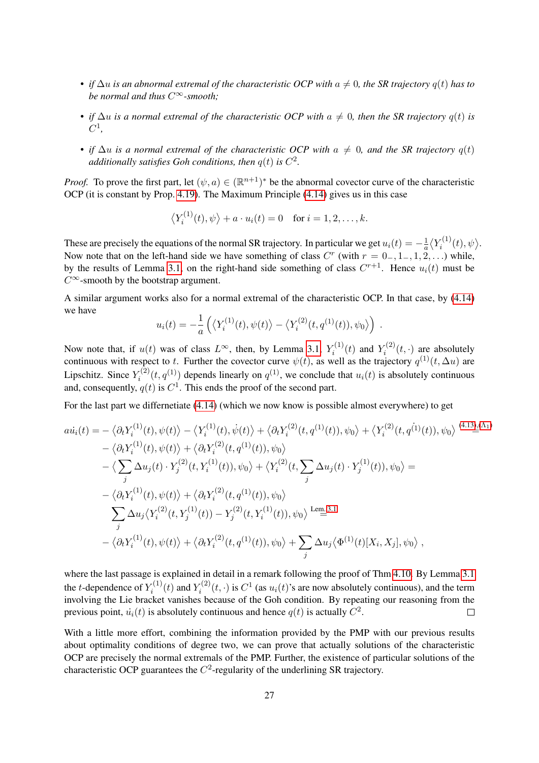- *if $\Delta u$ is an abnormal extremal of the characteristic OCP with $a \neq 0$, the SR trajectory $q(t)$ has to be normal and thus $C^\infty$-smooth;*
- *if $\Delta u$ is a normal extremal of the characteristic OCP with $a \neq 0$, then the SR trajectory $q(t)$ is $C^1$,*
- *if $\Delta u$ is a normal extremal of the characteristic OCP with $a \neq 0$, and the SR trajectory $q(t)$ additionally satisfies Goh conditions, then $q(t)$ is $C^2$.*

*Proof.* To prove the first part, let $(\psi, a) \in (\mathbb{R}^{n+1})^*$ be the abnormal covector curve of the characteristic OCP (it is constant by Prop. 4.19). The Maximum Principle (4.14) gives us in this case

$$\langle Y_i^{(1)}(t), \psi \rangle + a \cdot u_i(t) = 0 \quad \text{for } i = 1, 2, \dots, k.$$

These are precisely the equations of the normal SR trajectory. In particular we get $u_i(t) = -\frac{1}{a}\langle Y_i^{(1)}(t), \psi \rangle$. Now note that on the left-hand side we have something of class $C^r$ (with $r = 0_-, 1_-, 1, 2, \dots$) while, by the results of Lemma 3.1, on the right-hand side something of class $C^{r+1}$. Hence $u_i(t)$ must be $C^\infty$-smooth by the bootstrap argument.

A similar argument works also for a normal extremal of the characteristic OCP. In that case, by (4.14) we have

$$u_i(t) = -\frac{1}{a}\left( \langle Y_i^{(1)}(t), \psi(t) \rangle - \langle Y_i^{(2)}(t, q^{(1)}(t)), \psi_0 \rangle \right) .$$

Now note that, if $u(t)$ was of class $L^\infty$, then, by Lemma 3.1, $Y_i^{(1)}(t)$ and $Y_i^{(2)}(t, \cdot)$ are absolutely continuous with respect to $t$. Further the covector curve $\psi(t)$, as well as the trajectory $q^{(1)}(t, \Delta u)$ are Lipschitz. Since $Y_i^{(2)}(t, q^{(1)})$ depends linearly on $q^{(1)}$, we conclude that $u_i(t)$ is absolutely continuous and, consequently, $q(t)$ is $C^1$. This ends the proof of the second part.

For the last part we differentiate (4.14) (which we now know is possible almost everywhere) to get

$$
\begin{aligned}
a\dot{u}_i(t) = & -\langle \partial_t Y_i^{(1)}(t), \psi(t) \rangle - \langle Y_i^{(1)}(t), \dot{\psi}(t) \rangle + \langle \partial_t Y_i^{(2)}(t, q^{(1)}(t)), \psi_0 \rangle + \langle Y_i^{(2)}(t, \dot{q}^{(1)}(t)), \psi_0 \rangle \overset{(4.13),(\Lambda_1)}{=} \\
& -\langle \partial_t Y_i^{(1)}(t), \psi(t) \rangle + \langle \partial_t Y_i^{(2)}(t, q^{(1)}(t)), \psi_0 \rangle \\
& -\langle \sum_j \Delta u_j(t) \cdot Y_j^{(2)}(t, Y_i^{(1)}(t)), \psi_0 \rangle + \langle Y_i^{(2)}(t, \sum_j \Delta u_j(t) \cdot Y_j^{(1)}(t)), \psi_0 \rangle = \\
& -\langle \partial_t Y_i^{(1)}(t), \psi(t) \rangle + \langle \partial_t Y_i^{(2)}(t, q^{(1)}(t)), \psi_0 \rangle \\
& \sum_j \Delta u_j \langle Y_i^{(2)}(t, Y_j^{(1)}(t)) - Y_j^{(2)}(t, Y_i^{(1)}(t)), \psi_0 \rangle \overset{\text{Lem. 3.1}}{=} \\
& -\langle \partial_t Y_i^{(1)}(t), \psi(t) \rangle + \langle \partial_t Y_i^{(2)}(t, q^{(1)}(t)), \psi_0 \rangle + \sum_j \Delta u_j \langle \Phi^{(1)}(t)[X_i, X_j], \psi_0 \rangle ,
\end{aligned}
$$

where the last passage is explained in detail in a remark following the proof of Thm 4.10. By Lemma 3.1 the $t$-dependence of $Y_i^{(1)}(t)$ and $Y_i^{(2)}(t, \cdot)$ is $C^1$ (as $u_i(t)$'s are now absolutely continuous), and the term involving the Lie bracket vanishes because of the Goh condition. By repeating our reasoning from the previous point, $\dot{u}_i(t)$ is absolutely continuous and hence $q(t)$ is actually $C^2$. □

With a little more effort, combining the information provided by the PMP with our previous results about optimality conditions of degree two, we can prove that actually solutions of the characteristic OCP are precisely the normal extremals of the PMP. Further, the existence of particular solutions of the characteristic OCP guarantees the $C^2$-regularity of the underlining SR trajectory.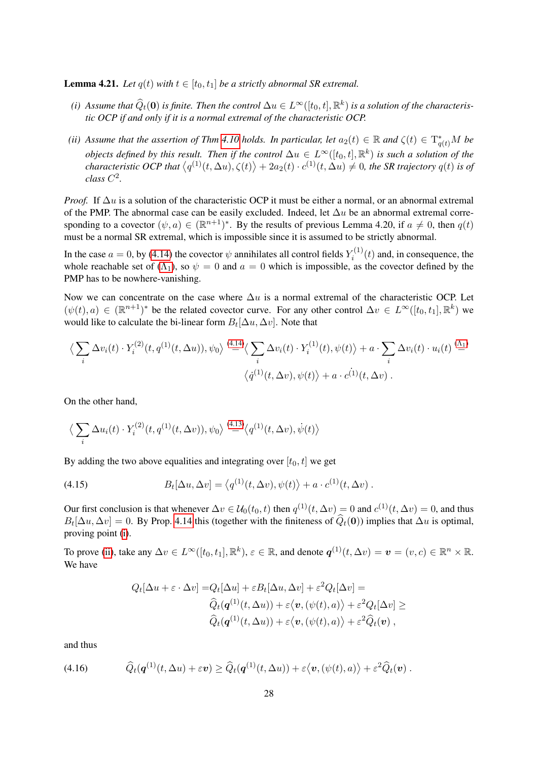**Lemma 4.21.** *Let $q(t)$ with $t \in [t_0, t_1]$ be a strictly abnormal SR extremal.*

*(i) Assume that $\widehat{Q}_t(\mathbf{0})$ is finite. Then the control $\Delta u \in L^\infty([t_0,t],\mathbb{R}^k)$ is a solution of the characteristic OCP if and only if it is a normal extremal of the characteristic OCP.*

*(ii) Assume that the assertion of Thm 4.10 holds. In particular, let $a_2(t) \in \mathbb{R}$ and $\zeta(t) \in \mathrm{T}^*_{q(t)}M$ be objects defined by this result. Then if the control $\Delta u \in L^\infty([t_0,t],\mathbb{R}^k)$ is such a solution of the characteristic OCP that $\langle q^{(1)}(t,\Delta u), \zeta(t)\rangle + 2a_2(t)\cdot c^{(1)}(t,\Delta u) \neq 0$, the SR trajectory $q(t)$ is of class $C^2$.*

*Proof.* If $\Delta u$ is a solution of the characteristic OCP it must be either a normal, or an abnormal extremal of the PMP. The abnormal case can be easily excluded. Indeed, let $\Delta u$ be an abnormal extremal corresponding to a covector $(\psi, a) \in (\mathbb{R}^{n+1})^*$. By the results of previous Lemma 4.20, if $a \neq 0$, then $q(t)$ must be a normal SR extremal, which is impossible since it is assumed to be strictly abnormal.

In the case $a = 0$, by (4.14) the covector $\psi$ annihilates all control fields $Y^{(1)}_i(t)$ and, in consequence, the whole reachable set of ($\Lambda_1$), so $\psi = 0$ and $a = 0$ which is impossible, as the covector defined by the PMP has to be nowhere-vanishing.

Now we can concentrate on the case where $\Delta u$ is a normal extremal of the characteristic OCP. Let $(\psi(t), a) \in (\mathbb{R}^{n+1})^*$ be the related covector curve. For any other control $\Delta v \in L^\infty([t_0,t_1],\mathbb{R}^k)$ we would like to calculate the bi-linear form $B_t[\Delta u, \Delta v]$. Note that

$$\Big\langle \sum_i \Delta v_i(t)\cdot Y^{(2)}_i(t, q^{(1)}(t,\Delta u)), \psi_0\Big\rangle \overset{(4.14)}{=} \Big\langle \sum_i \Delta v_i(t)\cdot Y^{(1)}_i(t), \psi(t)\Big\rangle + a\cdot\sum_i \Delta v_i(t)\cdot u_i(t) \overset{(\Lambda_1)}{=} \Big\langle \dot{q}^{(1)}(t,\Delta v), \psi(t)\Big\rangle + a\cdot \dot{c}^{(1)}(t,\Delta v)\ .$$

On the other hand,

$$\Big\langle \sum_i \Delta u_i(t)\cdot Y^{(2)}_i(t, q^{(1)}(t,\Delta v)), \psi_0\Big\rangle \overset{(4.13)}{=} \Big\langle q^{(1)}(t,\Delta v), \dot{\psi}(t)\Big\rangle$$

By adding the two above equalities and integrating over $[t_0, t]$ we get

$$B_t[\Delta u, \Delta v] = \big\langle q^{(1)}(t,\Delta v), \psi(t)\big\rangle + a\cdot c^{(1)}(t,\Delta v)\ . \tag{4.15}$$

Our first conclusion is that whenever $\Delta v \in \mathcal{U}_0(t_0,t)$ then $q^{(1)}(t,\Delta v) = 0$ and $c^{(1)}(t,\Delta v) = 0$, and thus $B_t[\Delta u, \Delta v] = 0$. By Prop. 4.14 this (together with the finiteness of $\widehat{Q}_t(\mathbf{0})$) implies that $\Delta u$ is optimal, proving point (i).

To prove (ii), take any $\Delta v \in L^\infty([t_0,t_1],\mathbb{R}^k)$, $\varepsilon \in \mathbb{R}$, and denote $\boldsymbol{q}^{(1)}(t,\Delta v) = \boldsymbol{v} = (v,c) \in \mathbb{R}^n\times\mathbb{R}$. We have

$$\begin{aligned}
Q_t[\Delta u + \varepsilon\cdot\Delta v] =& Q_t[\Delta u] + \varepsilon B_t[\Delta u, \Delta v] + \varepsilon^2 Q_t[\Delta v] = \\
& \widehat{Q}_t(\boldsymbol{q}^{(1)}(t,\Delta u)) + \varepsilon\big\langle \boldsymbol{v}, (\psi(t), a)\big\rangle + \varepsilon^2 Q_t[\Delta v] \geq \\
& \widehat{Q}_t(\boldsymbol{q}^{(1)}(t,\Delta u)) + \varepsilon\big\langle \boldsymbol{v}, (\psi(t), a)\big\rangle + \varepsilon^2 \widehat{Q}_t(\boldsymbol{v})\ ,
\end{aligned}$$

and thus

$$\widehat{Q}_t(\boldsymbol{q}^{(1)}(t,\Delta u) + \varepsilon\boldsymbol{v}) \geq \widehat{Q}_t(\boldsymbol{q}^{(1)}(t,\Delta u)) + \varepsilon\big\langle \boldsymbol{v}, (\psi(t), a)\big\rangle + \varepsilon^2 \widehat{Q}_t(\boldsymbol{v})\ . \tag{4.16}$$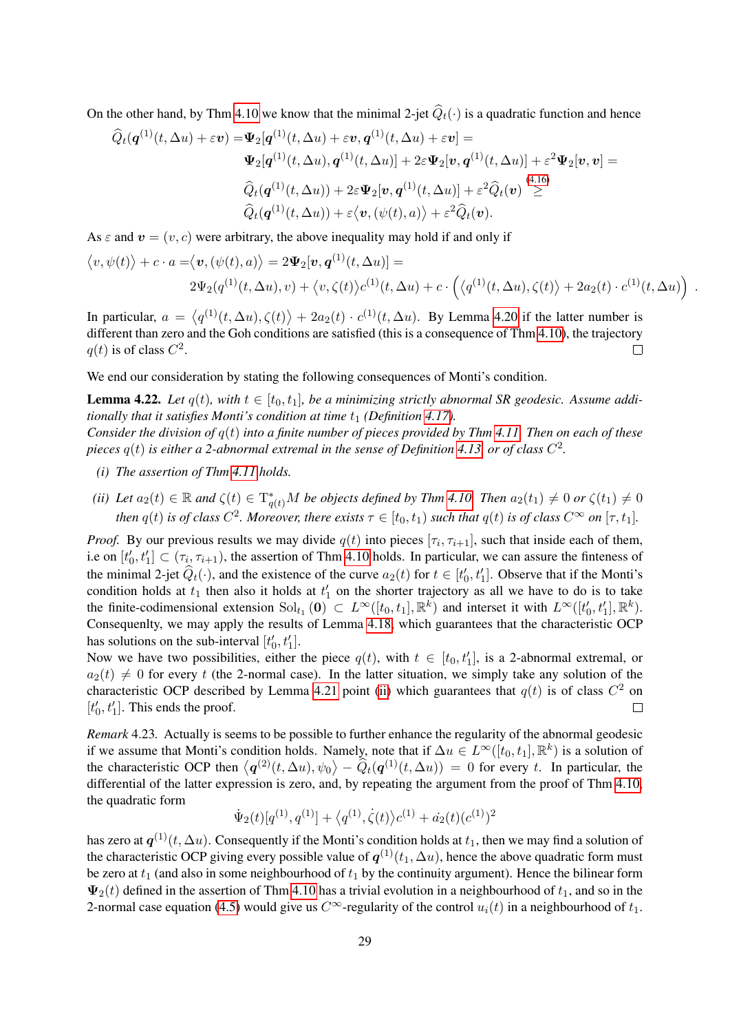On the other hand, by Thm 4.10 we know that the minimal 2-jet $\widehat{Q}_t(\cdot)$ is a quadratic function and hence

$$
\begin{aligned}
\widehat{Q}_t(\boldsymbol{q}^{(1)}(t,\Delta u)+\varepsilon\boldsymbol{v}) =&\boldsymbol{\Psi}_2[\boldsymbol{q}^{(1)}(t,\Delta u)+\varepsilon\boldsymbol{v},\boldsymbol{q}^{(1)}(t,\Delta u)+\varepsilon\boldsymbol{v}] = \\
&\boldsymbol{\Psi}_2[\boldsymbol{q}^{(1)}(t,\Delta u),\boldsymbol{q}^{(1)}(t,\Delta u)]+2\varepsilon\boldsymbol{\Psi}_2[\boldsymbol{v},\boldsymbol{q}^{(1)}(t,\Delta u)]+\varepsilon^2\boldsymbol{\Psi}_2[\boldsymbol{v},\boldsymbol{v}] = \\
&\widehat{Q}_t(\boldsymbol{q}^{(1)}(t,\Delta u))+2\varepsilon\boldsymbol{\Psi}_2[\boldsymbol{v},\boldsymbol{q}^{(1)}(t,\Delta u)]+\varepsilon^2\widehat{Q}_t(\boldsymbol{v}) \overset{(4.16)}{\geq} \\
&\widehat{Q}_t(\boldsymbol{q}^{(1)}(t,\Delta u))+\varepsilon\langle\boldsymbol{v},(\psi(t),a)\rangle+\varepsilon^2\widehat{Q}_t(\boldsymbol{v}).
\end{aligned}
$$

As $\varepsilon$ and $\boldsymbol{v}=(v,c)$ were arbitrary, the above inequality may hold if and only if

$$
\begin{aligned}
\langle v,\psi(t)\rangle + c\cdot a =&\langle \boldsymbol{v},(\psi(t),a)\rangle = 2\boldsymbol{\Psi}_2[\boldsymbol{v},\boldsymbol{q}^{(1)}(t,\Delta u)] = \\
&2\Psi_2(q^{(1)}(t,\Delta u),v)+\langle v,\zeta(t)\rangle c^{(1)}(t,\Delta u)+c\cdot\Big(\langle q^{(1)}(t,\Delta u),\zeta(t)\rangle+2a_2(t)\cdot c^{(1)}(t,\Delta u)\Big)\ .
\end{aligned}
$$

In particular, $a=\langle q^{(1)}(t,\Delta u),\zeta(t)\rangle+2a_2(t)\cdot c^{(1)}(t,\Delta u)$. By Lemma 4.20 if the latter number is different than zero and the Goh conditions are satisfied (this is a consequence of Thm 4.10), the trajectory $q(t)$ is of class $C^2$. □

We end our consideration by stating the following consequences of Monti's condition.

**Lemma 4.22.** *Let $q(t)$, with $t\in[t_0,t_1]$, be a minimizing strictly abnormal SR geodesic. Assume additionally that it satisfies Monti's condition at time $t_1$ (Definition 4.17).*
*Consider the division of $q(t)$ into a finite number of pieces provided by Thm 4.11. Then on each of these pieces $q(t)$ is either a 2-abnormal extremal in the sense of Definition 4.13, or of class $C^2$.*

- *(i) The assertion of Thm 4.11 holds.*
- *(ii) Let $a_2(t)\in\mathbb{R}$ and $\zeta(t)\in \mathrm{T}^*_{q(t)}M$ be objects defined by Thm 4.10. Then $a_2(t_1)\neq 0$ or $\zeta(t_1)\neq 0$ then $q(t)$ is of class $C^2$. Moreover, there exists $\tau\in[t_0,t_1)$ such that $q(t)$ is of class $C^\infty$ on $[\tau,t_1]$.*

*Proof.* By our previous results we may divide $q(t)$ into pieces $[\tau_i,\tau_{i+1}]$, such that inside each of them, i.e on $[t_0',t_1']\subset(\tau_i,\tau_{i+1})$, the assertion of Thm 4.10 holds. In particular, we can assure the fineteness of the minimal 2-jet $\widehat{Q}_t(\cdot)$, and the existence of the curve $a_2(t)$ for $t\in[t_0',t_1']$. Observe that if the Monti's condition holds at $t_1$ then also it holds at $t_1'$ on the shorter trajectory as all we have to do is to take the finite-codimensional extension $\mathrm{Sol}_{t_1}(\mathbf{0})\subset L^\infty([t_0,t_1],\mathbb{R}^k)$ and interset it with $L^\infty([t_0',t_1'],\mathbb{R}^k)$. Consequenlty, we may apply the results of Lemma 4.18, which guarantees that the characteristic OCP has solutions on the sub-interval $[t_0',t_1']$.
Now we have two possibilities, either the piece $q(t)$, with $t\in[t_0,t_1']$, is a 2-abnormal extremal, or $a_2(t)\neq 0$ for every $t$ (the 2-normal case). In the latter situation, we simply take any solution of the characteristic OCP described by Lemma 4.21 point (ii) which guarantees that $q(t)$ is of class $C^2$ on $[t_0',t_1']$. This ends the proof. □

*Remark* 4.23. Actually is seems to be possible to further enhance the regularity of the abnormal geodesic if we assume that Monti's condition holds. Namely, note that if $\Delta u\in L^\infty([t_0,t_1],\mathbb{R}^k)$ is a solution of the characteristic OCP then $\langle\boldsymbol{q}^{(2)}(t,\Delta u),\psi_0\rangle-\widehat{Q}_t(\boldsymbol{q}^{(1)}(t,\Delta u))=0$ for every $t$. In particular, the differential of the latter expression is zero, and, by repeating the argument from the proof of Thm 4.10, the quadratic form

$$
\dot{\Psi}_2(t)[q^{(1)},q^{(1)}]+\langle q^{(1)},\dot{\zeta}(t)\rangle c^{(1)}+\dot{a}_2(t)(c^{(1)})^2
$$

has zero at $\boldsymbol{q}^{(1)}(t,\Delta u)$. Consequently if the Monti's condition holds at $t_1$, then we may find a solution of the characteristic OCP giving every possible value of $\boldsymbol{q}^{(1)}(t_1,\Delta u)$, hence the above quadratic form must be zero at $t_1$ (and also in some neighbourhood of $t_1$ by the continuity argument). Hence the bilinear form $\boldsymbol{\Psi}_2(t)$ defined in the assertion of Thm 4.10 has a trivial evolution in a neighbourhood of $t_1$, and so in the 2-normal case equation (4.5) would give us $C^\infty$-regularity of the control $u_i(t)$ in a neighbourhood of $t_1$.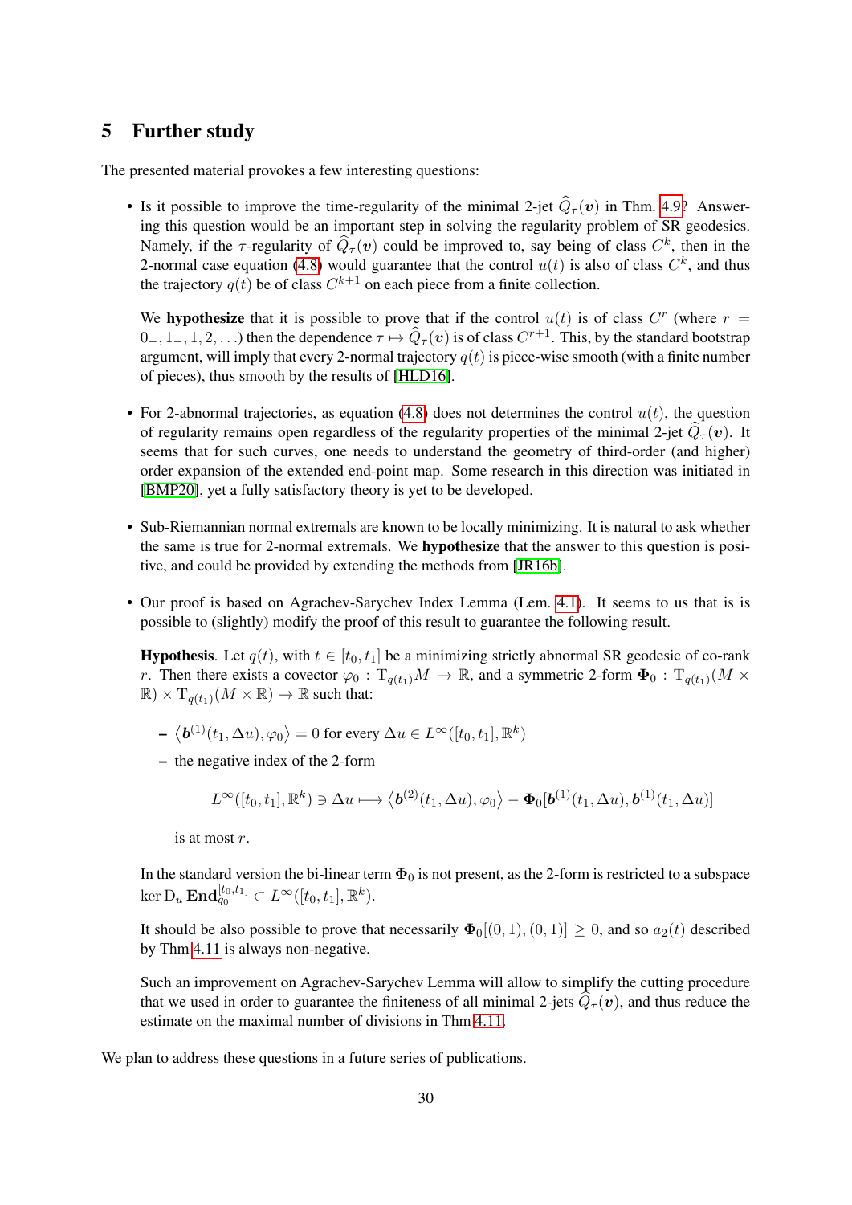## 5 Further study

The presented material provokes a few interesting questions:

- Is it possible to improve the time-regularity of the minimal 2-jet $\widehat{Q}_\tau(\boldsymbol{v})$ in Thm. 4.9? Answering this question would be an important step in solving the regularity problem of SR geodesics. Namely, if the $\tau$-regularity of $\widehat{Q}_\tau(\boldsymbol{v})$ could be improved to, say being of class $C^k$, then in the 2-normal case equation (4.8) would guarantee that the control $u(t)$ is also of class $C^k$, and thus the trajectory $q(t)$ be of class $C^{k+1}$ on each piece from a finite collection.

  We **hypothesize** that it is possible to prove that if the control $u(t)$ is of class $C^r$ (where $r = 0_-, 1_-, 1, 2, \ldots$) then the dependence $\tau \mapsto \widehat{Q}_\tau(\boldsymbol{v})$ is of class $C^{r+1}$. This, by the standard bootstrap argument, will imply that every 2-normal trajectory $q(t)$ is piece-wise smooth (with a finite number of pieces), thus smooth by the results of [HLD16].

- For 2-abnormal trajectories, as equation (4.8) does not determines the control $u(t)$, the question of regularity remains open regardless of the regularity properties of the minimal 2-jet $\widehat{Q}_\tau(\boldsymbol{v})$. It seems that for such curves, one needs to understand the geometry of third-order (and higher) order expansion of the extended end-point map. Some research in this direction was initiated in [BMP20], yet a fully satisfactory theory is yet to be developed.

- Sub-Riemannian normal extremals are known to be locally minimizing. It is natural to ask whether the same is true for 2-normal extremals. We **hypothesize** that the answer to this question is positive, and could be provided by extending the methods from [JR16b].

- Our proof is based on Agrachev-Sarychev Index Lemma (Lem. 4.1). It seems to us that is is possible to (slightly) modify the proof of this result to guarantee the following result.

  **Hypothesis**. Let $q(t)$, with $t \in [t_0, t_1]$ be a minimizing strictly abnormal SR geodesic of co-rank $r$. Then there exists a covector $\varphi_0 : \mathrm{T}_{q(t_1)}M \to \mathbb{R}$, and a symmetric 2-form $\boldsymbol{\Phi}_0 : \mathrm{T}_{q(t_1)}(M \times \mathbb{R}) \times \mathrm{T}_{q(t_1)}(M \times \mathbb{R}) \to \mathbb{R}$ such that:

  - $\left\langle \boldsymbol{b}^{(1)}(t_1, \Delta u), \varphi_0 \right\rangle = 0$ for every $\Delta u \in L^\infty([t_0, t_1], \mathbb{R}^k)$
  - the negative index of the 2-form

  $$L^\infty([t_0, t_1], \mathbb{R}^k) \ni \Delta u \longmapsto \left\langle \boldsymbol{b}^{(2)}(t_1, \Delta u), \varphi_0 \right\rangle - \boldsymbol{\Phi}_0[\boldsymbol{b}^{(1)}(t_1, \Delta u), \boldsymbol{b}^{(1)}(t_1, \Delta u)]$$

  is at most $r$.

  In the standard version the bi-linear term $\boldsymbol{\Phi}_0$ is not present, as the 2-form is restricted to a subspace $\ker \mathrm{D}_u \, \mathbf{End}_{q_0}^{[t_0, t_1]} \subset L^\infty([t_0, t_1], \mathbb{R}^k)$.

  It should be also possible to prove that necessarily $\boldsymbol{\Phi}_0[(0, 1), (0, 1)] \geq 0$, and so $a_2(t)$ described by Thm 4.11 is always non-negative.

  Such an improvement on Agrachev-Sarychev Lemma will allow to simplify the cutting procedure that we used in order to guarantee the finiteness of all minimal 2-jets $\widehat{Q}_\tau(\boldsymbol{v})$, and thus reduce the estimate on the maximal number of divisions in Thm 4.11.

We plan to address these questions in a future series of publications.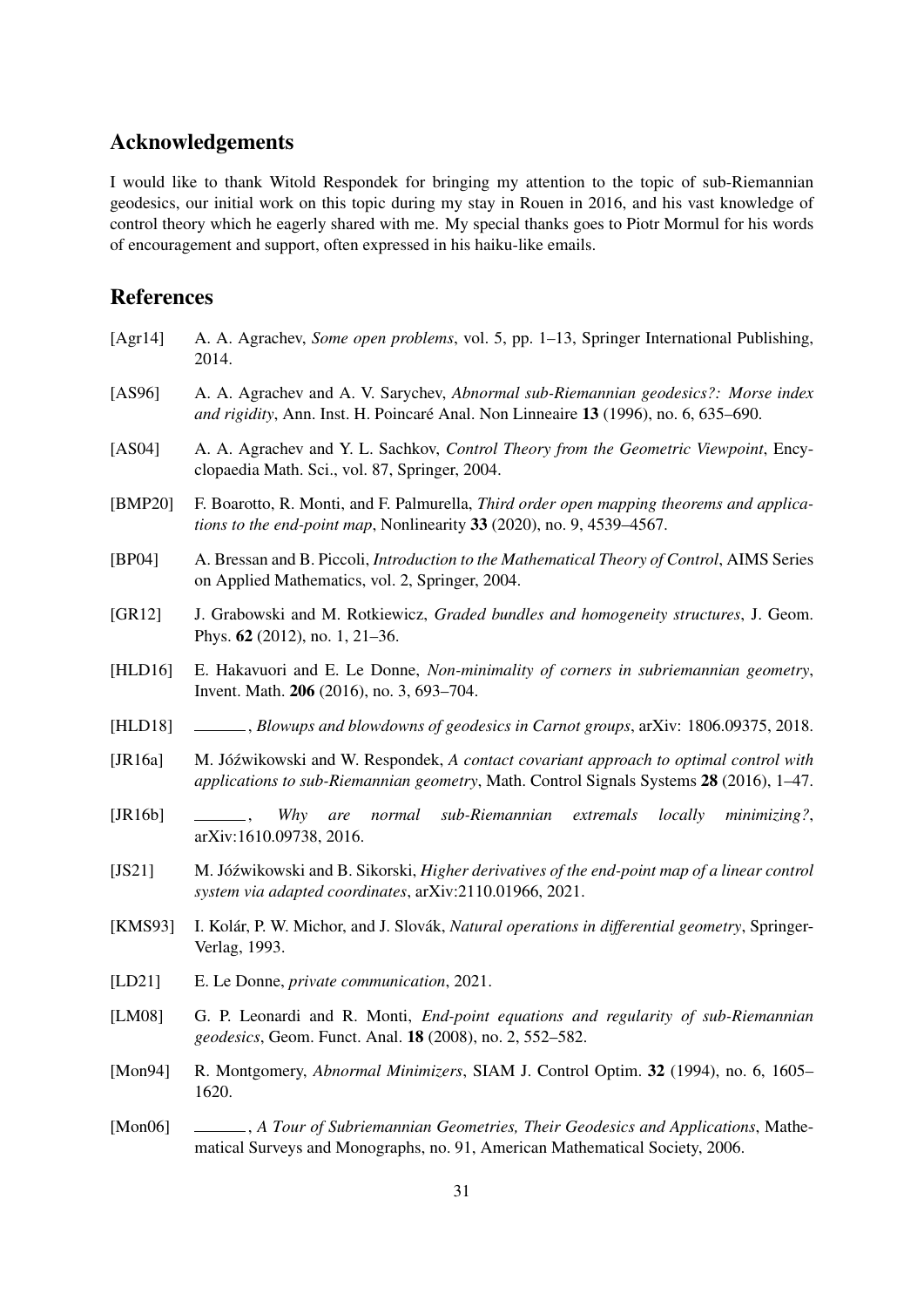## Acknowledgements

I would like to thank Witold Respondek for bringing my attention to the topic of sub-Riemannian geodesics, our initial work on this topic during my stay in Rouen in 2016, and his vast knowledge of control theory which he eagerly shared with me. My special thanks goes to Piotr Mormul for his words of encouragement and support, often expressed in his haiku-like emails.

## References

[Agr14] A. A. Agrachev, *Some open problems*, vol. 5, pp. 1–13, Springer International Publishing, 2014.

[AS96] A. A. Agrachev and A. V. Sarychev, *Abnormal sub-Riemannian geodesics?: Morse index and rigidity*, Ann. Inst. H. Poincaré Anal. Non Linneaire **13** (1996), no. 6, 635–690.

[AS04] A. A. Agrachev and Y. L. Sachkov, *Control Theory from the Geometric Viewpoint*, Encyclopaedia Math. Sci., vol. 87, Springer, 2004.

[BMP20] F. Boarotto, R. Monti, and F. Palmurella, *Third order open mapping theorems and applications to the end-point map*, Nonlinearity **33** (2020), no. 9, 4539–4567.

[BP04] A. Bressan and B. Piccoli, *Introduction to the Mathematical Theory of Control*, AIMS Series on Applied Mathematics, vol. 2, Springer, 2004.

[GR12] J. Grabowski and M. Rotkiewicz, *Graded bundles and homogeneity structures*, J. Geom. Phys. **62** (2012), no. 1, 21–36.

[HLD16] E. Hakavuori and E. Le Donne, *Non-minimality of corners in subriemannian geometry*, Invent. Math. **206** (2016), no. 3, 693–704.

[HLD18] ______, *Blowups and blowdowns of geodesics in Carnot groups*, arXiv: 1806.09375, 2018.

[JR16a] M. Jóźwikowski and W. Respondek, *A contact covariant approach to optimal control with applications to sub-Riemannian geometry*, Math. Control Signals Systems **28** (2016), 1–47.

[JR16b] ______, *Why are normal sub-Riemannian extremals locally minimizing?*, arXiv:1610.09738, 2016.

[JS21] M. Jóźwikowski and B. Sikorski, *Higher derivatives of the end-point map of a linear control system via adapted coordinates*, arXiv:2110.01966, 2021.

[KMS93] I. Kolár, P. W. Michor, and J. Slovák, *Natural operations in differential geometry*, Springer-Verlag, 1993.

[LD21] E. Le Donne, *private communication*, 2021.

[LM08] G. P. Leonardi and R. Monti, *End-point equations and regularity of sub-Riemannian geodesics*, Geom. Funct. Anal. **18** (2008), no. 2, 552–582.

[Mon94] R. Montgomery, *Abnormal Minimizers*, SIAM J. Control Optim. **32** (1994), no. 6, 1605–1620.

[Mon06] ______, *A Tour of Subriemannian Geometries, Their Geodesics and Applications*, Mathematical Surveys and Monographs, no. 91, American Mathematical Society, 2006.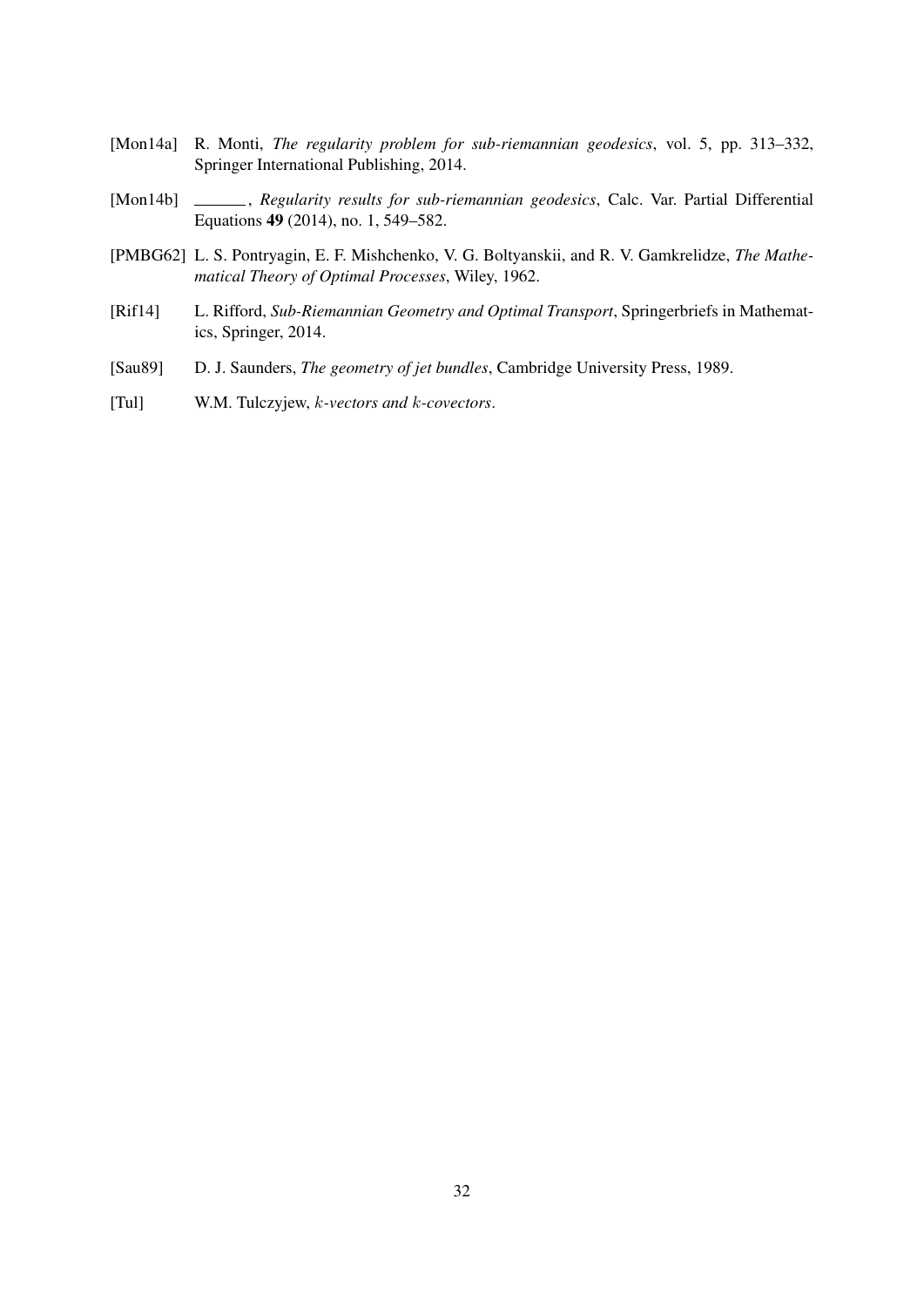[Mon14a] R. Monti, *The regularity problem for sub-riemannian geodesics*, vol. 5, pp. 313–332, Springer International Publishing, 2014.

[Mon14b] ______, *Regularity results for sub-riemannian geodesics*, Calc. Var. Partial Differential Equations **49** (2014), no. 1, 549–582.

[PMBG62] L. S. Pontryagin, E. F. Mishchenko, V. G. Boltyanskii, and R. V. Gamkrelidze, *The Mathematical Theory of Optimal Processes*, Wiley, 1962.

[Rif14] L. Rifford, *Sub-Riemannian Geometry and Optimal Transport*, Springerbriefs in Mathematics, Springer, 2014.

[Sau89] D. J. Saunders, *The geometry of jet bundles*, Cambridge University Press, 1989.

[Tul] W.M. Tulczyjew, *$k$-vectors and $k$-covectors*.